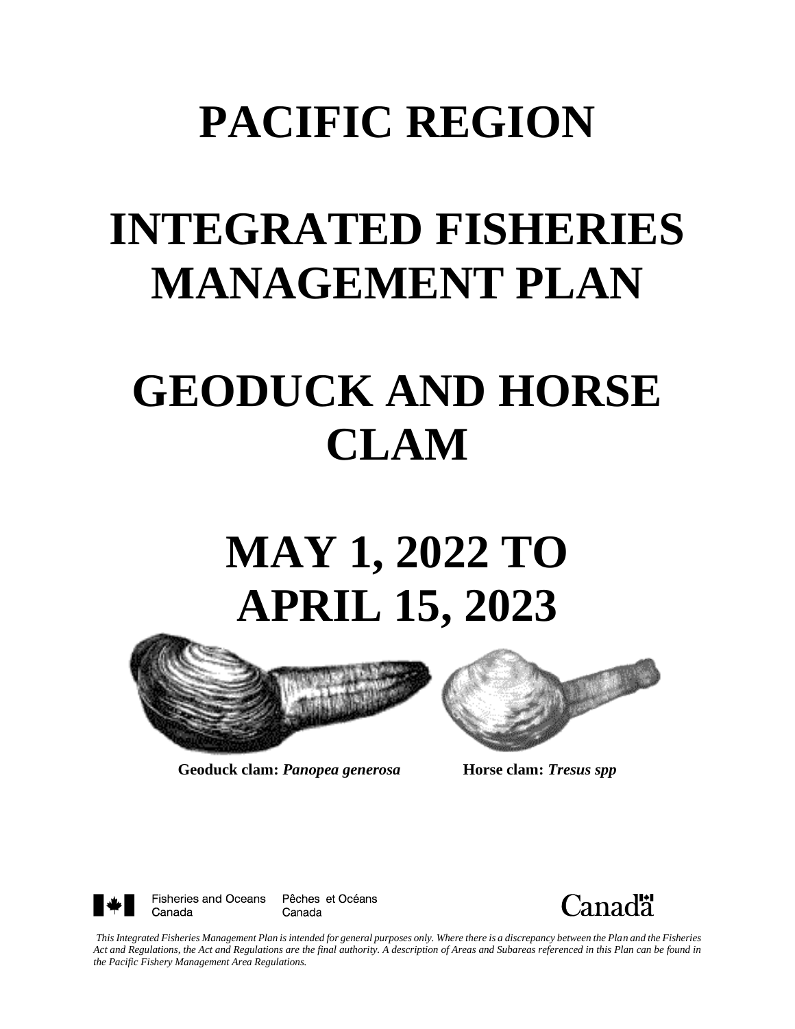# PACIFIC REGION

# INTEGRATED FISHERIES MANAGEMENT PLAN

# GEODUCK AND HORSE CLAM

# MAY 1, 2022 TO APRIL 15, 2023

**Geoduck clam:** ***Panopea generosa*** **Horse clam:** ***Tresus spp***

Fisheries and Oceans Canada Pêches et Océans Canada

Canada

*This Integrated Fisheries Management Plan is intended for general purposes only. Where there is a discrepancy between the Plan and the Fisheries Act and Regulations, the Act and Regulations are the final authority. A description of Areas and Subareas referenced in this Plan can be found in the Pacific Fishery Management Area Regulations.*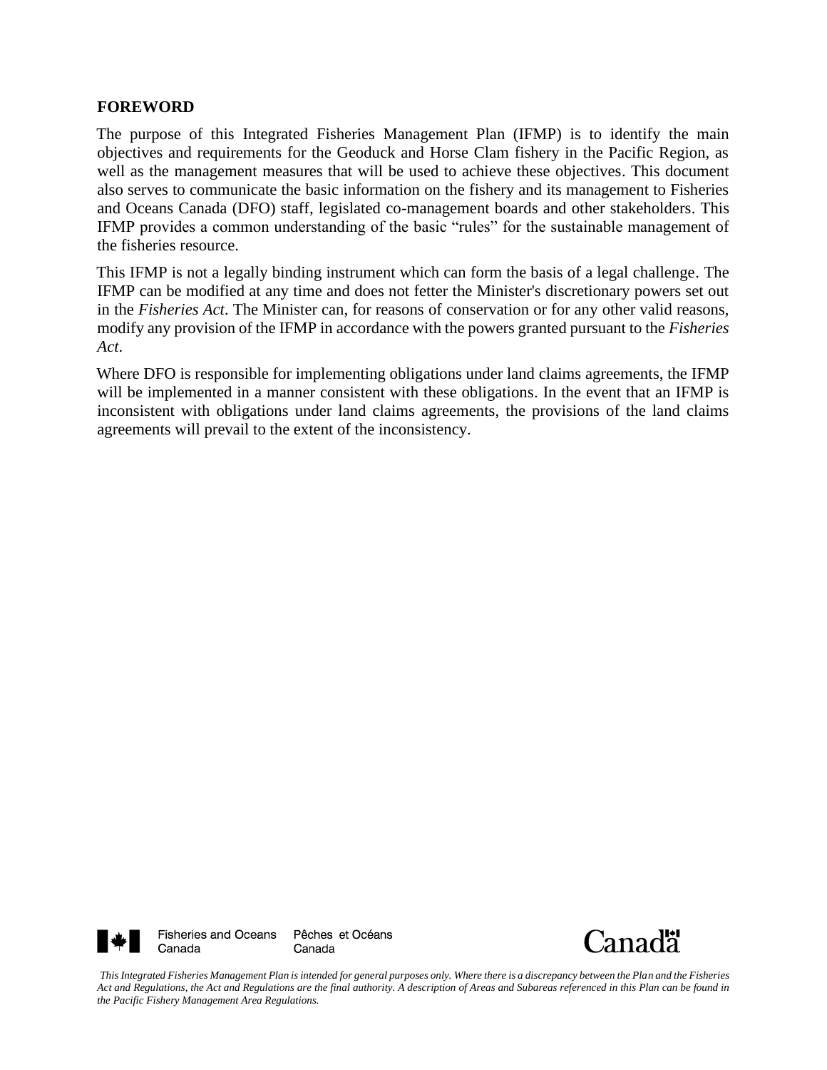**FOREWORD**

The purpose of this Integrated Fisheries Management Plan (IFMP) is to identify the main objectives and requirements for the Geoduck and Horse Clam fishery in the Pacific Region, as well as the management measures that will be used to achieve these objectives. This document also serves to communicate the basic information on the fishery and its management to Fisheries and Oceans Canada (DFO) staff, legislated co-management boards and other stakeholders. This IFMP provides a common understanding of the basic "rules" for the sustainable management of the fisheries resource.

This IFMP is not a legally binding instrument which can form the basis of a legal challenge. The IFMP can be modified at any time and does not fetter the Minister's discretionary powers set out in the *Fisheries Act*. The Minister can, for reasons of conservation or for any other valid reasons, modify any provision of the IFMP in accordance with the powers granted pursuant to the *Fisheries Act*.

Where DFO is responsible for implementing obligations under land claims agreements, the IFMP will be implemented in a manner consistent with these obligations. In the event that an IFMP is inconsistent with obligations under land claims agreements, the provisions of the land claims agreements will prevail to the extent of the inconsistency.

Fisheries and Oceans Canada    Pêches et Océans Canada

Canada

*This Integrated Fisheries Management Plan is intended for general purposes only. Where there is a discrepancy between the Plan and the Fisheries Act and Regulations, the Act and Regulations are the final authority. A description of Areas and Subareas referenced in this Plan can be found in the Pacific Fishery Management Area Regulations.*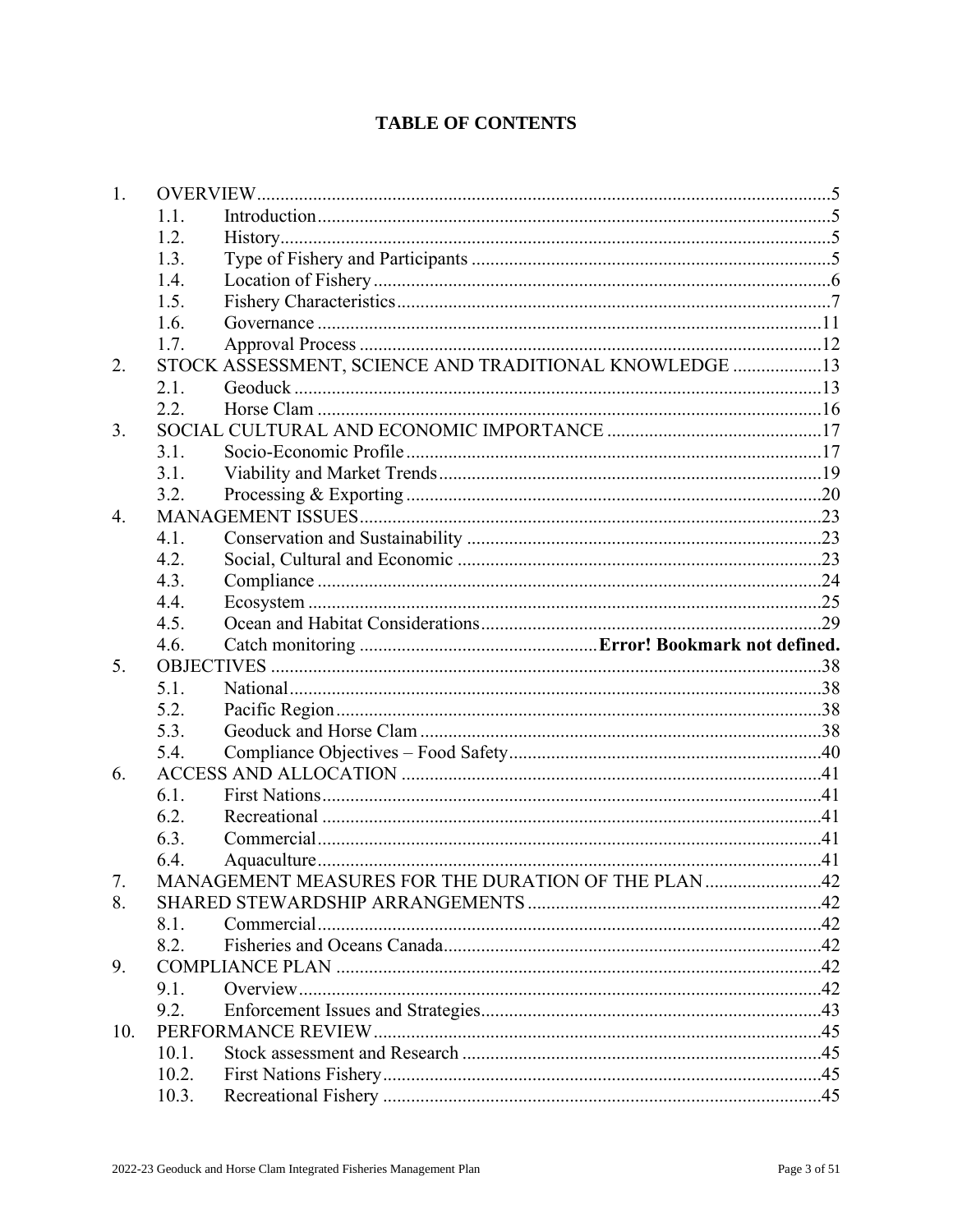# TABLE OF CONTENTS

1. OVERVIEW ..... 5
   - 1.1. Introduction ..... 5
   - 1.2. History ..... 5
   - 1.3. Type of Fishery and Participants ..... 5
   - 1.4. Location of Fishery ..... 6
   - 1.5. Fishery Characteristics ..... 7
   - 1.6. Governance ..... 11
   - 1.7. Approval Process ..... 12
2. STOCK ASSESSMENT, SCIENCE AND TRADITIONAL KNOWLEDGE ..... 13
   - 2.1. Geoduck ..... 13
   - 2.2. Horse Clam ..... 16
3. SOCIAL CULTURAL AND ECONOMIC IMPORTANCE ..... 17
   - 3.1. Socio-Economic Profile ..... 17
   - 3.1. Viability and Market Trends ..... 19
   - 3.2. Processing & Exporting ..... 20
4. MANAGEMENT ISSUES ..... 23
   - 4.1. Conservation and Sustainability ..... 23
   - 4.2. Social, Cultural and Economic ..... 23
   - 4.3. Compliance ..... 24
   - 4.4. Ecosystem ..... 25
   - 4.5. Ocean and Habitat Considerations ..... 29
   - 4.6. Catch monitoring ..... **Error! Bookmark not defined.**
5. OBJECTIVES ..... 38
   - 5.1. National ..... 38
   - 5.2. Pacific Region ..... 38
   - 5.3. Geoduck and Horse Clam ..... 38
   - 5.4. Compliance Objectives – Food Safety ..... 40
6. ACCESS AND ALLOCATION ..... 41
   - 6.1. First Nations ..... 41
   - 6.2. Recreational ..... 41
   - 6.3. Commercial ..... 41
   - 6.4. Aquaculture ..... 41
7. MANAGEMENT MEASURES FOR THE DURATION OF THE PLAN ..... 42
8. SHARED STEWARDSHIP ARRANGEMENTS ..... 42
   - 8.1. Commercial ..... 42
   - 8.2. Fisheries and Oceans Canada ..... 42
9. COMPLIANCE PLAN ..... 42
   - 9.1. Overview ..... 42
   - 9.2. Enforcement Issues and Strategies ..... 43
10. PERFORMANCE REVIEW ..... 45
    - 10.1. Stock assessment and Research ..... 45
    - 10.2. First Nations Fishery ..... 45
    - 10.3. Recreational Fishery ..... 45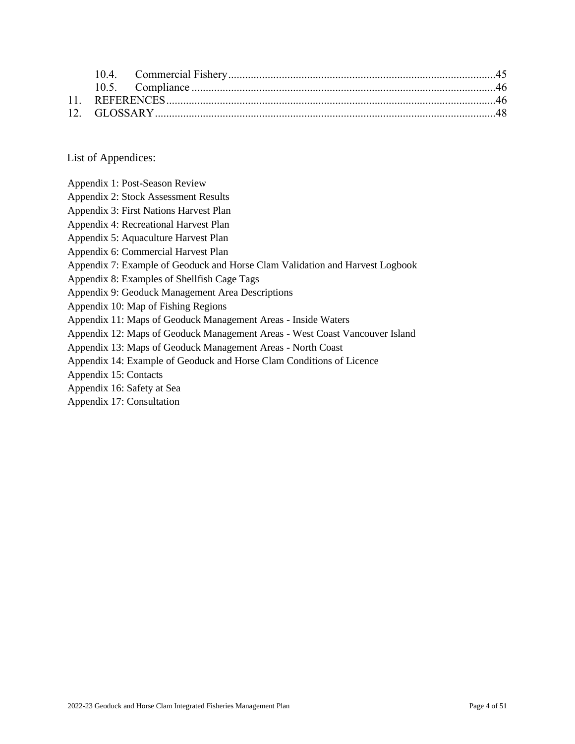10.4. Commercial Fishery .......................................................................................... 45
10.5. Compliance ........................................................................................................ 46
11. REFERENCES ............................................................................................................ 46
12. GLOSSARY ................................................................................................................ 48

List of Appendices:

Appendix 1: Post-Season Review
Appendix 2: Stock Assessment Results
Appendix 3: First Nations Harvest Plan
Appendix 4: Recreational Harvest Plan
Appendix 5: Aquaculture Harvest Plan
Appendix 6: Commercial Harvest Plan
Appendix 7: Example of Geoduck and Horse Clam Validation and Harvest Logbook
Appendix 8: Examples of Shellfish Cage Tags
Appendix 9: Geoduck Management Area Descriptions
Appendix 10: Map of Fishing Regions
Appendix 11: Maps of Geoduck Management Areas - Inside Waters
Appendix 12: Maps of Geoduck Management Areas - West Coast Vancouver Island
Appendix 13: Maps of Geoduck Management Areas - North Coast
Appendix 14: Example of Geoduck and Horse Clam Conditions of Licence
Appendix 15: Contacts
Appendix 16: Safety at Sea
Appendix 17: Consultation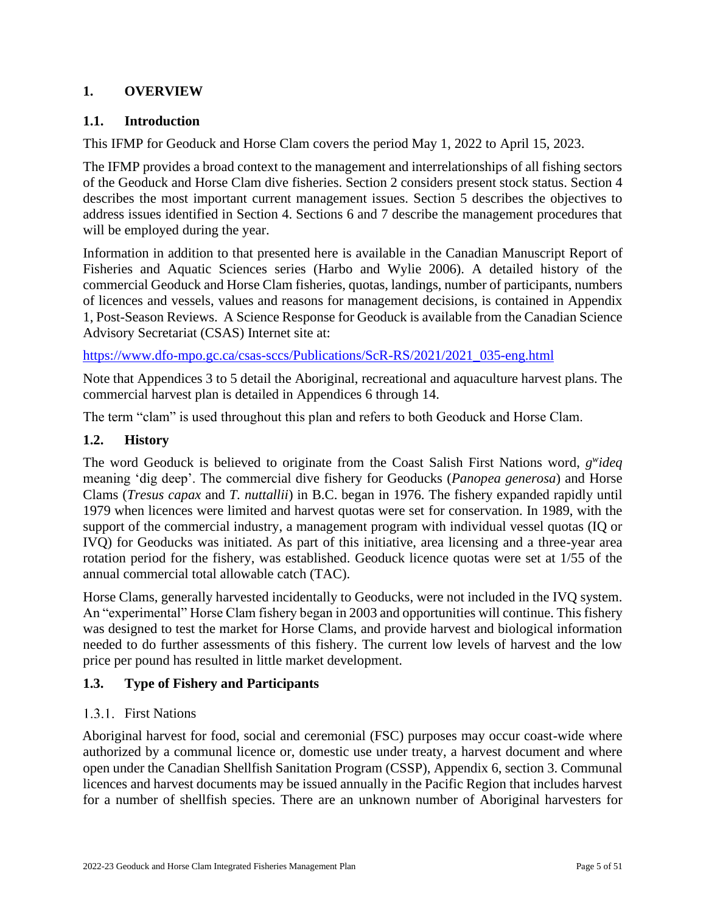# 1. OVERVIEW

## 1.1. Introduction

This IFMP for Geoduck and Horse Clam covers the period May 1, 2022 to April 15, 2023.

The IFMP provides a broad context to the management and interrelationships of all fishing sectors of the Geoduck and Horse Clam dive fisheries. Section 2 considers present stock status. Section 4 describes the most important current management issues. Section 5 describes the objectives to address issues identified in Section 4. Sections 6 and 7 describe the management procedures that will be employed during the year.

Information in addition to that presented here is available in the Canadian Manuscript Report of Fisheries and Aquatic Sciences series (Harbo and Wylie 2006). A detailed history of the commercial Geoduck and Horse Clam fisheries, quotas, landings, number of participants, numbers of licences and vessels, values and reasons for management decisions, is contained in Appendix 1, Post-Season Reviews. A Science Response for Geoduck is available from the Canadian Science Advisory Secretariat (CSAS) Internet site at:

https://www.dfo-mpo.gc.ca/csas-sccs/Publications/ScR-RS/2021/2021_035-eng.html

Note that Appendices 3 to 5 detail the Aboriginal, recreational and aquaculture harvest plans. The commercial harvest plan is detailed in Appendices 6 through 14.

The term "clam" is used throughout this plan and refers to both Geoduck and Horse Clam.

## 1.2. History

The word Geoduck is believed to originate from the Coast Salish First Nations word, *gʷideq* meaning 'dig deep'. The commercial dive fishery for Geoducks (*Panopea generosa*) and Horse Clams (*Tresus capax* and *T. nuttallii*) in B.C. began in 1976. The fishery expanded rapidly until 1979 when licences were limited and harvest quotas were set for conservation. In 1989, with the support of the commercial industry, a management program with individual vessel quotas (IQ or IVQ) for Geoducks was initiated. As part of this initiative, area licensing and a three-year area rotation period for the fishery, was established. Geoduck licence quotas were set at 1/55 of the annual commercial total allowable catch (TAC).

Horse Clams, generally harvested incidentally to Geoducks, were not included in the IVQ system. An "experimental" Horse Clam fishery began in 2003 and opportunities will continue. This fishery was designed to test the market for Horse Clams, and provide harvest and biological information needed to do further assessments of this fishery. The current low levels of harvest and the low price per pound has resulted in little market development.

## 1.3. Type of Fishery and Participants

### 1.3.1. First Nations

Aboriginal harvest for food, social and ceremonial (FSC) purposes may occur coast-wide where authorized by a communal licence or, domestic use under treaty, a harvest document and where open under the Canadian Shellfish Sanitation Program (CSSP), Appendix 6, section 3. Communal licences and harvest documents may be issued annually in the Pacific Region that includes harvest for a number of shellfish species. There are an unknown number of Aboriginal harvesters for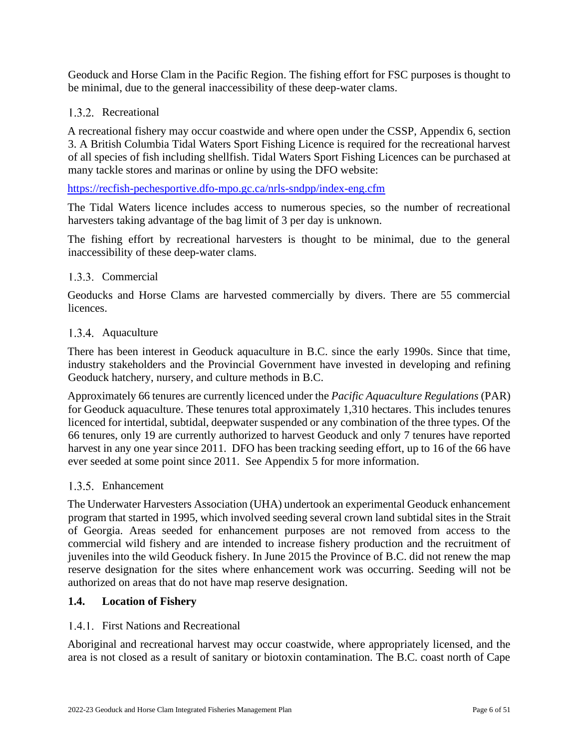Geoduck and Horse Clam in the Pacific Region. The fishing effort for FSC purposes is thought to be minimal, due to the general inaccessibility of these deep-water clams.

### 1.3.2. Recreational

A recreational fishery may occur coastwide and where open under the CSSP, Appendix 6, section 3. A British Columbia Tidal Waters Sport Fishing Licence is required for the recreational harvest of all species of fish including shellfish. Tidal Waters Sport Fishing Licences can be purchased at many tackle stores and marinas or online by using the DFO website:

https://recfish-pechesportive.dfo-mpo.gc.ca/nrls-sndpp/index-eng.cfm

The Tidal Waters licence includes access to numerous species, so the number of recreational harvesters taking advantage of the bag limit of 3 per day is unknown.

The fishing effort by recreational harvesters is thought to be minimal, due to the general inaccessibility of these deep-water clams.

### 1.3.3. Commercial

Geoducks and Horse Clams are harvested commercially by divers. There are 55 commercial licences.

### 1.3.4. Aquaculture

There has been interest in Geoduck aquaculture in B.C. since the early 1990s. Since that time, industry stakeholders and the Provincial Government have invested in developing and refining Geoduck hatchery, nursery, and culture methods in B.C.

Approximately 66 tenures are currently licenced under the *Pacific Aquaculture Regulations* (PAR) for Geoduck aquaculture. These tenures total approximately 1,310 hectares. This includes tenures licenced for intertidal, subtidal, deepwater suspended or any combination of the three types. Of the 66 tenures, only 19 are currently authorized to harvest Geoduck and only 7 tenures have reported harvest in any one year since 2011. DFO has been tracking seeding effort, up to 16 of the 66 have ever seeded at some point since 2011. See Appendix 5 for more information.

### 1.3.5. Enhancement

The Underwater Harvesters Association (UHA) undertook an experimental Geoduck enhancement program that started in 1995, which involved seeding several crown land subtidal sites in the Strait of Georgia. Areas seeded for enhancement purposes are not removed from access to the commercial wild fishery and are intended to increase fishery production and the recruitment of juveniles into the wild Geoduck fishery. In June 2015 the Province of B.C. did not renew the map reserve designation for the sites where enhancement work was occurring. Seeding will not be authorized on areas that do not have map reserve designation.

## 1.4. Location of Fishery

### 1.4.1. First Nations and Recreational

Aboriginal and recreational harvest may occur coastwide, where appropriately licensed, and the area is not closed as a result of sanitary or biotoxin contamination. The B.C. coast north of Cape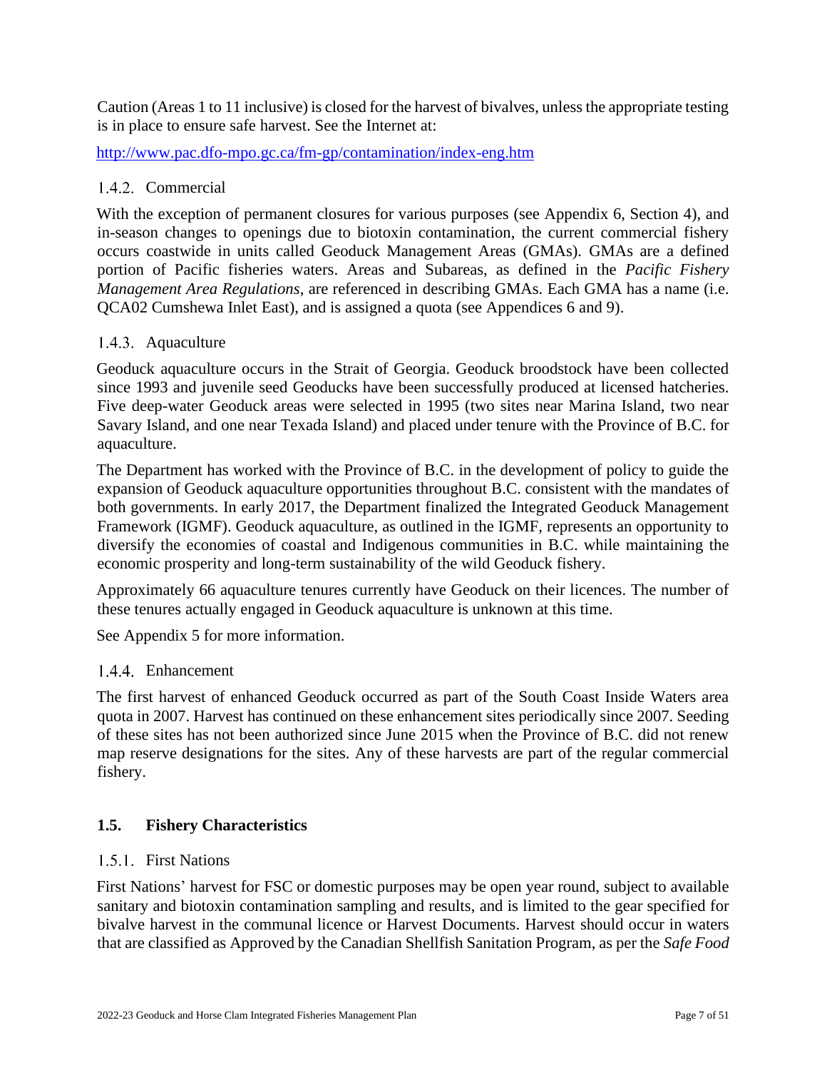Caution (Areas 1 to 11 inclusive) is closed for the harvest of bivalves, unless the appropriate testing is in place to ensure safe harvest. See the Internet at:

http://www.pac.dfo-mpo.gc.ca/fm-gp/contamination/index-eng.htm

### 1.4.2. Commercial

With the exception of permanent closures for various purposes (see Appendix 6, Section 4), and in-season changes to openings due to biotoxin contamination, the current commercial fishery occurs coastwide in units called Geoduck Management Areas (GMAs). GMAs are a defined portion of Pacific fisheries waters. Areas and Subareas, as defined in the *Pacific Fishery Management Area Regulations*, are referenced in describing GMAs. Each GMA has a name (i.e. QCA02 Cumshewa Inlet East), and is assigned a quota (see Appendices 6 and 9).

### 1.4.3. Aquaculture

Geoduck aquaculture occurs in the Strait of Georgia. Geoduck broodstock have been collected since 1993 and juvenile seed Geoducks have been successfully produced at licensed hatcheries. Five deep-water Geoduck areas were selected in 1995 (two sites near Marina Island, two near Savary Island, and one near Texada Island) and placed under tenure with the Province of B.C. for aquaculture.

The Department has worked with the Province of B.C. in the development of policy to guide the expansion of Geoduck aquaculture opportunities throughout B.C. consistent with the mandates of both governments. In early 2017, the Department finalized the Integrated Geoduck Management Framework (IGMF). Geoduck aquaculture, as outlined in the IGMF, represents an opportunity to diversify the economies of coastal and Indigenous communities in B.C. while maintaining the economic prosperity and long-term sustainability of the wild Geoduck fishery.

Approximately 66 aquaculture tenures currently have Geoduck on their licences. The number of these tenures actually engaged in Geoduck aquaculture is unknown at this time.

See Appendix 5 for more information.

### 1.4.4. Enhancement

The first harvest of enhanced Geoduck occurred as part of the South Coast Inside Waters area quota in 2007. Harvest has continued on these enhancement sites periodically since 2007. Seeding of these sites has not been authorized since June 2015 when the Province of B.C. did not renew map reserve designations for the sites. Any of these harvests are part of the regular commercial fishery.

## 1.5. Fishery Characteristics

### 1.5.1. First Nations

First Nations' harvest for FSC or domestic purposes may be open year round, subject to available sanitary and biotoxin contamination sampling and results, and is limited to the gear specified for bivalve harvest in the communal licence or Harvest Documents. Harvest should occur in waters that are classified as Approved by the Canadian Shellfish Sanitation Program, as per the *Safe Food*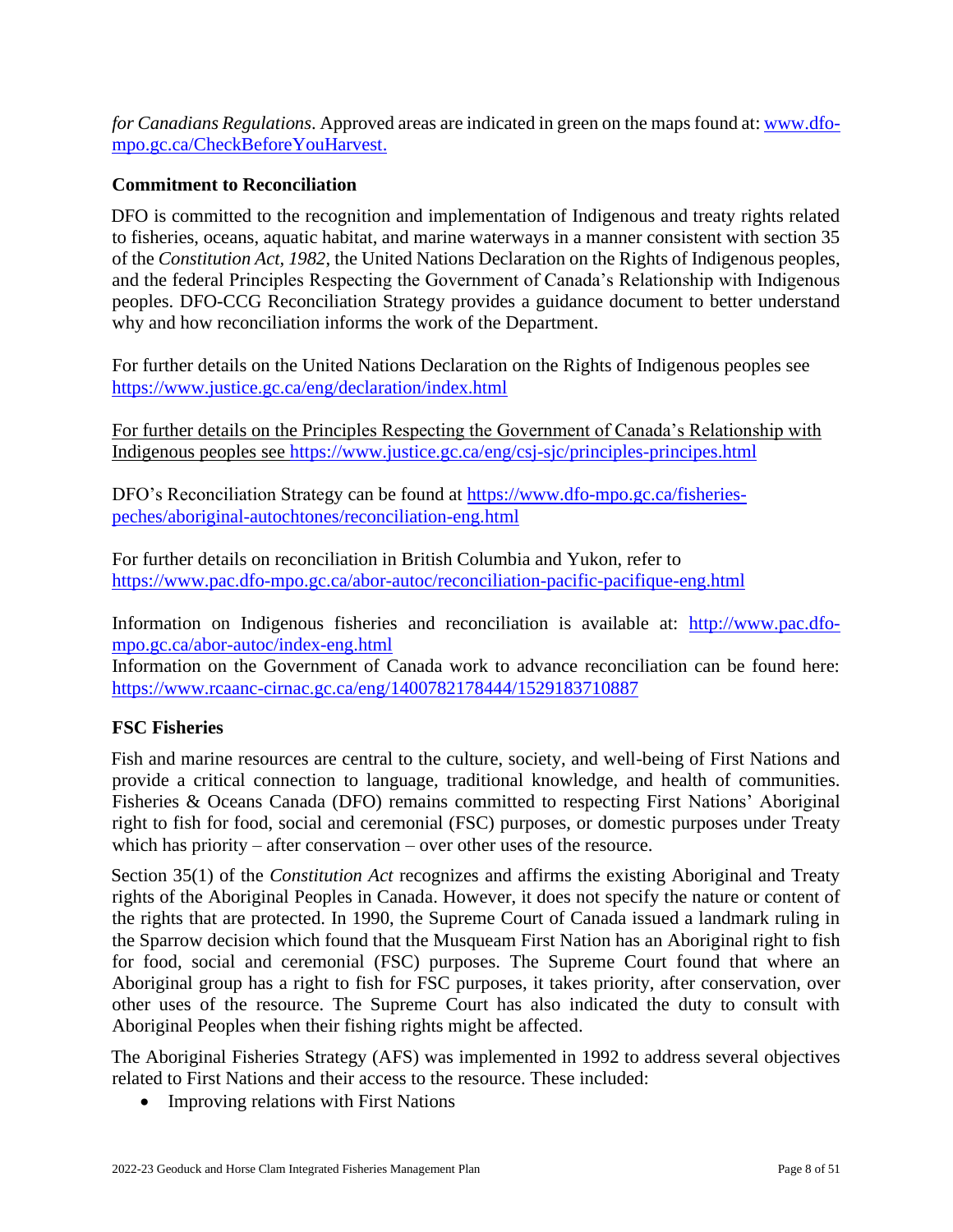*for Canadians Regulations*. Approved areas are indicated in green on the maps found at: www.dfo-mpo.gc.ca/CheckBeforeYouHarvest.

**Commitment to Reconciliation**

DFO is committed to the recognition and implementation of Indigenous and treaty rights related to fisheries, oceans, aquatic habitat, and marine waterways in a manner consistent with section 35 of the *Constitution Act, 1982*, the United Nations Declaration on the Rights of Indigenous peoples, and the federal Principles Respecting the Government of Canada's Relationship with Indigenous peoples. DFO-CCG Reconciliation Strategy provides a guidance document to better understand why and how reconciliation informs the work of the Department.

For further details on the United Nations Declaration on the Rights of Indigenous peoples see https://www.justice.gc.ca/eng/declaration/index.html

For further details on the Principles Respecting the Government of Canada's Relationship with Indigenous peoples see https://www.justice.gc.ca/eng/csj-sjc/principles-principes.html

DFO's Reconciliation Strategy can be found at https://www.dfo-mpo.gc.ca/fisheries-peches/aboriginal-autochtones/reconciliation-eng.html

For further details on reconciliation in British Columbia and Yukon, refer to https://www.pac.dfo-mpo.gc.ca/abor-autoc/reconciliation-pacific-pacifique-eng.html

Information on Indigenous fisheries and reconciliation is available at: http://www.pac.dfo-mpo.gc.ca/abor-autoc/index-eng.html
Information on the Government of Canada work to advance reconciliation can be found here: https://www.rcaanc-cirnac.gc.ca/eng/1400782178444/1529183710887

**FSC Fisheries**

Fish and marine resources are central to the culture, society, and well-being of First Nations and provide a critical connection to language, traditional knowledge, and health of communities. Fisheries & Oceans Canada (DFO) remains committed to respecting First Nations' Aboriginal right to fish for food, social and ceremonial (FSC) purposes, or domestic purposes under Treaty which has priority – after conservation – over other uses of the resource.

Section 35(1) of the *Constitution Act* recognizes and affirms the existing Aboriginal and Treaty rights of the Aboriginal Peoples in Canada. However, it does not specify the nature or content of the rights that are protected. In 1990, the Supreme Court of Canada issued a landmark ruling in the Sparrow decision which found that the Musqueam First Nation has an Aboriginal right to fish for food, social and ceremonial (FSC) purposes. The Supreme Court found that where an Aboriginal group has a right to fish for FSC purposes, it takes priority, after conservation, over other uses of the resource. The Supreme Court has also indicated the duty to consult with Aboriginal Peoples when their fishing rights might be affected.

The Aboriginal Fisheries Strategy (AFS) was implemented in 1992 to address several objectives related to First Nations and their access to the resource. These included:

- Improving relations with First Nations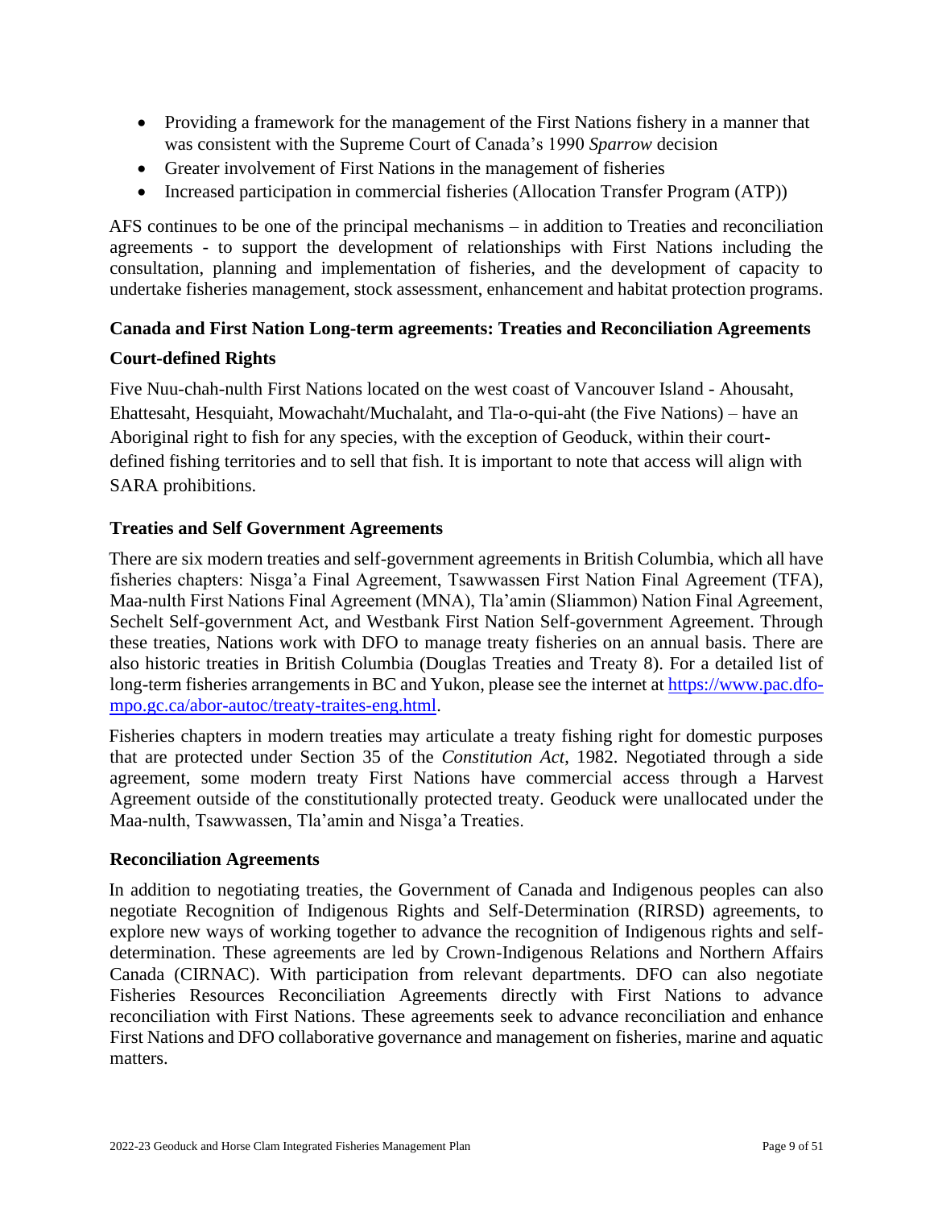- Providing a framework for the management of the First Nations fishery in a manner that was consistent with the Supreme Court of Canada's 1990 *Sparrow* decision
- Greater involvement of First Nations in the management of fisheries
- Increased participation in commercial fisheries (Allocation Transfer Program (ATP))

AFS continues to be one of the principal mechanisms – in addition to Treaties and reconciliation agreements - to support the development of relationships with First Nations including the consultation, planning and implementation of fisheries, and the development of capacity to undertake fisheries management, stock assessment, enhancement and habitat protection programs.

**Canada and First Nation Long-term agreements: Treaties and Reconciliation Agreements**

**Court-defined Rights**

Five Nuu-chah-nulth First Nations located on the west coast of Vancouver Island - Ahousaht, Ehattesaht, Hesquiaht, Mowachaht/Muchalaht, and Tla-o-qui-aht (the Five Nations) – have an Aboriginal right to fish for any species, with the exception of Geoduck, within their court-defined fishing territories and to sell that fish. It is important to note that access will align with SARA prohibitions.

**Treaties and Self Government Agreements**

There are six modern treaties and self-government agreements in British Columbia, which all have fisheries chapters: Nisga'a Final Agreement, Tsawwassen First Nation Final Agreement (TFA), Maa-nulth First Nations Final Agreement (MNA), Tla'amin (Sliammon) Nation Final Agreement, Sechelt Self-government Act, and Westbank First Nation Self-government Agreement. Through these treaties, Nations work with DFO to manage treaty fisheries on an annual basis. There are also historic treaties in British Columbia (Douglas Treaties and Treaty 8). For a detailed list of long-term fisheries arrangements in BC and Yukon, please see the internet at [https://www.pac.dfo-mpo.gc.ca/abor-autoc/treaty-traites-eng.html](https://www.pac.dfo-mpo.gc.ca/abor-autoc/treaty-traites-eng.html).

Fisheries chapters in modern treaties may articulate a treaty fishing right for domestic purposes that are protected under Section 35 of the *Constitution Act*, 1982. Negotiated through a side agreement, some modern treaty First Nations have commercial access through a Harvest Agreement outside of the constitutionally protected treaty. Geoduck were unallocated under the Maa-nulth, Tsawwassen, Tla'amin and Nisga'a Treaties.

**Reconciliation Agreements**

In addition to negotiating treaties, the Government of Canada and Indigenous peoples can also negotiate Recognition of Indigenous Rights and Self-Determination (RIRSD) agreements, to explore new ways of working together to advance the recognition of Indigenous rights and self-determination. These agreements are led by Crown-Indigenous Relations and Northern Affairs Canada (CIRNAC). With participation from relevant departments. DFO can also negotiate Fisheries Resources Reconciliation Agreements directly with First Nations to advance reconciliation with First Nations. These agreements seek to advance reconciliation and enhance First Nations and DFO collaborative governance and management on fisheries, marine and aquatic matters.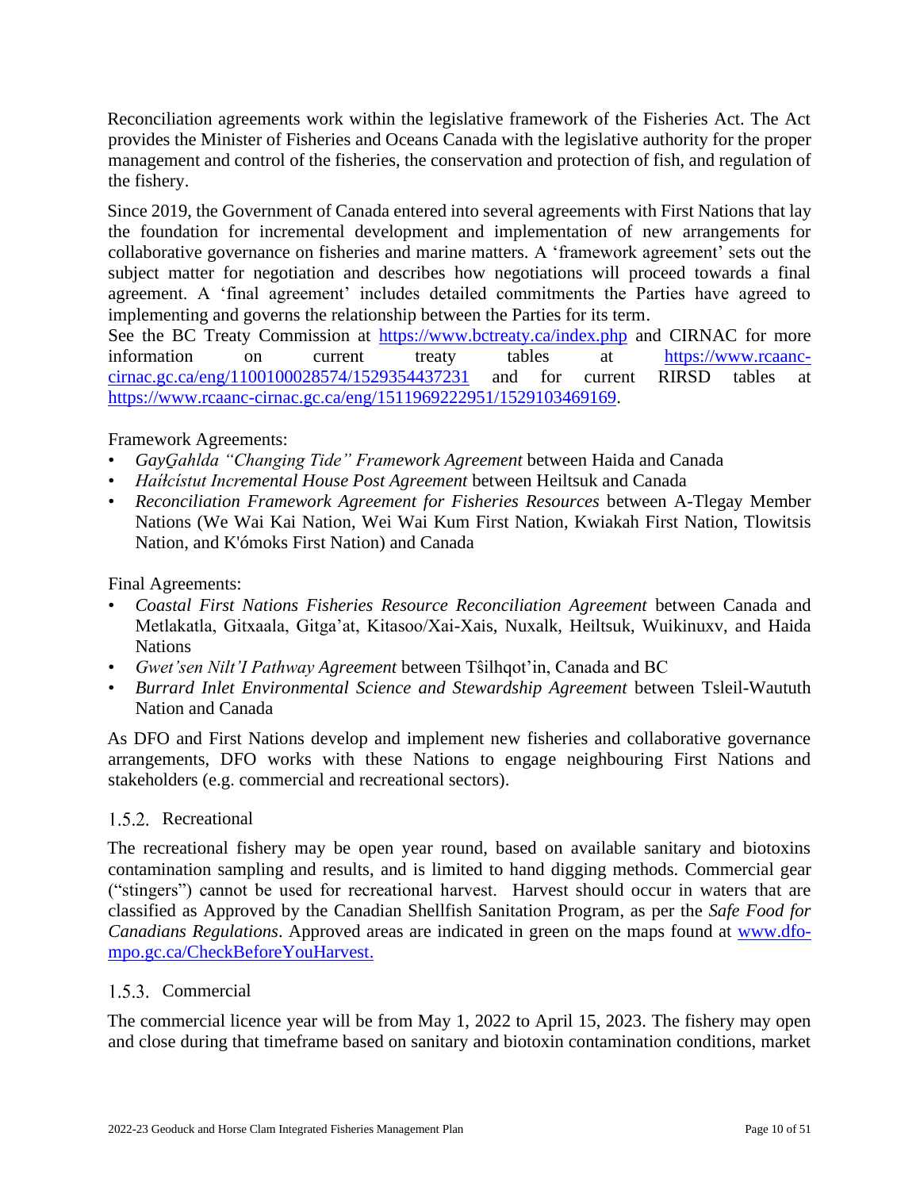Reconciliation agreements work within the legislative framework of the Fisheries Act. The Act provides the Minister of Fisheries and Oceans Canada with the legislative authority for the proper management and control of the fisheries, the conservation and protection of fish, and regulation of the fishery.

Since 2019, the Government of Canada entered into several agreements with First Nations that lay the foundation for incremental development and implementation of new arrangements for collaborative governance on fisheries and marine matters. A 'framework agreement' sets out the subject matter for negotiation and describes how negotiations will proceed towards a final agreement. A 'final agreement' includes detailed commitments the Parties have agreed to implementing and governs the relationship between the Parties for its term.
See the BC Treaty Commission at https://www.bctreaty.ca/index.php and CIRNAC for more information on current treaty tables at https://www.rcaanc-cirnac.gc.ca/eng/1100100028574/1529354437231 and for current RIRSD tables at https://www.rcaanc-cirnac.gc.ca/eng/1511969222951/1529103469169.

Framework Agreements:

- *GayG̱ahlda "Changing Tide" Framework Agreement* between Haida and Canada
- *Haiłcístut Incremental House Post Agreement* between Heiltsuk and Canada
- *Reconciliation Framework Agreement for Fisheries Resources* between A-Tlegay Member Nations (We Wai Kai Nation, Wei Wai Kum First Nation, Kwiakah First Nation, Tlowitsis Nation, and K'ómoks First Nation) and Canada

Final Agreements:

- *Coastal First Nations Fisheries Resource Reconciliation Agreement* between Canada and Metlakatla, Gitxaala, Gitga'at, Kitasoo/Xai-Xais, Nuxalk, Heiltsuk, Wuikinuxv, and Haida Nations
- *Gwet'sen Nilt'I Pathway Agreement* between Tŝilhqot'in, Canada and BC
- *Burrard Inlet Environmental Science and Stewardship Agreement* between Tsleil-Waututh Nation and Canada

As DFO and First Nations develop and implement new fisheries and collaborative governance arrangements, DFO works with these Nations to engage neighbouring First Nations and stakeholders (e.g. commercial and recreational sectors).

### 1.5.2. Recreational

The recreational fishery may be open year round, based on available sanitary and biotoxins contamination sampling and results, and is limited to hand digging methods. Commercial gear ("stingers") cannot be used for recreational harvest. Harvest should occur in waters that are classified as Approved by the Canadian Shellfish Sanitation Program, as per the *Safe Food for Canadians Regulations*. Approved areas are indicated in green on the maps found at www.dfo-mpo.gc.ca/CheckBeforeYouHarvest.

### 1.5.3. Commercial

The commercial licence year will be from May 1, 2022 to April 15, 2023. The fishery may open and close during that timeframe based on sanitary and biotoxin contamination conditions, market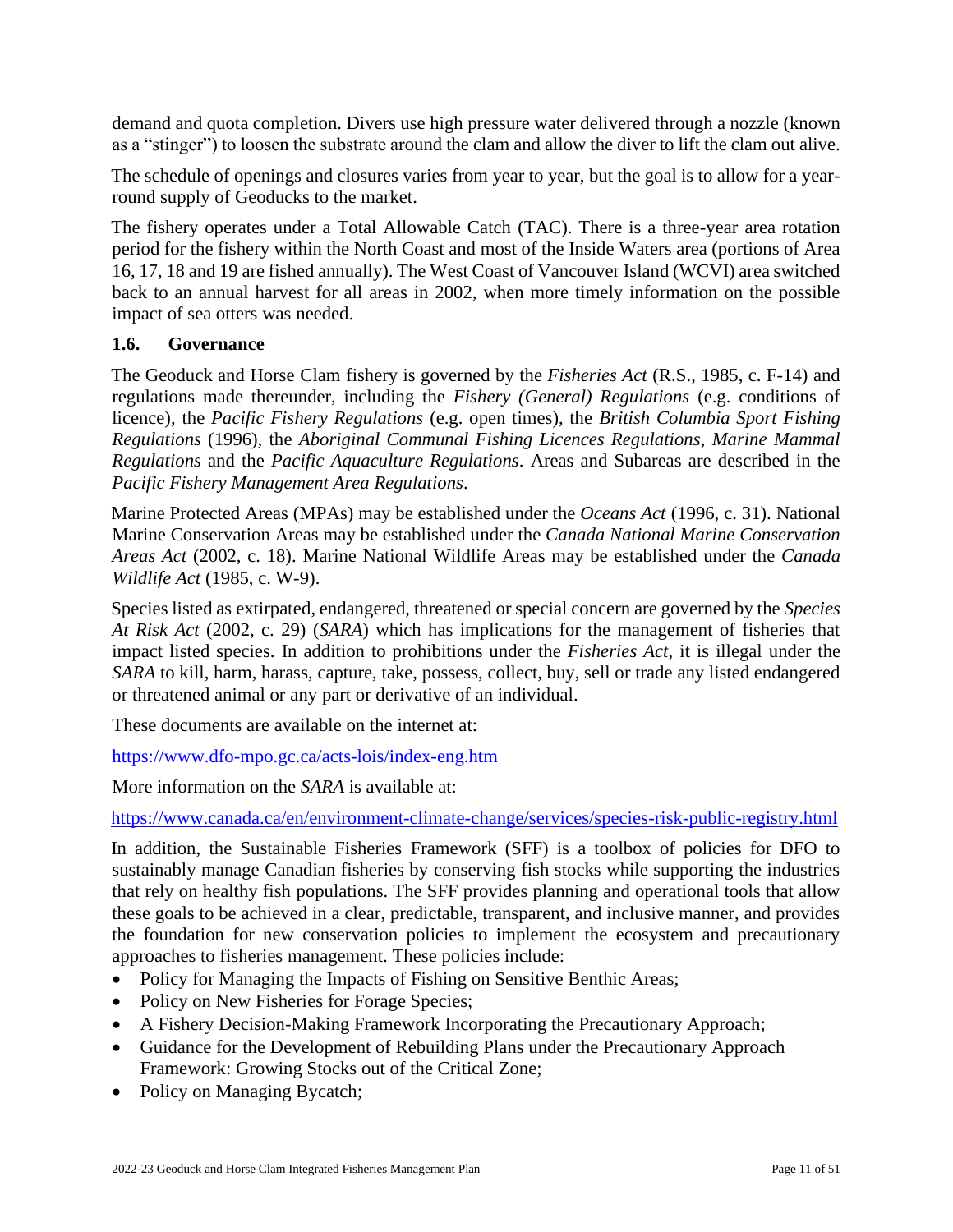demand and quota completion. Divers use high pressure water delivered through a nozzle (known as a "stinger") to loosen the substrate around the clam and allow the diver to lift the clam out alive.

The schedule of openings and closures varies from year to year, but the goal is to allow for a year-round supply of Geoducks to the market.

The fishery operates under a Total Allowable Catch (TAC). There is a three-year area rotation period for the fishery within the North Coast and most of the Inside Waters area (portions of Area 16, 17, 18 and 19 are fished annually). The West Coast of Vancouver Island (WCVI) area switched back to an annual harvest for all areas in 2002, when more timely information on the possible impact of sea otters was needed.

### 1.6. Governance

The Geoduck and Horse Clam fishery is governed by the *Fisheries Act* (R.S., 1985, c. F-14) and regulations made thereunder, including the *Fishery (General) Regulations* (e.g. conditions of licence), the *Pacific Fishery Regulations* (e.g. open times), the *British Columbia Sport Fishing Regulations* (1996), the *Aboriginal Communal Fishing Licences Regulations*, *Marine Mammal Regulations* and the *Pacific Aquaculture Regulations*. Areas and Subareas are described in the *Pacific Fishery Management Area Regulations*.

Marine Protected Areas (MPAs) may be established under the *Oceans Act* (1996, c. 31). National Marine Conservation Areas may be established under the *Canada National Marine Conservation Areas Act* (2002, c. 18). Marine National Wildlife Areas may be established under the *Canada Wildlife Act* (1985, c. W-9).

Species listed as extirpated, endangered, threatened or special concern are governed by the *Species At Risk Act* (2002, c. 29) (*SARA*) which has implications for the management of fisheries that impact listed species. In addition to prohibitions under the *Fisheries Act*, it is illegal under the *SARA* to kill, harm, harass, capture, take, possess, collect, buy, sell or trade any listed endangered or threatened animal or any part or derivative of an individual.

These documents are available on the internet at:

https://www.dfo-mpo.gc.ca/acts-lois/index-eng.htm

More information on the *SARA* is available at:

https://www.canada.ca/en/environment-climate-change/services/species-risk-public-registry.html

In addition, the Sustainable Fisheries Framework (SFF) is a toolbox of policies for DFO to sustainably manage Canadian fisheries by conserving fish stocks while supporting the industries that rely on healthy fish populations. The SFF provides planning and operational tools that allow these goals to be achieved in a clear, predictable, transparent, and inclusive manner, and provides the foundation for new conservation policies to implement the ecosystem and precautionary approaches to fisheries management. These policies include:

- Policy for Managing the Impacts of Fishing on Sensitive Benthic Areas;
- Policy on New Fisheries for Forage Species;
- A Fishery Decision-Making Framework Incorporating the Precautionary Approach;
- Guidance for the Development of Rebuilding Plans under the Precautionary Approach Framework: Growing Stocks out of the Critical Zone;
- Policy on Managing Bycatch;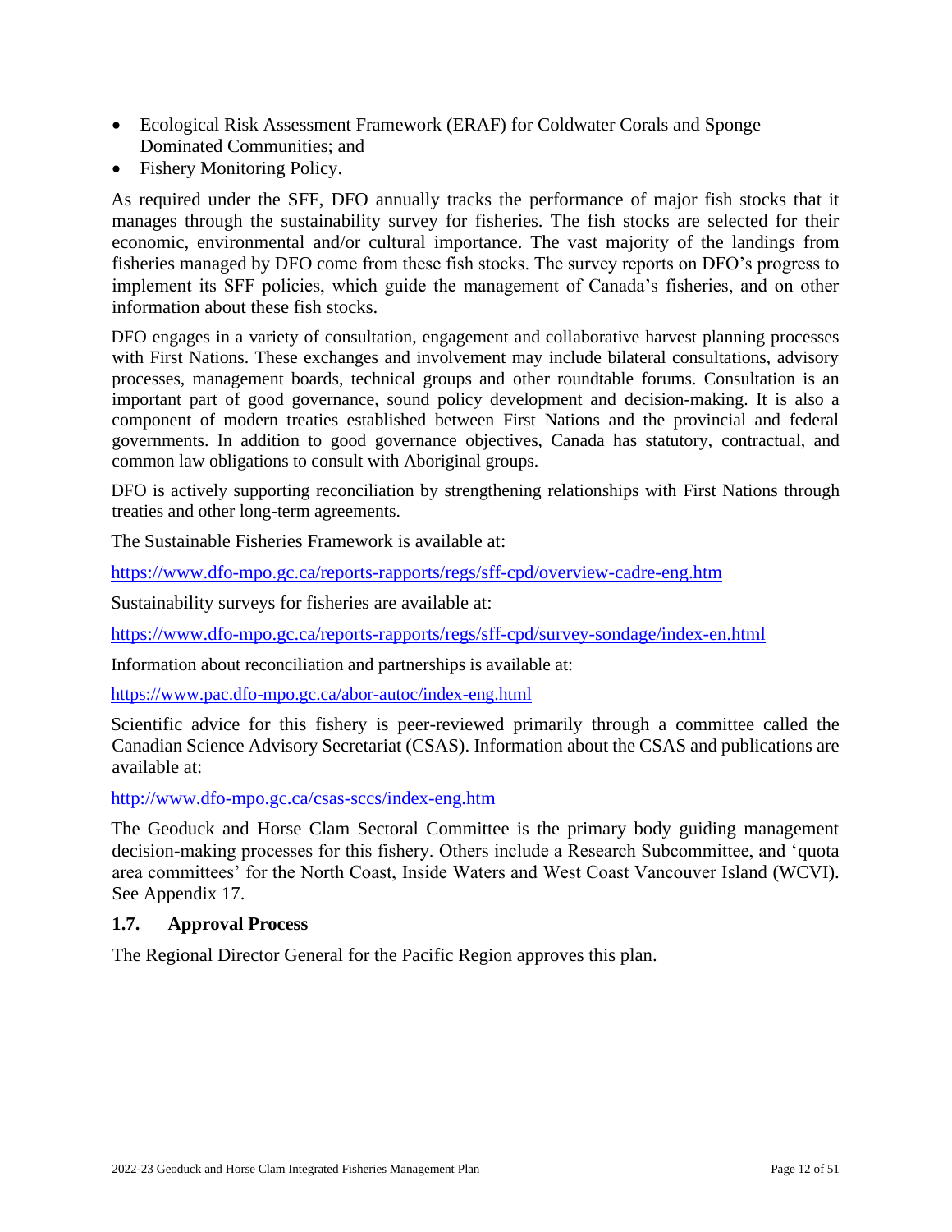- Ecological Risk Assessment Framework (ERAF) for Coldwater Corals and Sponge Dominated Communities; and
- Fishery Monitoring Policy.

As required under the SFF, DFO annually tracks the performance of major fish stocks that it manages through the sustainability survey for fisheries. The fish stocks are selected for their economic, environmental and/or cultural importance. The vast majority of the landings from fisheries managed by DFO come from these fish stocks. The survey reports on DFO's progress to implement its SFF policies, which guide the management of Canada's fisheries, and on other information about these fish stocks.

DFO engages in a variety of consultation, engagement and collaborative harvest planning processes with First Nations. These exchanges and involvement may include bilateral consultations, advisory processes, management boards, technical groups and other roundtable forums. Consultation is an important part of good governance, sound policy development and decision-making. It is also a component of modern treaties established between First Nations and the provincial and federal governments. In addition to good governance objectives, Canada has statutory, contractual, and common law obligations to consult with Aboriginal groups.

DFO is actively supporting reconciliation by strengthening relationships with First Nations through treaties and other long-term agreements.

The Sustainable Fisheries Framework is available at:

https://www.dfo-mpo.gc.ca/reports-rapports/regs/sff-cpd/overview-cadre-eng.htm

Sustainability surveys for fisheries are available at:

https://www.dfo-mpo.gc.ca/reports-rapports/regs/sff-cpd/survey-sondage/index-en.html

Information about reconciliation and partnerships is available at:

https://www.pac.dfo-mpo.gc.ca/abor-autoc/index-eng.html

Scientific advice for this fishery is peer-reviewed primarily through a committee called the Canadian Science Advisory Secretariat (CSAS). Information about the CSAS and publications are available at:

http://www.dfo-mpo.gc.ca/csas-sccs/index-eng.htm

The Geoduck and Horse Clam Sectoral Committee is the primary body guiding management decision-making processes for this fishery. Others include a Research Subcommittee, and 'quota area committees' for the North Coast, Inside Waters and West Coast Vancouver Island (WCVI). See Appendix 17.

### 1.7. Approval Process

The Regional Director General for the Pacific Region approves this plan.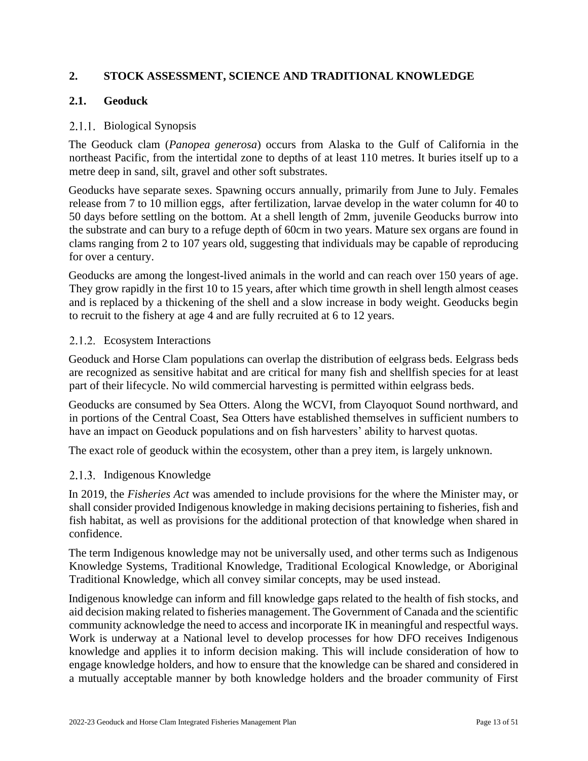## 2. STOCK ASSESSMENT, SCIENCE AND TRADITIONAL KNOWLEDGE

### 2.1. Geoduck

#### 2.1.1. Biological Synopsis

The Geoduck clam (*Panopea generosa*) occurs from Alaska to the Gulf of California in the northeast Pacific, from the intertidal zone to depths of at least 110 metres. It buries itself up to a metre deep in sand, silt, gravel and other soft substrates.

Geoducks have separate sexes. Spawning occurs annually, primarily from June to July. Females release from 7 to 10 million eggs, after fertilization, larvae develop in the water column for 40 to 50 days before settling on the bottom. At a shell length of 2mm, juvenile Geoducks burrow into the substrate and can bury to a refuge depth of 60cm in two years. Mature sex organs are found in clams ranging from 2 to 107 years old, suggesting that individuals may be capable of reproducing for over a century.

Geoducks are among the longest-lived animals in the world and can reach over 150 years of age. They grow rapidly in the first 10 to 15 years, after which time growth in shell length almost ceases and is replaced by a thickening of the shell and a slow increase in body weight. Geoducks begin to recruit to the fishery at age 4 and are fully recruited at 6 to 12 years.

#### 2.1.2. Ecosystem Interactions

Geoduck and Horse Clam populations can overlap the distribution of eelgrass beds. Eelgrass beds are recognized as sensitive habitat and are critical for many fish and shellfish species for at least part of their lifecycle. No wild commercial harvesting is permitted within eelgrass beds.

Geoducks are consumed by Sea Otters. Along the WCVI, from Clayoquot Sound northward, and in portions of the Central Coast, Sea Otters have established themselves in sufficient numbers to have an impact on Geoduck populations and on fish harvesters' ability to harvest quotas.

The exact role of geoduck within the ecosystem, other than a prey item, is largely unknown.

#### 2.1.3. Indigenous Knowledge

In 2019, the *Fisheries Act* was amended to include provisions for the where the Minister may, or shall consider provided Indigenous knowledge in making decisions pertaining to fisheries, fish and fish habitat, as well as provisions for the additional protection of that knowledge when shared in confidence.

The term Indigenous knowledge may not be universally used, and other terms such as Indigenous Knowledge Systems, Traditional Knowledge, Traditional Ecological Knowledge, or Aboriginal Traditional Knowledge, which all convey similar concepts, may be used instead.

Indigenous knowledge can inform and fill knowledge gaps related to the health of fish stocks, and aid decision making related to fisheries management. The Government of Canada and the scientific community acknowledge the need to access and incorporate IK in meaningful and respectful ways. Work is underway at a National level to develop processes for how DFO receives Indigenous knowledge and applies it to inform decision making. This will include consideration of how to engage knowledge holders, and how to ensure that the knowledge can be shared and considered in a mutually acceptable manner by both knowledge holders and the broader community of First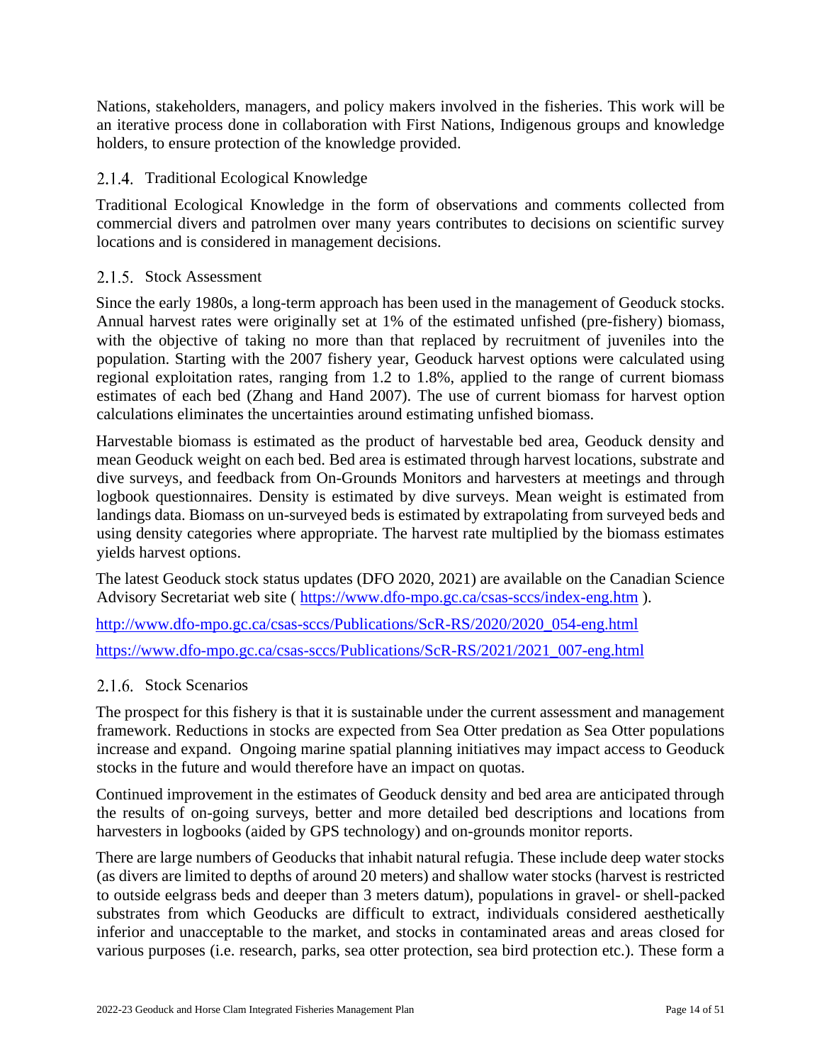Nations, stakeholders, managers, and policy makers involved in the fisheries. This work will be an iterative process done in collaboration with First Nations, Indigenous groups and knowledge holders, to ensure protection of the knowledge provided.

### 2.1.4. Traditional Ecological Knowledge

Traditional Ecological Knowledge in the form of observations and comments collected from commercial divers and patrolmen over many years contributes to decisions on scientific survey locations and is considered in management decisions.

### 2.1.5. Stock Assessment

Since the early 1980s, a long-term approach has been used in the management of Geoduck stocks. Annual harvest rates were originally set at 1% of the estimated unfished (pre-fishery) biomass, with the objective of taking no more than that replaced by recruitment of juveniles into the population. Starting with the 2007 fishery year, Geoduck harvest options were calculated using regional exploitation rates, ranging from 1.2 to 1.8%, applied to the range of current biomass estimates of each bed (Zhang and Hand 2007). The use of current biomass for harvest option calculations eliminates the uncertainties around estimating unfished biomass.

Harvestable biomass is estimated as the product of harvestable bed area, Geoduck density and mean Geoduck weight on each bed. Bed area is estimated through harvest locations, substrate and dive surveys, and feedback from On-Grounds Monitors and harvesters at meetings and through logbook questionnaires. Density is estimated by dive surveys. Mean weight is estimated from landings data. Biomass on un-surveyed beds is estimated by extrapolating from surveyed beds and using density categories where appropriate. The harvest rate multiplied by the biomass estimates yields harvest options.

The latest Geoduck stock status updates (DFO 2020, 2021) are available on the Canadian Science Advisory Secretariat web site ( https://www.dfo-mpo.gc.ca/csas-sccs/index-eng.htm ).

http://www.dfo-mpo.gc.ca/csas-sccs/Publications/ScR-RS/2020/2020_054-eng.html

https://www.dfo-mpo.gc.ca/csas-sccs/Publications/ScR-RS/2021/2021_007-eng.html

### 2.1.6. Stock Scenarios

The prospect for this fishery is that it is sustainable under the current assessment and management framework. Reductions in stocks are expected from Sea Otter predation as Sea Otter populations increase and expand. Ongoing marine spatial planning initiatives may impact access to Geoduck stocks in the future and would therefore have an impact on quotas.

Continued improvement in the estimates of Geoduck density and bed area are anticipated through the results of on-going surveys, better and more detailed bed descriptions and locations from harvesters in logbooks (aided by GPS technology) and on-grounds monitor reports.

There are large numbers of Geoducks that inhabit natural refugia. These include deep water stocks (as divers are limited to depths of around 20 meters) and shallow water stocks (harvest is restricted to outside eelgrass beds and deeper than 3 meters datum), populations in gravel- or shell-packed substrates from which Geoducks are difficult to extract, individuals considered aesthetically inferior and unacceptable to the market, and stocks in contaminated areas and areas closed for various purposes (i.e. research, parks, sea otter protection, sea bird protection etc.). These form a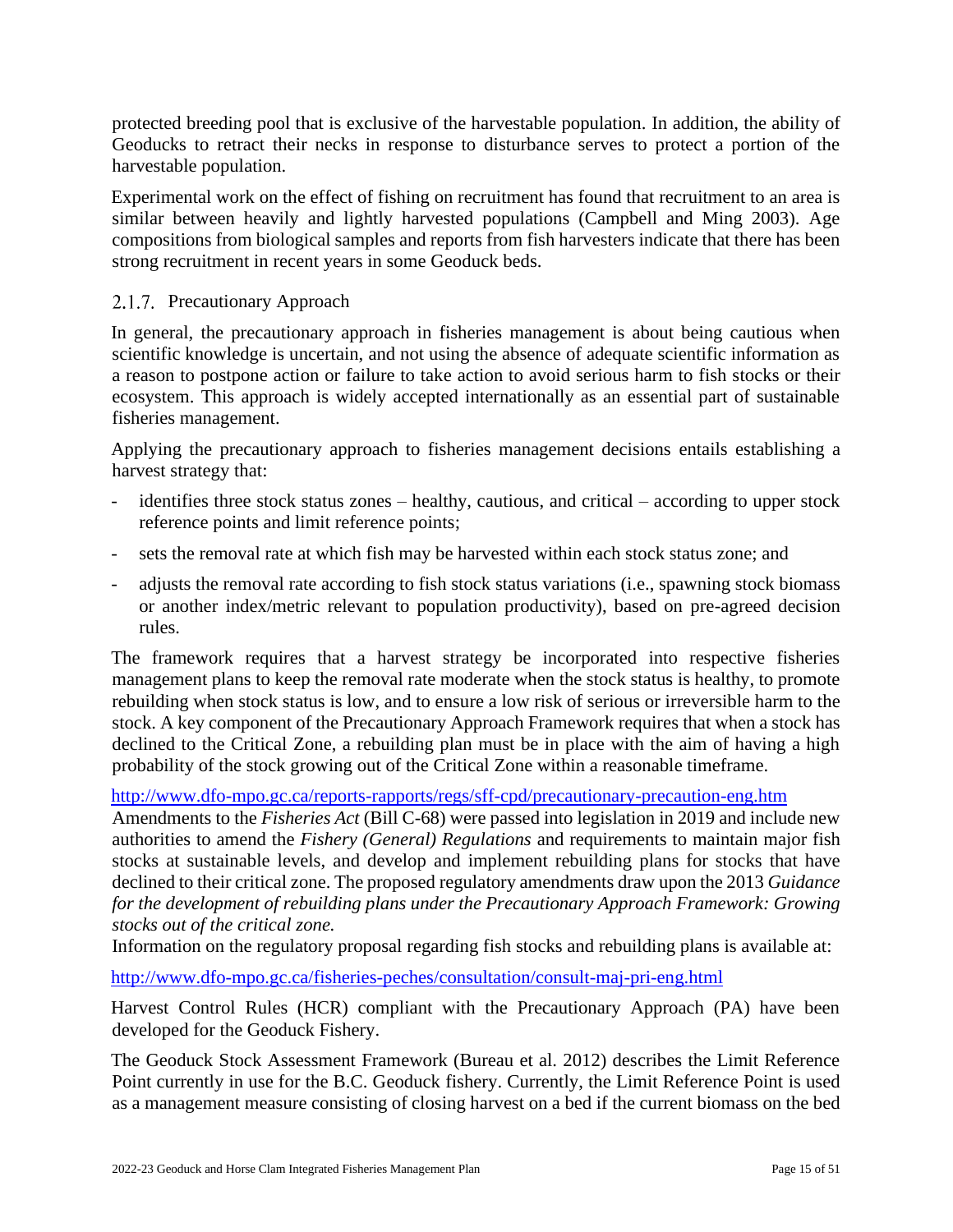protected breeding pool that is exclusive of the harvestable population. In addition, the ability of Geoducks to retract their necks in response to disturbance serves to protect a portion of the harvestable population.

Experimental work on the effect of fishing on recruitment has found that recruitment to an area is similar between heavily and lightly harvested populations (Campbell and Ming 2003). Age compositions from biological samples and reports from fish harvesters indicate that there has been strong recruitment in recent years in some Geoduck beds.

### 2.1.7. Precautionary Approach

In general, the precautionary approach in fisheries management is about being cautious when scientific knowledge is uncertain, and not using the absence of adequate scientific information as a reason to postpone action or failure to take action to avoid serious harm to fish stocks or their ecosystem. This approach is widely accepted internationally as an essential part of sustainable fisheries management.

Applying the precautionary approach to fisheries management decisions entails establishing a harvest strategy that:

- identifies three stock status zones – healthy, cautious, and critical – according to upper stock reference points and limit reference points;
- sets the removal rate at which fish may be harvested within each stock status zone; and
- adjusts the removal rate according to fish stock status variations (i.e., spawning stock biomass or another index/metric relevant to population productivity), based on pre-agreed decision rules.

The framework requires that a harvest strategy be incorporated into respective fisheries management plans to keep the removal rate moderate when the stock status is healthy, to promote rebuilding when stock status is low, and to ensure a low risk of serious or irreversible harm to the stock. A key component of the Precautionary Approach Framework requires that when a stock has declined to the Critical Zone, a rebuilding plan must be in place with the aim of having a high probability of the stock growing out of the Critical Zone within a reasonable timeframe.

http://www.dfo-mpo.gc.ca/reports-rapports/regs/sff-cpd/precautionary-precaution-eng.htm

Amendments to the *Fisheries Act* (Bill C-68) were passed into legislation in 2019 and include new authorities to amend the *Fishery (General) Regulations* and requirements to maintain major fish stocks at sustainable levels, and develop and implement rebuilding plans for stocks that have declined to their critical zone. The proposed regulatory amendments draw upon the 2013 *Guidance for the development of rebuilding plans under the Precautionary Approach Framework: Growing stocks out of the critical zone.*

Information on the regulatory proposal regarding fish stocks and rebuilding plans is available at:

http://www.dfo-mpo.gc.ca/fisheries-peches/consultation/consult-maj-pri-eng.html

Harvest Control Rules (HCR) compliant with the Precautionary Approach (PA) have been developed for the Geoduck Fishery.

The Geoduck Stock Assessment Framework (Bureau et al. 2012) describes the Limit Reference Point currently in use for the B.C. Geoduck fishery. Currently, the Limit Reference Point is used as a management measure consisting of closing harvest on a bed if the current biomass on the bed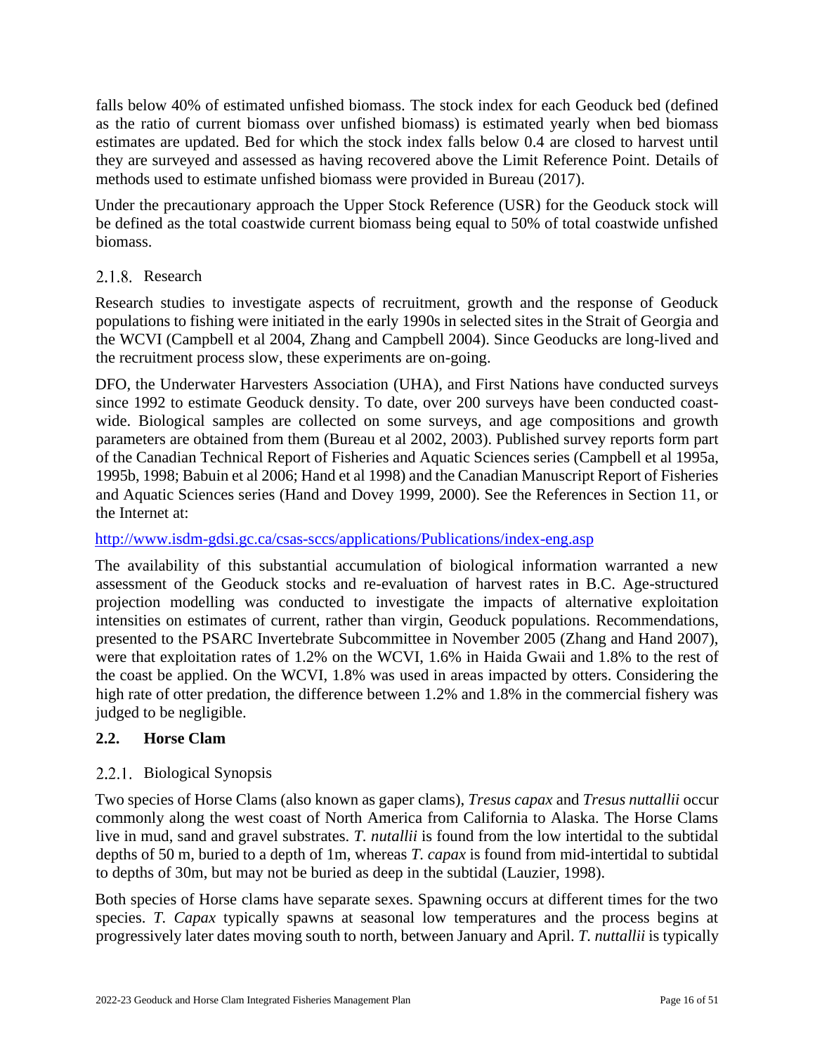falls below 40% of estimated unfished biomass. The stock index for each Geoduck bed (defined as the ratio of current biomass over unfished biomass) is estimated yearly when bed biomass estimates are updated. Bed for which the stock index falls below 0.4 are closed to harvest until they are surveyed and assessed as having recovered above the Limit Reference Point. Details of methods used to estimate unfished biomass were provided in Bureau (2017).

Under the precautionary approach the Upper Stock Reference (USR) for the Geoduck stock will be defined as the total coastwide current biomass being equal to 50% of total coastwide unfished biomass.

### 2.1.8. Research

Research studies to investigate aspects of recruitment, growth and the response of Geoduck populations to fishing were initiated in the early 1990s in selected sites in the Strait of Georgia and the WCVI (Campbell et al 2004, Zhang and Campbell 2004). Since Geoducks are long-lived and the recruitment process slow, these experiments are on-going.

DFO, the Underwater Harvesters Association (UHA), and First Nations have conducted surveys since 1992 to estimate Geoduck density. To date, over 200 surveys have been conducted coast-wide. Biological samples are collected on some surveys, and age compositions and growth parameters are obtained from them (Bureau et al 2002, 2003). Published survey reports form part of the Canadian Technical Report of Fisheries and Aquatic Sciences series (Campbell et al 1995a, 1995b, 1998; Babuin et al 2006; Hand et al 1998) and the Canadian Manuscript Report of Fisheries and Aquatic Sciences series (Hand and Dovey 1999, 2000). See the References in Section 11, or the Internet at:

http://www.isdm-gdsi.gc.ca/csas-sccs/applications/Publications/index-eng.asp

The availability of this substantial accumulation of biological information warranted a new assessment of the Geoduck stocks and re-evaluation of harvest rates in B.C. Age-structured projection modelling was conducted to investigate the impacts of alternative exploitation intensities on estimates of current, rather than virgin, Geoduck populations. Recommendations, presented to the PSARC Invertebrate Subcommittee in November 2005 (Zhang and Hand 2007), were that exploitation rates of 1.2% on the WCVI, 1.6% in Haida Gwaii and 1.8% to the rest of the coast be applied. On the WCVI, 1.8% was used in areas impacted by otters. Considering the high rate of otter predation, the difference between 1.2% and 1.8% in the commercial fishery was judged to be negligible.

## 2.2. Horse Clam

### 2.2.1. Biological Synopsis

Two species of Horse Clams (also known as gaper clams), *Tresus capax* and *Tresus nuttallii* occur commonly along the west coast of North America from California to Alaska. The Horse Clams live in mud, sand and gravel substrates. *T. nutallii* is found from the low intertidal to the subtidal depths of 50 m, buried to a depth of 1m, whereas *T. capax* is found from mid-intertidal to subtidal to depths of 30m, but may not be buried as deep in the subtidal (Lauzier, 1998).

Both species of Horse clams have separate sexes. Spawning occurs at different times for the two species. *T. Capax* typically spawns at seasonal low temperatures and the process begins at progressively later dates moving south to north, between January and April. *T. nuttallii* is typically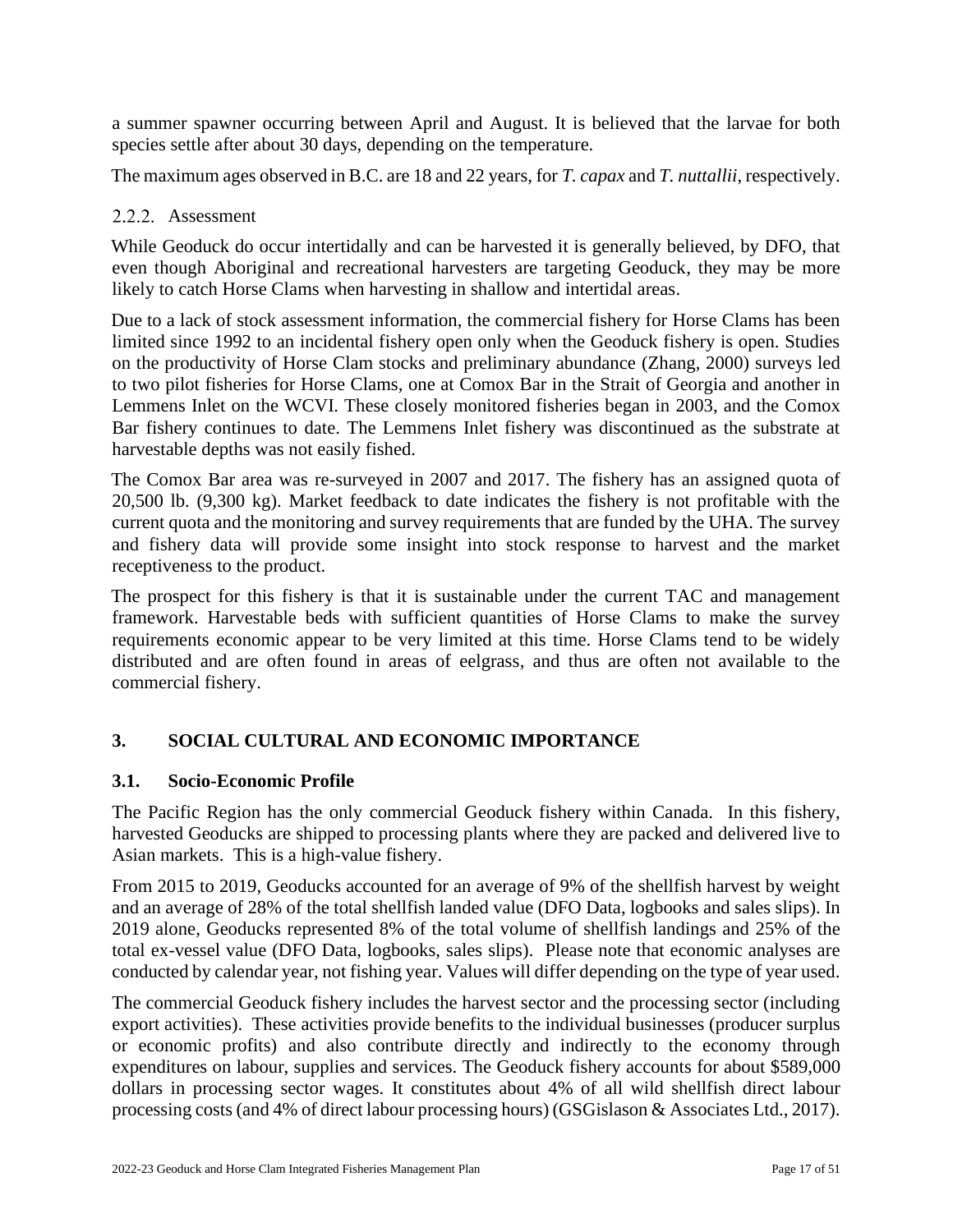a summer spawner occurring between April and August. It is believed that the larvae for both species settle after about 30 days, depending on the temperature.

The maximum ages observed in B.C. are 18 and 22 years, for *T. capax* and *T. nuttallii*, respectively.

### 2.2.2. Assessment

While Geoduck do occur intertidally and can be harvested it is generally believed, by DFO, that even though Aboriginal and recreational harvesters are targeting Geoduck, they may be more likely to catch Horse Clams when harvesting in shallow and intertidal areas.

Due to a lack of stock assessment information, the commercial fishery for Horse Clams has been limited since 1992 to an incidental fishery open only when the Geoduck fishery is open. Studies on the productivity of Horse Clam stocks and preliminary abundance (Zhang, 2000) surveys led to two pilot fisheries for Horse Clams, one at Comox Bar in the Strait of Georgia and another in Lemmens Inlet on the WCVI. These closely monitored fisheries began in 2003, and the Comox Bar fishery continues to date. The Lemmens Inlet fishery was discontinued as the substrate at harvestable depths was not easily fished.

The Comox Bar area was re-surveyed in 2007 and 2017. The fishery has an assigned quota of 20,500 lb. (9,300 kg). Market feedback to date indicates the fishery is not profitable with the current quota and the monitoring and survey requirements that are funded by the UHA. The survey and fishery data will provide some insight into stock response to harvest and the market receptiveness to the product.

The prospect for this fishery is that it is sustainable under the current TAC and management framework. Harvestable beds with sufficient quantities of Horse Clams to make the survey requirements economic appear to be very limited at this time. Horse Clams tend to be widely distributed and are often found in areas of eelgrass, and thus are often not available to the commercial fishery.

## 3. SOCIAL CULTURAL AND ECONOMIC IMPORTANCE

### 3.1. Socio-Economic Profile

The Pacific Region has the only commercial Geoduck fishery within Canada. In this fishery, harvested Geoducks are shipped to processing plants where they are packed and delivered live to Asian markets. This is a high-value fishery.

From 2015 to 2019, Geoducks accounted for an average of 9% of the shellfish harvest by weight and an average of 28% of the total shellfish landed value (DFO Data, logbooks and sales slips). In 2019 alone, Geoducks represented 8% of the total volume of shellfish landings and 25% of the total ex-vessel value (DFO Data, logbooks, sales slips). Please note that economic analyses are conducted by calendar year, not fishing year. Values will differ depending on the type of year used.

The commercial Geoduck fishery includes the harvest sector and the processing sector (including export activities). These activities provide benefits to the individual businesses (producer surplus or economic profits) and also contribute directly and indirectly to the economy through expenditures on labour, supplies and services. The Geoduck fishery accounts for about $589,000 dollars in processing sector wages. It constitutes about 4% of all wild shellfish direct labour processing costs (and 4% of direct labour processing hours) (GSGislason & Associates Ltd., 2017).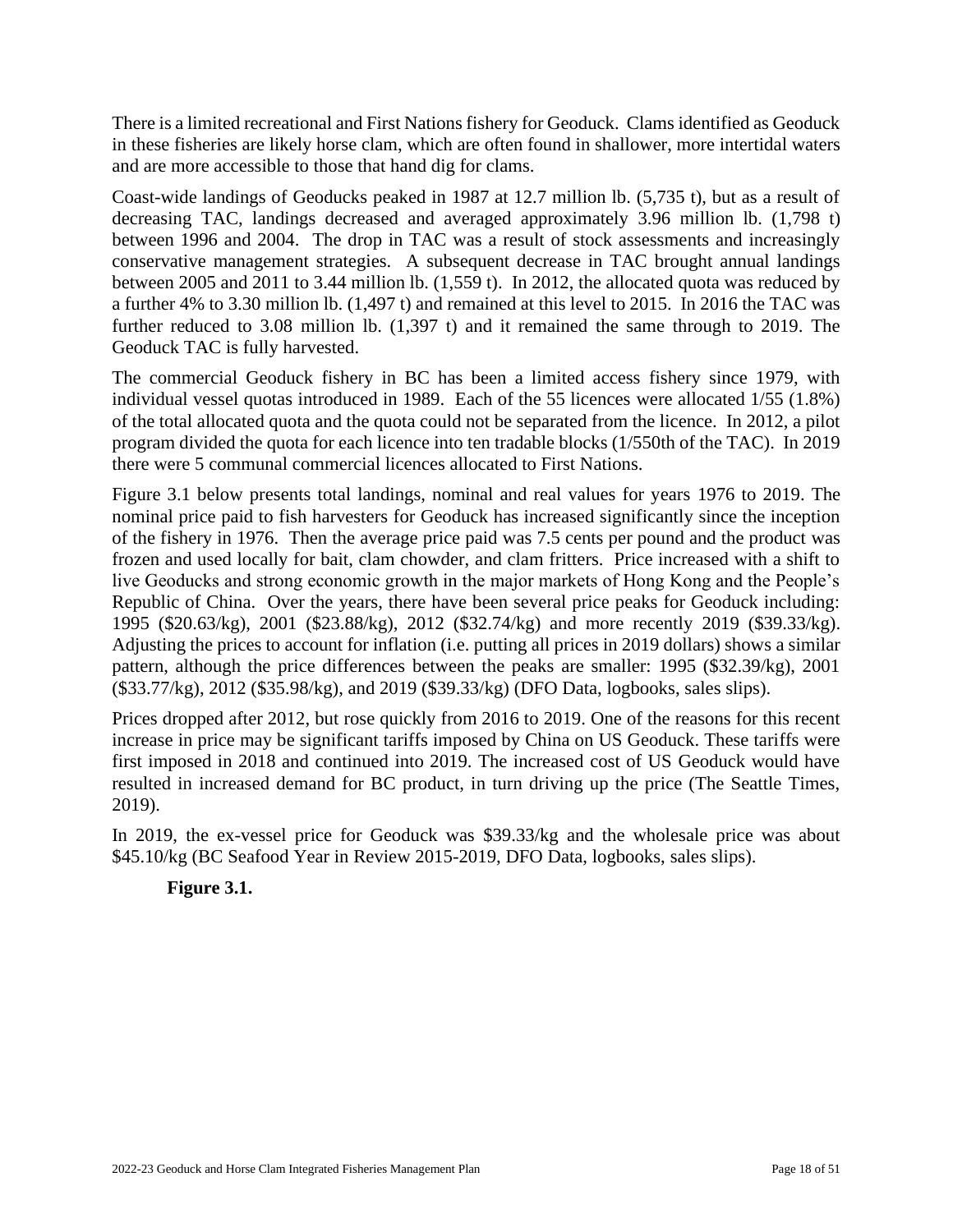There is a limited recreational and First Nations fishery for Geoduck. Clams identified as Geoduck in these fisheries are likely horse clam, which are often found in shallower, more intertidal waters and are more accessible to those that hand dig for clams.

Coast-wide landings of Geoducks peaked in 1987 at 12.7 million lb. (5,735 t), but as a result of decreasing TAC, landings decreased and averaged approximately 3.96 million lb. (1,798 t) between 1996 and 2004. The drop in TAC was a result of stock assessments and increasingly conservative management strategies. A subsequent decrease in TAC brought annual landings between 2005 and 2011 to 3.44 million lb. (1,559 t). In 2012, the allocated quota was reduced by a further 4% to 3.30 million lb. (1,497 t) and remained at this level to 2015. In 2016 the TAC was further reduced to 3.08 million lb. (1,397 t) and it remained the same through to 2019. The Geoduck TAC is fully harvested.

The commercial Geoduck fishery in BC has been a limited access fishery since 1979, with individual vessel quotas introduced in 1989. Each of the 55 licences were allocated 1/55 (1.8%) of the total allocated quota and the quota could not be separated from the licence. In 2012, a pilot program divided the quota for each licence into ten tradable blocks (1/550th of the TAC). In 2019 there were 5 communal commercial licences allocated to First Nations.

Figure 3.1 below presents total landings, nominal and real values for years 1976 to 2019. The nominal price paid to fish harvesters for Geoduck has increased significantly since the inception of the fishery in 1976. Then the average price paid was 7.5 cents per pound and the product was frozen and used locally for bait, clam chowder, and clam fritters. Price increased with a shift to live Geoducks and strong economic growth in the major markets of Hong Kong and the People's Republic of China. Over the years, there have been several price peaks for Geoduck including: 1995 (\$20.63/kg), 2001 (\$23.88/kg), 2012 (\$32.74/kg) and more recently 2019 (\$39.33/kg). Adjusting the prices to account for inflation (i.e. putting all prices in 2019 dollars) shows a similar pattern, although the price differences between the peaks are smaller: 1995 (\$32.39/kg), 2001 (\$33.77/kg), 2012 (\$35.98/kg), and 2019 (\$39.33/kg) (DFO Data, logbooks, sales slips).

Prices dropped after 2012, but rose quickly from 2016 to 2019. One of the reasons for this recent increase in price may be significant tariffs imposed by China on US Geoduck. These tariffs were first imposed in 2018 and continued into 2019. The increased cost of US Geoduck would have resulted in increased demand for BC product, in turn driving up the price (The Seattle Times, 2019).

In 2019, the ex-vessel price for Geoduck was \$39.33/kg and the wholesale price was about \$45.10/kg (BC Seafood Year in Review 2015-2019, DFO Data, logbooks, sales slips).

**Figure 3.1.**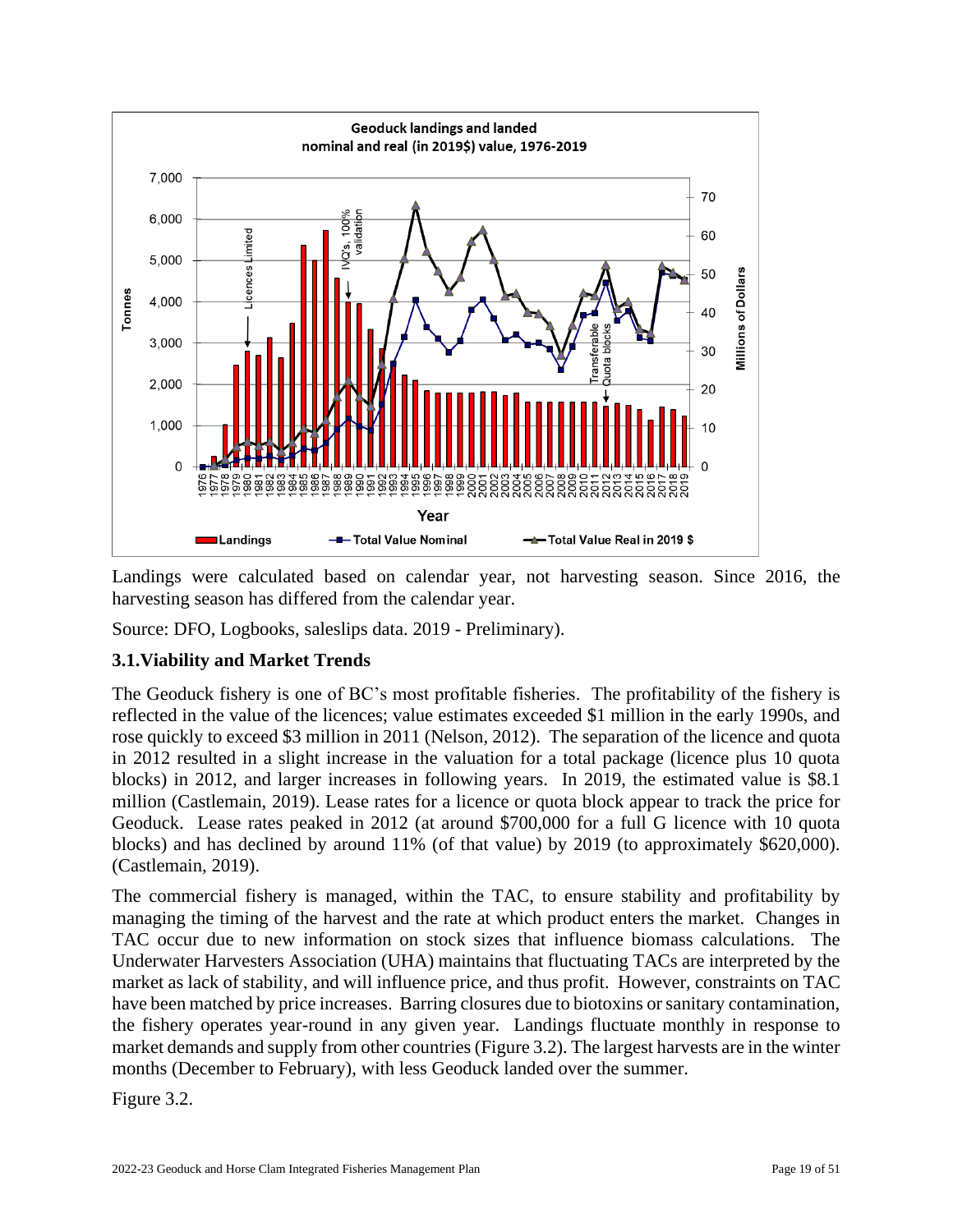Landings were calculated based on calendar year, not harvesting season. Since 2016, the harvesting season has differed from the calendar year.

Source: DFO, Logbooks, saleslips data. 2019 - Preliminary).

### 3.1. Viability and Market Trends

The Geoduck fishery is one of BC's most profitable fisheries. The profitability of the fishery is reflected in the value of the licences; value estimates exceeded $1 million in the early 1990s, and rose quickly to exceed $3 million in 2011 (Nelson, 2012). The separation of the licence and quota in 2012 resulted in a slight increase in the valuation for a total package (licence plus 10 quota blocks) in 2012, and larger increases in following years. In 2019, the estimated value is $8.1 million (Castlemain, 2019). Lease rates for a licence or quota block appear to track the price for Geoduck. Lease rates peaked in 2012 (at around $700,000 for a full G licence with 10 quota blocks) and has declined by around 11% (of that value) by 2019 (to approximately $620,000). (Castlemain, 2019).

The commercial fishery is managed, within the TAC, to ensure stability and profitability by managing the timing of the harvest and the rate at which product enters the market. Changes in TAC occur due to new information on stock sizes that influence biomass calculations. The Underwater Harvesters Association (UHA) maintains that fluctuating TACs are interpreted by the market as lack of stability, and will influence price, and thus profit. However, constraints on TAC have been matched by price increases. Barring closures due to biotoxins or sanitary contamination, the fishery operates year-round in any given year. Landings fluctuate monthly in response to market demands and supply from other countries (Figure 3.2). The largest harvests are in the winter months (December to February), with less Geoduck landed over the summer.

Figure 3.2.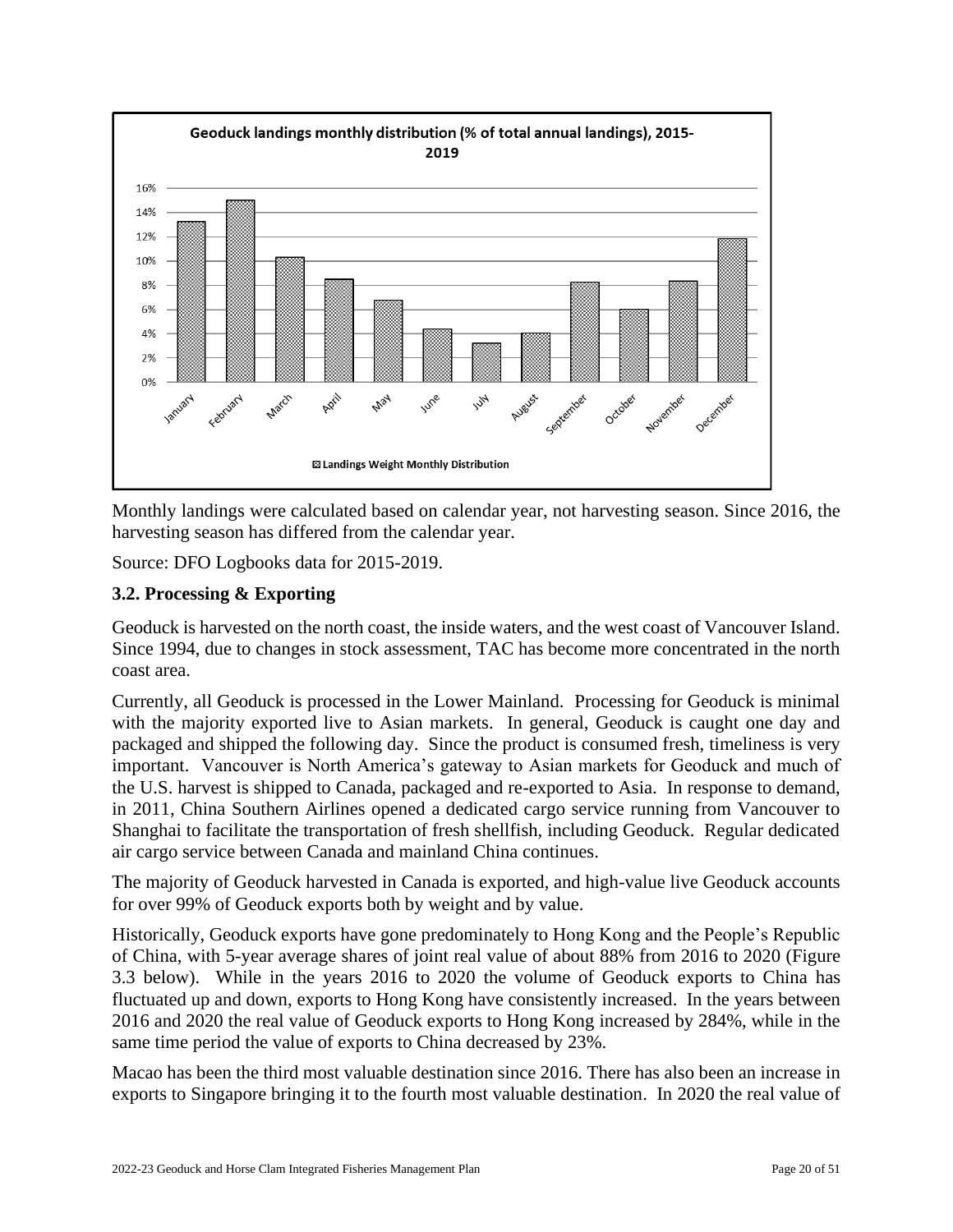Monthly landings were calculated based on calendar year, not harvesting season. Since 2016, the harvesting season has differed from the calendar year.

Source: DFO Logbooks data for 2015-2019.

### 3.2. Processing & Exporting

Geoduck is harvested on the north coast, the inside waters, and the west coast of Vancouver Island. Since 1994, due to changes in stock assessment, TAC has become more concentrated in the north coast area.

Currently, all Geoduck is processed in the Lower Mainland. Processing for Geoduck is minimal with the majority exported live to Asian markets. In general, Geoduck is caught one day and packaged and shipped the following day. Since the product is consumed fresh, timeliness is very important. Vancouver is North America's gateway to Asian markets for Geoduck and much of the U.S. harvest is shipped to Canada, packaged and re-exported to Asia. In response to demand, in 2011, China Southern Airlines opened a dedicated cargo service running from Vancouver to Shanghai to facilitate the transportation of fresh shellfish, including Geoduck. Regular dedicated air cargo service between Canada and mainland China continues.

The majority of Geoduck harvested in Canada is exported, and high-value live Geoduck accounts for over 99% of Geoduck exports both by weight and by value.

Historically, Geoduck exports have gone predominately to Hong Kong and the People's Republic of China, with 5-year average shares of joint real value of about 88% from 2016 to 2020 (Figure 3.3 below). While in the years 2016 to 2020 the volume of Geoduck exports to China has fluctuated up and down, exports to Hong Kong have consistently increased. In the years between 2016 and 2020 the real value of Geoduck exports to Hong Kong increased by 284%, while in the same time period the value of exports to China decreased by 23%.

Macao has been the third most valuable destination since 2016. There has also been an increase in exports to Singapore bringing it to the fourth most valuable destination. In 2020 the real value of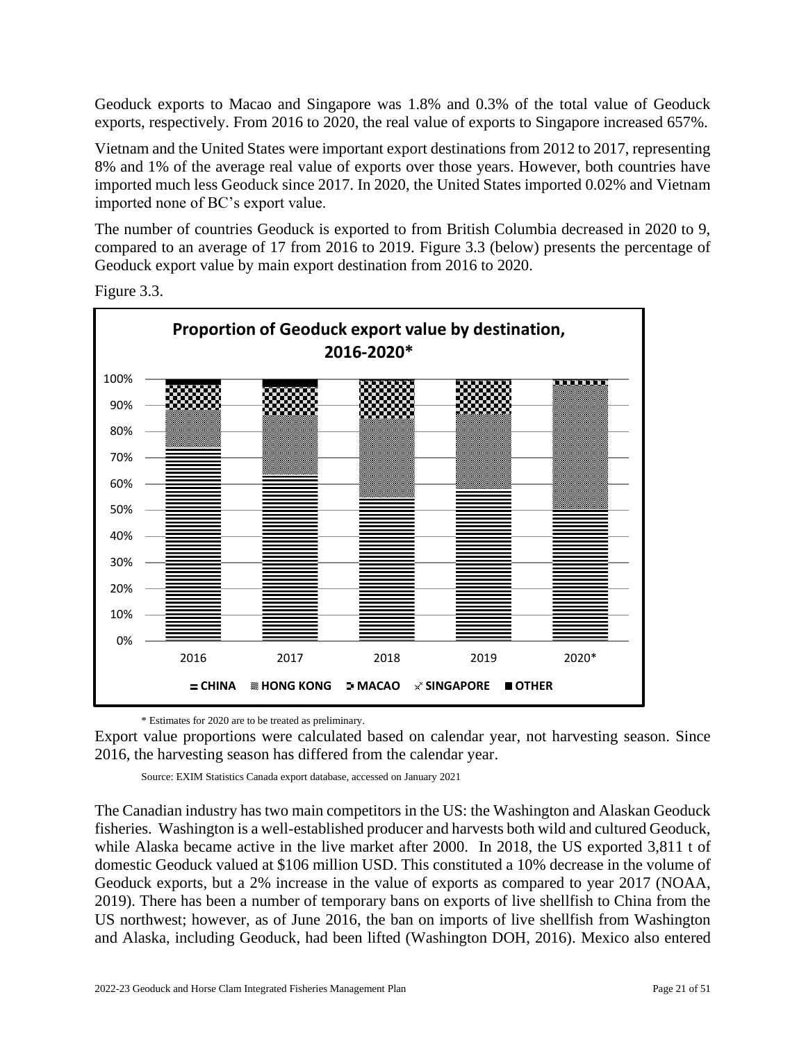Geoduck exports to Macao and Singapore was 1.8% and 0.3% of the total value of Geoduck exports, respectively. From 2016 to 2020, the real value of exports to Singapore increased 657%.

Vietnam and the United States were important export destinations from 2012 to 2017, representing 8% and 1% of the average real value of exports over those years. However, both countries have imported much less Geoduck since 2017. In 2020, the United States imported 0.02% and Vietnam imported none of BC's export value.

The number of countries Geoduck is exported to from British Columbia decreased in 2020 to 9, compared to an average of 17 from 2016 to 2019. Figure 3.3 (below) presents the percentage of Geoduck export value by main export destination from 2016 to 2020.

Figure 3.3.

**Proportion of Geoduck export value by destination, 2016-2020***

\* Estimates for 2020 are to be treated as preliminary.

Export value proportions were calculated based on calendar year, not harvesting season. Since 2016, the harvesting season has differed from the calendar year.

Source: EXIM Statistics Canada export database, accessed on January 2021

The Canadian industry has two main competitors in the US: the Washington and Alaskan Geoduck fisheries. Washington is a well-established producer and harvests both wild and cultured Geoduck, while Alaska became active in the live market after 2000. In 2018, the US exported 3,811 t of domestic Geoduck valued at $106 million USD. This constituted a 10% decrease in the volume of Geoduck exports, but a 2% increase in the value of exports as compared to year 2017 (NOAA, 2019). There has been a number of temporary bans on exports of live shellfish to China from the US northwest; however, as of June 2016, the ban on imports of live shellfish from Washington and Alaska, including Geoduck, had been lifted (Washington DOH, 2016). Mexico also entered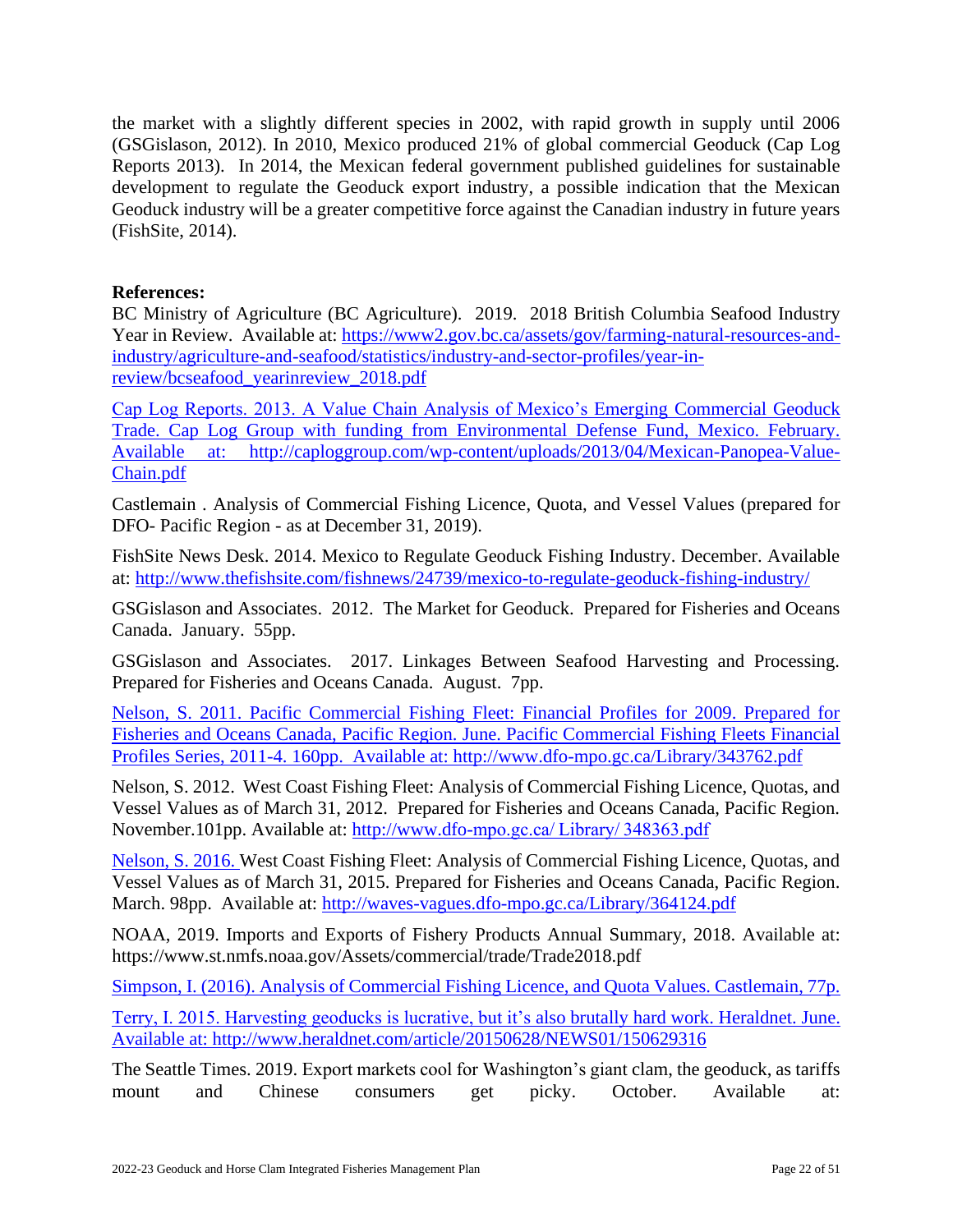the market with a slightly different species in 2002, with rapid growth in supply until 2006 (GSGislason, 2012). In 2010, Mexico produced 21% of global commercial Geoduck (Cap Log Reports 2013). In 2014, the Mexican federal government published guidelines for sustainable development to regulate the Geoduck export industry, a possible indication that the Mexican Geoduck industry will be a greater competitive force against the Canadian industry in future years (FishSite, 2014).

**References:**

BC Ministry of Agriculture (BC Agriculture). 2019. 2018 British Columbia Seafood Industry Year in Review. Available at: https://www2.gov.bc.ca/assets/gov/farming-natural-resources-and-industry/agriculture-and-seafood/statistics/industry-and-sector-profiles/year-in-review/bcseafood_yearinreview_2018.pdf

Cap Log Reports. 2013. A Value Chain Analysis of Mexico's Emerging Commercial Geoduck Trade. Cap Log Group with funding from Environmental Defense Fund, Mexico. February. Available at: http://caploggroup.com/wp-content/uploads/2013/04/Mexican-Panopea-Value-Chain.pdf

Castlemain . Analysis of Commercial Fishing Licence, Quota, and Vessel Values (prepared for DFO- Pacific Region - as at December 31, 2019).

FishSite News Desk. 2014. Mexico to Regulate Geoduck Fishing Industry. December. Available at: http://www.thefishsite.com/fishnews/24739/mexico-to-regulate-geoduck-fishing-industry/

GSGislason and Associates. 2012. The Market for Geoduck. Prepared for Fisheries and Oceans Canada. January. 55pp.

GSGislason and Associates. 2017. Linkages Between Seafood Harvesting and Processing. Prepared for Fisheries and Oceans Canada. August. 7pp.

Nelson, S. 2011. Pacific Commercial Fishing Fleet: Financial Profiles for 2009. Prepared for Fisheries and Oceans Canada, Pacific Region. June. Pacific Commercial Fishing Fleets Financial Profiles Series, 2011-4. 160pp. Available at: http://www.dfo-mpo.gc.ca/Library/343762.pdf

Nelson, S. 2012. West Coast Fishing Fleet: Analysis of Commercial Fishing Licence, Quotas, and Vessel Values as of March 31, 2012. Prepared for Fisheries and Oceans Canada, Pacific Region. November.101pp. Available at: http://www.dfo-mpo.gc.ca/ Library/ 348363.pdf

Nelson, S. 2016. West Coast Fishing Fleet: Analysis of Commercial Fishing Licence, Quotas, and Vessel Values as of March 31, 2015. Prepared for Fisheries and Oceans Canada, Pacific Region. March. 98pp. Available at: http://waves-vagues.dfo-mpo.gc.ca/Library/364124.pdf

NOAA, 2019. Imports and Exports of Fishery Products Annual Summary, 2018. Available at: https://www.st.nmfs.noaa.gov/Assets/commercial/trade/Trade2018.pdf

Simpson, I. (2016). Analysis of Commercial Fishing Licence, and Quota Values. Castlemain, 77p.

Terry, I. 2015. Harvesting geoducks is lucrative, but it's also brutally hard work. Heraldnet. June. Available at: http://www.heraldnet.com/article/20150628/NEWS01/150629316

The Seattle Times. 2019. Export markets cool for Washington's giant clam, the geoduck, as tariffs mount and Chinese consumers get picky. October. Available at: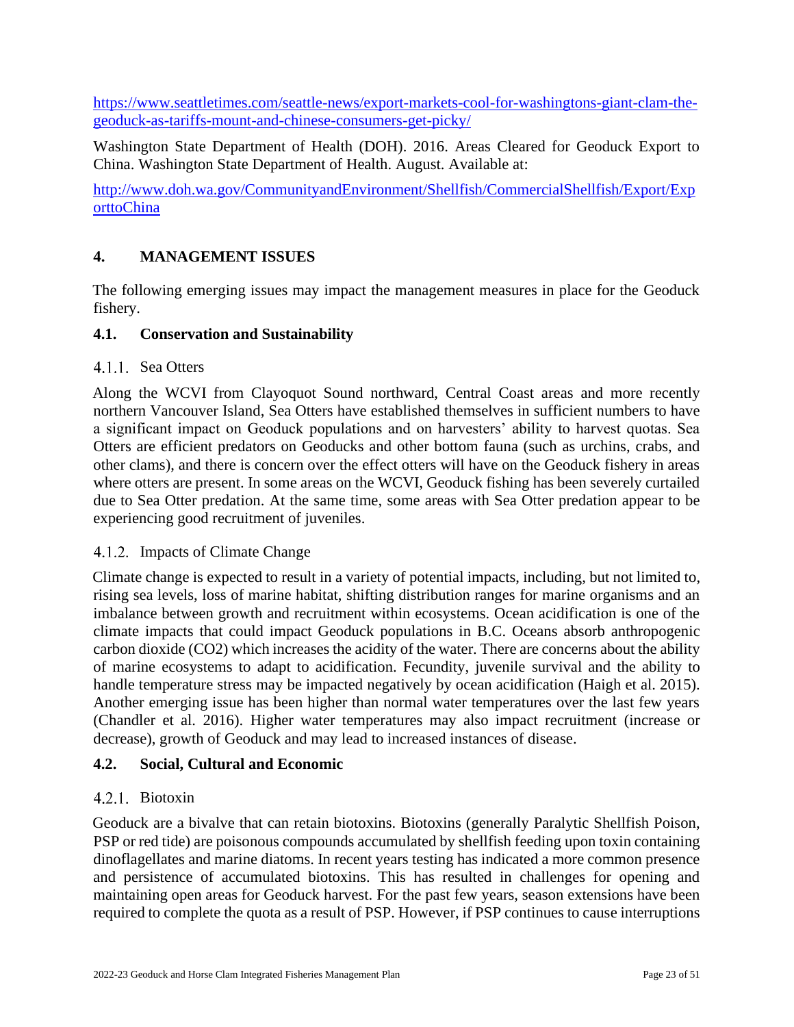https://www.seattletimes.com/seattle-news/export-markets-cool-for-washingtons-giant-clam-the-geoduck-as-tariffs-mount-and-chinese-consumers-get-picky/

Washington State Department of Health (DOH). 2016. Areas Cleared for Geoduck Export to China. Washington State Department of Health. August. Available at:

http://www.doh.wa.gov/CommunityandEnvironment/Shellfish/CommercialShellfish/Export/ExporttoChina

# 4. MANAGEMENT ISSUES

The following emerging issues may impact the management measures in place for the Geoduck fishery.

## 4.1. Conservation and Sustainability

### 4.1.1. Sea Otters

Along the WCVI from Clayoquot Sound northward, Central Coast areas and more recently northern Vancouver Island, Sea Otters have established themselves in sufficient numbers to have a significant impact on Geoduck populations and on harvesters' ability to harvest quotas. Sea Otters are efficient predators on Geoducks and other bottom fauna (such as urchins, crabs, and other clams), and there is concern over the effect otters will have on the Geoduck fishery in areas where otters are present. In some areas on the WCVI, Geoduck fishing has been severely curtailed due to Sea Otter predation. At the same time, some areas with Sea Otter predation appear to be experiencing good recruitment of juveniles.

### 4.1.2. Impacts of Climate Change

Climate change is expected to result in a variety of potential impacts, including, but not limited to, rising sea levels, loss of marine habitat, shifting distribution ranges for marine organisms and an imbalance between growth and recruitment within ecosystems. Ocean acidification is one of the climate impacts that could impact Geoduck populations in B.C. Oceans absorb anthropogenic carbon dioxide ($CO_2$) which increases the acidity of the water. There are concerns about the ability of marine ecosystems to adapt to acidification. Fecundity, juvenile survival and the ability to handle temperature stress may be impacted negatively by ocean acidification (Haigh et al. 2015). Another emerging issue has been higher than normal water temperatures over the last few years (Chandler et al. 2016). Higher water temperatures may also impact recruitment (increase or decrease), growth of Geoduck and may lead to increased instances of disease.

## 4.2. Social, Cultural and Economic

### 4.2.1. Biotoxin

Geoduck are a bivalve that can retain biotoxins. Biotoxins (generally Paralytic Shellfish Poison, PSP or red tide) are poisonous compounds accumulated by shellfish feeding upon toxin containing dinoflagellates and marine diatoms. In recent years testing has indicated a more common presence and persistence of accumulated biotoxins. This has resulted in challenges for opening and maintaining open areas for Geoduck harvest. For the past few years, season extensions have been required to complete the quota as a result of PSP. However, if PSP continues to cause interruptions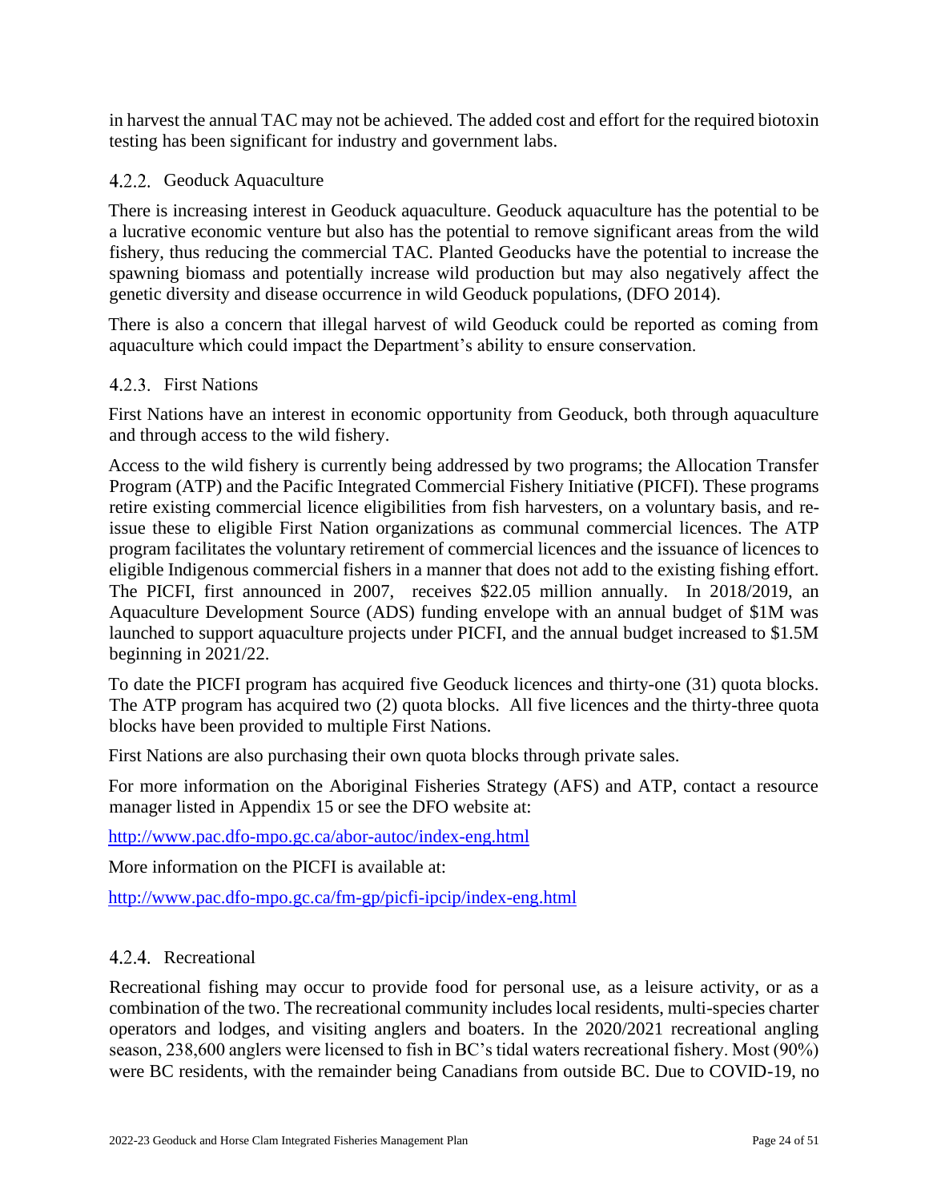in harvest the annual TAC may not be achieved. The added cost and effort for the required biotoxin testing has been significant for industry and government labs.

### 4.2.2. Geoduck Aquaculture

There is increasing interest in Geoduck aquaculture. Geoduck aquaculture has the potential to be a lucrative economic venture but also has the potential to remove significant areas from the wild fishery, thus reducing the commercial TAC. Planted Geoducks have the potential to increase the spawning biomass and potentially increase wild production but may also negatively affect the genetic diversity and disease occurrence in wild Geoduck populations, (DFO 2014).

There is also a concern that illegal harvest of wild Geoduck could be reported as coming from aquaculture which could impact the Department's ability to ensure conservation.

### 4.2.3. First Nations

First Nations have an interest in economic opportunity from Geoduck, both through aquaculture and through access to the wild fishery.

Access to the wild fishery is currently being addressed by two programs; the Allocation Transfer Program (ATP) and the Pacific Integrated Commercial Fishery Initiative (PICFI). These programs retire existing commercial licence eligibilities from fish harvesters, on a voluntary basis, and re-issue these to eligible First Nation organizations as communal commercial licences. The ATP program facilitates the voluntary retirement of commercial licences and the issuance of licences to eligible Indigenous commercial fishers in a manner that does not add to the existing fishing effort. The PICFI, first announced in 2007, receives $22.05 million annually. In 2018/2019, an Aquaculture Development Source (ADS) funding envelope with an annual budget of $1M was launched to support aquaculture projects under PICFI, and the annual budget increased to $1.5M beginning in 2021/22.

To date the PICFI program has acquired five Geoduck licences and thirty-one (31) quota blocks. The ATP program has acquired two (2) quota blocks. All five licences and the thirty-three quota blocks have been provided to multiple First Nations.

First Nations are also purchasing their own quota blocks through private sales.

For more information on the Aboriginal Fisheries Strategy (AFS) and ATP, contact a resource manager listed in Appendix 15 or see the DFO website at:

http://www.pac.dfo-mpo.gc.ca/abor-autoc/index-eng.html

More information on the PICFI is available at:

http://www.pac.dfo-mpo.gc.ca/fm-gp/picfi-ipcip/index-eng.html

### 4.2.4. Recreational

Recreational fishing may occur to provide food for personal use, as a leisure activity, or as a combination of the two. The recreational community includes local residents, multi-species charter operators and lodges, and visiting anglers and boaters. In the 2020/2021 recreational angling season, 238,600 anglers were licensed to fish in BC's tidal waters recreational fishery. Most (90%) were BC residents, with the remainder being Canadians from outside BC. Due to COVID-19, no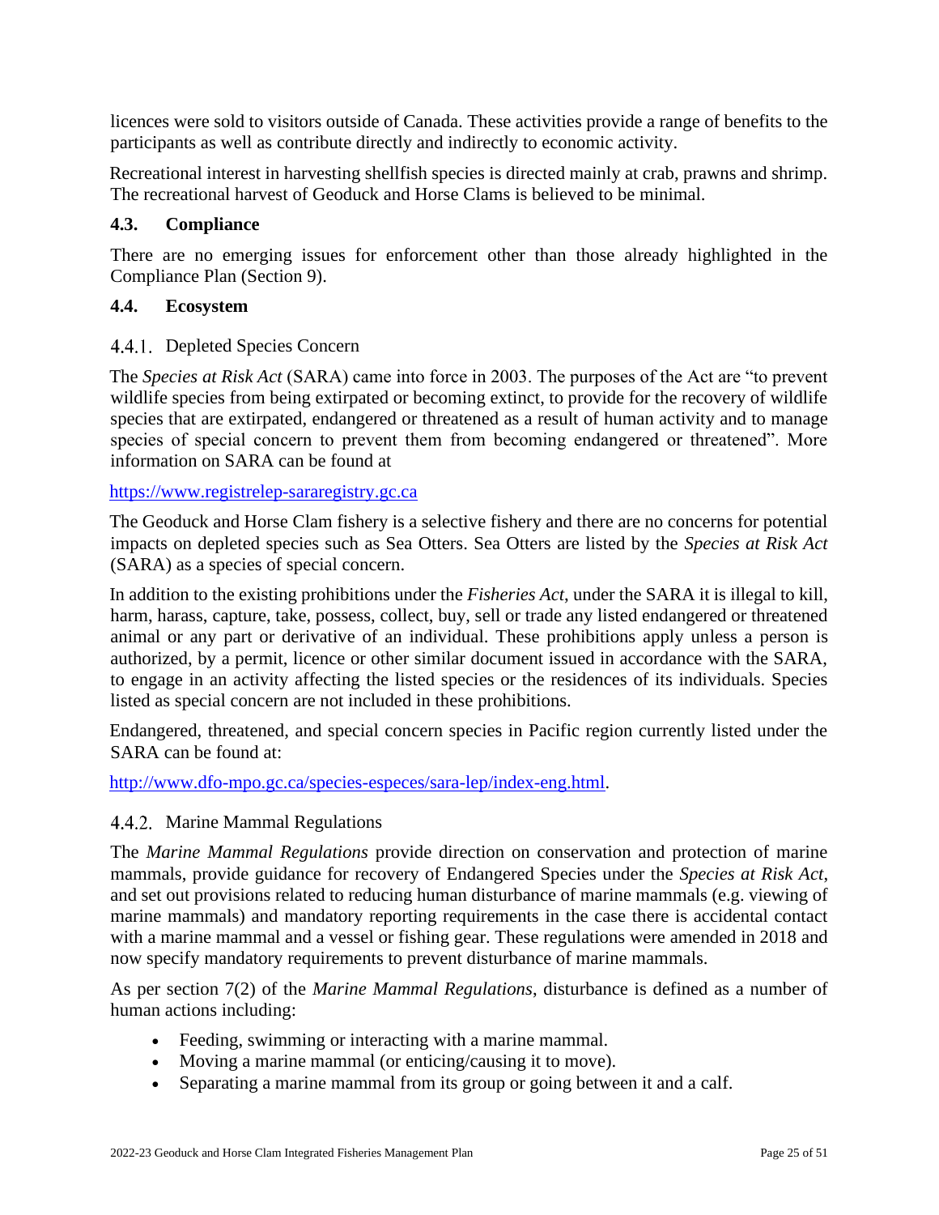licences were sold to visitors outside of Canada. These activities provide a range of benefits to the participants as well as contribute directly and indirectly to economic activity.

Recreational interest in harvesting shellfish species is directed mainly at crab, prawns and shrimp. The recreational harvest of Geoduck and Horse Clams is believed to be minimal.

## 4.3. Compliance

There are no emerging issues for enforcement other than those already highlighted in the Compliance Plan (Section 9).

## 4.4. Ecosystem

### 4.4.1. Depleted Species Concern

The *Species at Risk Act* (SARA) came into force in 2003. The purposes of the Act are "to prevent wildlife species from being extirpated or becoming extinct, to provide for the recovery of wildlife species that are extirpated, endangered or threatened as a result of human activity and to manage species of special concern to prevent them from becoming endangered or threatened". More information on SARA can be found at

https://www.registrelep-sararegistry.gc.ca

The Geoduck and Horse Clam fishery is a selective fishery and there are no concerns for potential impacts on depleted species such as Sea Otters. Sea Otters are listed by the *Species at Risk Act* (SARA) as a species of special concern.

In addition to the existing prohibitions under the *Fisheries Act*, under the SARA it is illegal to kill, harm, harass, capture, take, possess, collect, buy, sell or trade any listed endangered or threatened animal or any part or derivative of an individual. These prohibitions apply unless a person is authorized, by a permit, licence or other similar document issued in accordance with the SARA, to engage in an activity affecting the listed species or the residences of its individuals. Species listed as special concern are not included in these prohibitions.

Endangered, threatened, and special concern species in Pacific region currently listed under the SARA can be found at:

http://www.dfo-mpo.gc.ca/species-especes/sara-lep/index-eng.html.

### 4.4.2. Marine Mammal Regulations

The *Marine Mammal Regulations* provide direction on conservation and protection of marine mammals, provide guidance for recovery of Endangered Species under the *Species at Risk Act*, and set out provisions related to reducing human disturbance of marine mammals (e.g. viewing of marine mammals) and mandatory reporting requirements in the case there is accidental contact with a marine mammal and a vessel or fishing gear. These regulations were amended in 2018 and now specify mandatory requirements to prevent disturbance of marine mammals.

As per section 7(2) of the *Marine Mammal Regulations*, disturbance is defined as a number of human actions including:

- Feeding, swimming or interacting with a marine mammal.
- Moving a marine mammal (or enticing/causing it to move).
- Separating a marine mammal from its group or going between it and a calf.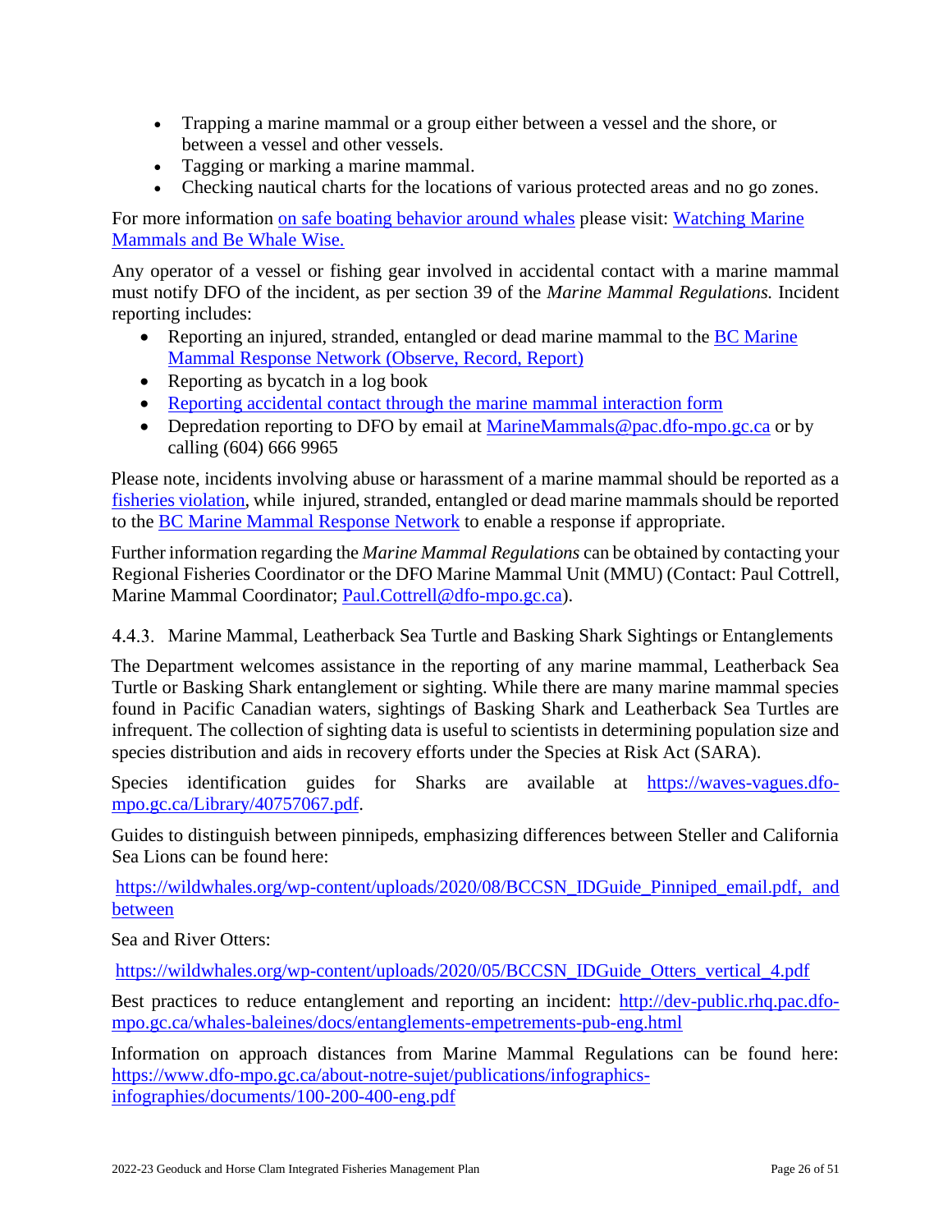- Trapping a marine mammal or a group either between a vessel and the shore, or between a vessel and other vessels.
- Tagging or marking a marine mammal.
- Checking nautical charts for the locations of various protected areas and no go zones.

For more information on safe boating behavior around whales please visit: Watching Marine Mammals and Be Whale Wise.

Any operator of a vessel or fishing gear involved in accidental contact with a marine mammal must notify DFO of the incident, as per section 39 of the *Marine Mammal Regulations.* Incident reporting includes:

- Reporting an injured, stranded, entangled or dead marine mammal to the BC Marine Mammal Response Network (Observe, Record, Report)
- Reporting as bycatch in a log book
- Reporting accidental contact through the marine mammal interaction form
- Depredation reporting to DFO by email at MarineMammals@pac.dfo-mpo.gc.ca or by calling (604) 666 9965

Please note, incidents involving abuse or harassment of a marine mammal should be reported as a fisheries violation, while injured, stranded, entangled or dead marine mammals should be reported to the BC Marine Mammal Response Network to enable a response if appropriate.

Further information regarding the *Marine Mammal Regulations* can be obtained by contacting your Regional Fisheries Coordinator or the DFO Marine Mammal Unit (MMU) (Contact: Paul Cottrell, Marine Mammal Coordinator; Paul.Cottrell@dfo-mpo.gc.ca).

### 4.4.3. Marine Mammal, Leatherback Sea Turtle and Basking Shark Sightings or Entanglements

The Department welcomes assistance in the reporting of any marine mammal, Leatherback Sea Turtle or Basking Shark entanglement or sighting. While there are many marine mammal species found in Pacific Canadian waters, sightings of Basking Shark and Leatherback Sea Turtles are infrequent. The collection of sighting data is useful to scientists in determining population size and species distribution and aids in recovery efforts under the Species at Risk Act (SARA).

Species identification guides for Sharks are available at https://waves-vagues.dfo-mpo.gc.ca/Library/40757067.pdf.

Guides to distinguish between pinnipeds, emphasizing differences between Steller and California Sea Lions can be found here:

https://wildwhales.org/wp-content/uploads/2020/08/BCCSN_IDGuide_Pinniped_email.pdf, and between

Sea and River Otters:

https://wildwhales.org/wp-content/uploads/2020/05/BCCSN_IDGuide_Otters_vertical_4.pdf

Best practices to reduce entanglement and reporting an incident: http://dev-public.rhq.pac.dfo-mpo.gc.ca/whales-baleines/docs/entanglements-empetrements-pub-eng.html

Information on approach distances from Marine Mammal Regulations can be found here: https://www.dfo-mpo.gc.ca/about-notre-sujet/publications/infographics-infographies/documents/100-200-400-eng.pdf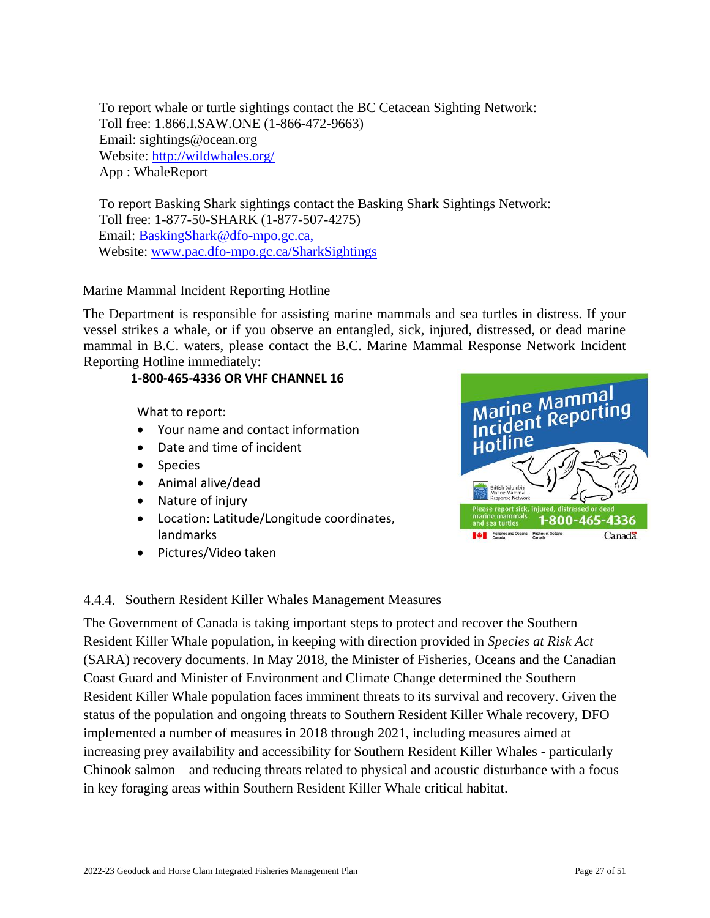To report whale or turtle sightings contact the BC Cetacean Sighting Network:
Toll free: 1.866.I.SAW.ONE (1-866-472-9663)
Email: sightings@ocean.org
Website: http://wildwhales.org/
App : WhaleReport

To report Basking Shark sightings contact the Basking Shark Sightings Network:
Toll free: 1-877-50-SHARK (1-877-507-4275)
Email: BaskingShark@dfo-mpo.gc.ca,
Website: www.pac.dfo-mpo.gc.ca/SharkSightings

Marine Mammal Incident Reporting Hotline

The Department is responsible for assisting marine mammals and sea turtles in distress. If your vessel strikes a whale, or if you observe an entangled, sick, injured, distressed, or dead marine mammal in B.C. waters, please contact the B.C. Marine Mammal Response Network Incident Reporting Hotline immediately:

**1-800-465-4336 OR VHF CHANNEL 16**

What to report:

- Your name and contact information
- Date and time of incident
- Species
- Animal alive/dead
- Nature of injury
- Location: Latitude/Longitude coordinates, landmarks
- Pictures/Video taken

### 4.4.4. Southern Resident Killer Whales Management Measures

The Government of Canada is taking important steps to protect and recover the Southern Resident Killer Whale population, in keeping with direction provided in *Species at Risk Act* (SARA) recovery documents. In May 2018, the Minister of Fisheries, Oceans and the Canadian Coast Guard and Minister of Environment and Climate Change determined the Southern Resident Killer Whale population faces imminent threats to its survival and recovery. Given the status of the population and ongoing threats to Southern Resident Killer Whale recovery, DFO implemented a number of measures in 2018 through 2021, including measures aimed at increasing prey availability and accessibility for Southern Resident Killer Whales - particularly Chinook salmon—and reducing threats related to physical and acoustic disturbance with a focus in key foraging areas within Southern Resident Killer Whale critical habitat.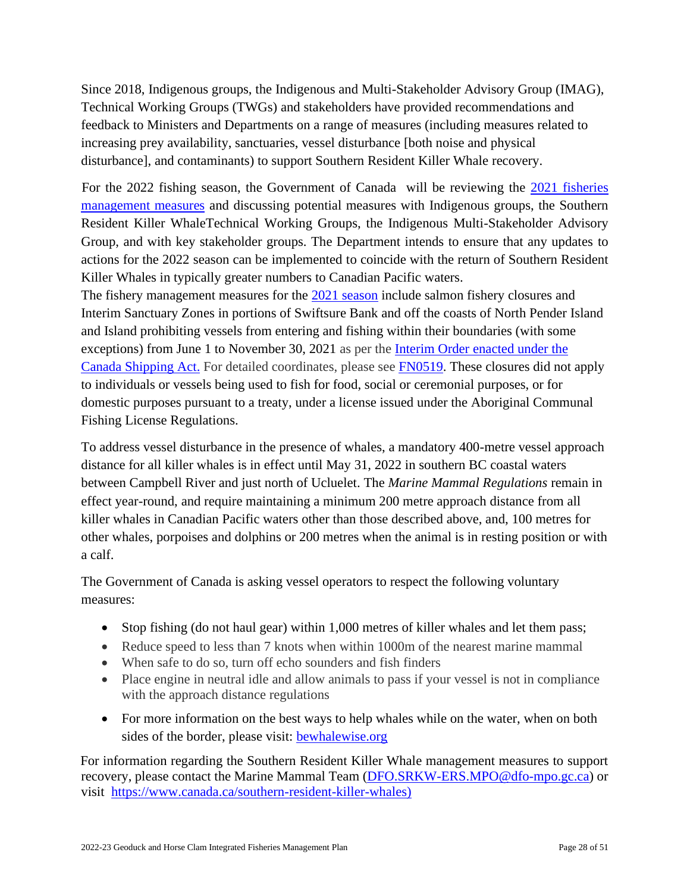Since 2018, Indigenous groups, the Indigenous and Multi-Stakeholder Advisory Group (IMAG), Technical Working Groups (TWGs) and stakeholders have provided recommendations and feedback to Ministers and Departments on a range of measures (including measures related to increasing prey availability, sanctuaries, vessel disturbance [both noise and physical disturbance], and contaminants) to support Southern Resident Killer Whale recovery.

For the 2022 fishing season, the Government of Canada will be reviewing the 2021 fisheries management measures and discussing potential measures with Indigenous groups, the Southern Resident Killer WhaleTechnical Working Groups, the Indigenous Multi-Stakeholder Advisory Group, and with key stakeholder groups. The Department intends to ensure that any updates to actions for the 2022 season can be implemented to coincide with the return of Southern Resident Killer Whales in typically greater numbers to Canadian Pacific waters.

The fishery management measures for the 2021 season include salmon fishery closures and Interim Sanctuary Zones in portions of Swiftsure Bank and off the coasts of North Pender Island and Island prohibiting vessels from entering and fishing within their boundaries (with some exceptions) from June 1 to November 30, 2021 as per the Interim Order enacted under the Canada Shipping Act. For detailed coordinates, please see FN0519. These closures did not apply to individuals or vessels being used to fish for food, social or ceremonial purposes, or for domestic purposes pursuant to a treaty, under a license issued under the Aboriginal Communal Fishing License Regulations.

To address vessel disturbance in the presence of whales, a mandatory 400-metre vessel approach distance for all killer whales is in effect until May 31, 2022 in southern BC coastal waters between Campbell River and just north of Ucluelet. The *Marine Mammal Regulations* remain in effect year-round, and require maintaining a minimum 200 metre approach distance from all killer whales in Canadian Pacific waters other than those described above, and, 100 metres for other whales, porpoises and dolphins or 200 metres when the animal is in resting position or with a calf.

The Government of Canada is asking vessel operators to respect the following voluntary measures:

- Stop fishing (do not haul gear) within 1,000 metres of killer whales and let them pass;
- Reduce speed to less than 7 knots when within 1000m of the nearest marine mammal
- When safe to do so, turn off echo sounders and fish finders
- Place engine in neutral idle and allow animals to pass if your vessel is not in compliance with the approach distance regulations
- For more information on the best ways to help whales while on the water, when on both sides of the border, please visit: bewhalewise.org

For information regarding the Southern Resident Killer Whale management measures to support recovery, please contact the Marine Mammal Team (DFO.SRKW-ERS.MPO@dfo-mpo.gc.ca) or visit https://www.canada.ca/southern-resident-killer-whales)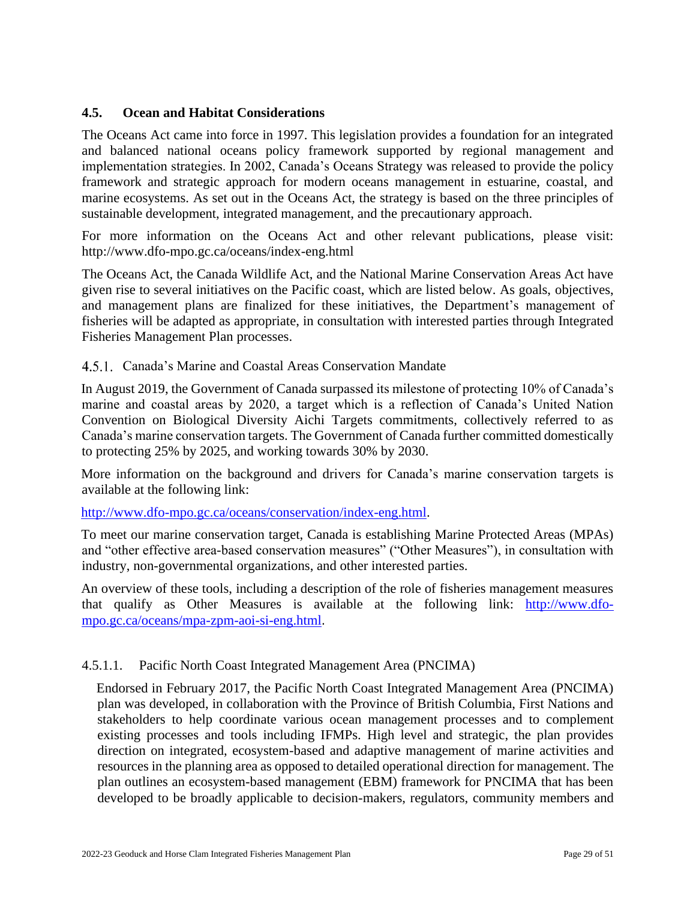## 4.5. Ocean and Habitat Considerations

The Oceans Act came into force in 1997. This legislation provides a foundation for an integrated and balanced national oceans policy framework supported by regional management and implementation strategies. In 2002, Canada's Oceans Strategy was released to provide the policy framework and strategic approach for modern oceans management in estuarine, coastal, and marine ecosystems. As set out in the Oceans Act, the strategy is based on the three principles of sustainable development, integrated management, and the precautionary approach.

For more information on the Oceans Act and other relevant publications, please visit: http://www.dfo-mpo.gc.ca/oceans/index-eng.html

The Oceans Act, the Canada Wildlife Act, and the National Marine Conservation Areas Act have given rise to several initiatives on the Pacific coast, which are listed below. As goals, objectives, and management plans are finalized for these initiatives, the Department's management of fisheries will be adapted as appropriate, in consultation with interested parties through Integrated Fisheries Management Plan processes.

### 4.5.1. Canada's Marine and Coastal Areas Conservation Mandate

In August 2019, the Government of Canada surpassed its milestone of protecting 10% of Canada's marine and coastal areas by 2020, a target which is a reflection of Canada's United Nation Convention on Biological Diversity Aichi Targets commitments, collectively referred to as Canada's marine conservation targets. The Government of Canada further committed domestically to protecting 25% by 2025, and working towards 30% by 2030.

More information on the background and drivers for Canada's marine conservation targets is available at the following link:

http://www.dfo-mpo.gc.ca/oceans/conservation/index-eng.html.

To meet our marine conservation target, Canada is establishing Marine Protected Areas (MPAs) and "other effective area-based conservation measures" ("Other Measures"), in consultation with industry, non-governmental organizations, and other interested parties.

An overview of these tools, including a description of the role of fisheries management measures that qualify as Other Measures is available at the following link: http://www.dfo-mpo.gc.ca/oceans/mpa-zpm-aoi-si-eng.html.

#### 4.5.1.1. Pacific North Coast Integrated Management Area (PNCIMA)

Endorsed in February 2017, the Pacific North Coast Integrated Management Area (PNCIMA) plan was developed, in collaboration with the Province of British Columbia, First Nations and stakeholders to help coordinate various ocean management processes and to complement existing processes and tools including IFMPs. High level and strategic, the plan provides direction on integrated, ecosystem-based and adaptive management of marine activities and resources in the planning area as opposed to detailed operational direction for management. The plan outlines an ecosystem-based management (EBM) framework for PNCIMA that has been developed to be broadly applicable to decision-makers, regulators, community members and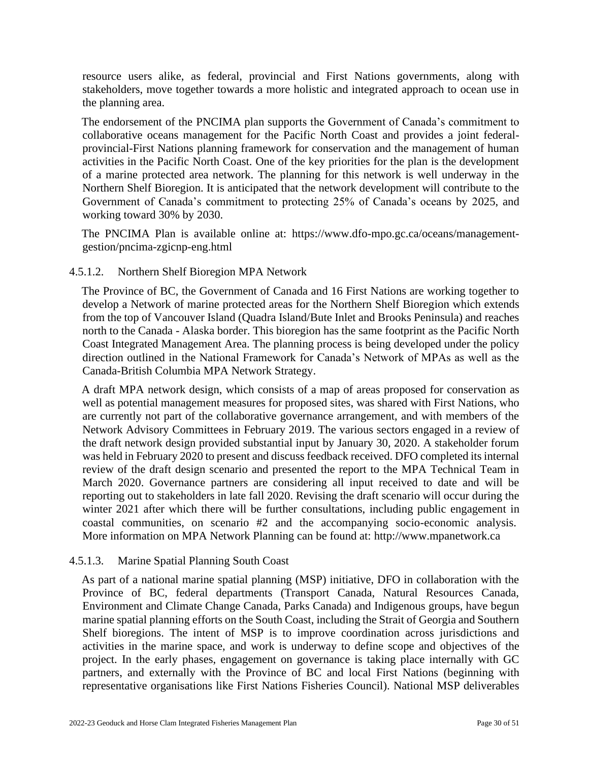resource users alike, as federal, provincial and First Nations governments, along with stakeholders, move together towards a more holistic and integrated approach to ocean use in the planning area.

The endorsement of the PNCIMA plan supports the Government of Canada's commitment to collaborative oceans management for the Pacific North Coast and provides a joint federal-provincial-First Nations planning framework for conservation and the management of human activities in the Pacific North Coast. One of the key priorities for the plan is the development of a marine protected area network. The planning for this network is well underway in the Northern Shelf Bioregion. It is anticipated that the network development will contribute to the Government of Canada's commitment to protecting 25% of Canada's oceans by 2025, and working toward 30% by 2030.

The PNCIMA Plan is available online at: https://www.dfo-mpo.gc.ca/oceans/management-gestion/pncima-zgicnp-eng.html

#### 4.5.1.2. Northern Shelf Bioregion MPA Network

The Province of BC, the Government of Canada and 16 First Nations are working together to develop a Network of marine protected areas for the Northern Shelf Bioregion which extends from the top of Vancouver Island (Quadra Island/Bute Inlet and Brooks Peninsula) and reaches north to the Canada - Alaska border. This bioregion has the same footprint as the Pacific North Coast Integrated Management Area. The planning process is being developed under the policy direction outlined in the National Framework for Canada's Network of MPAs as well as the Canada-British Columbia MPA Network Strategy.

A draft MPA network design, which consists of a map of areas proposed for conservation as well as potential management measures for proposed sites, was shared with First Nations, who are currently not part of the collaborative governance arrangement, and with members of the Network Advisory Committees in February 2019. The various sectors engaged in a review of the draft network design provided substantial input by January 30, 2020. A stakeholder forum was held in February 2020 to present and discuss feedback received. DFO completed its internal review of the draft design scenario and presented the report to the MPA Technical Team in March 2020. Governance partners are considering all input received to date and will be reporting out to stakeholders in late fall 2020. Revising the draft scenario will occur during the winter 2021 after which there will be further consultations, including public engagement in coastal communities, on scenario #2 and the accompanying socio-economic analysis. More information on MPA Network Planning can be found at: http://www.mpanetwork.ca

#### 4.5.1.3. Marine Spatial Planning South Coast

As part of a national marine spatial planning (MSP) initiative, DFO in collaboration with the Province of BC, federal departments (Transport Canada, Natural Resources Canada, Environment and Climate Change Canada, Parks Canada) and Indigenous groups, have begun marine spatial planning efforts on the South Coast, including the Strait of Georgia and Southern Shelf bioregions. The intent of MSP is to improve coordination across jurisdictions and activities in the marine space, and work is underway to define scope and objectives of the project. In the early phases, engagement on governance is taking place internally with GC partners, and externally with the Province of BC and local First Nations (beginning with representative organisations like First Nations Fisheries Council). National MSP deliverables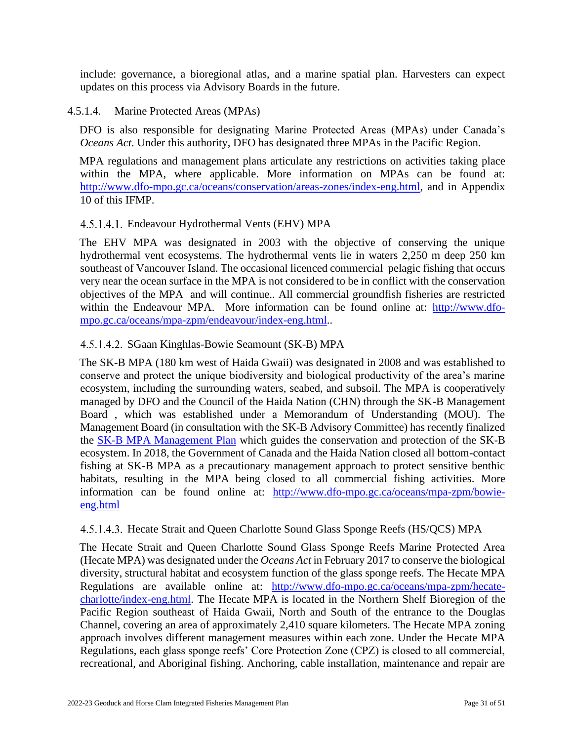include: governance, a bioregional atlas, and a marine spatial plan. Harvesters can expect updates on this process via Advisory Boards in the future.

#### 4.5.1.4. Marine Protected Areas (MPAs)

DFO is also responsible for designating Marine Protected Areas (MPAs) under Canada's *Oceans Act*. Under this authority, DFO has designated three MPAs in the Pacific Region.

MPA regulations and management plans articulate any restrictions on activities taking place within the MPA, where applicable. More information on MPAs can be found at: [http://www.dfo-mpo.gc.ca/oceans/conservation/areas-zones/index-eng.html](http://www.dfo-mpo.gc.ca/oceans/conservation/areas-zones/index-eng.html), and in Appendix 10 of this IFMP.

##### 4.5.1.4.1. Endeavour Hydrothermal Vents (EHV) MPA

The EHV MPA was designated in 2003 with the objective of conserving the unique hydrothermal vent ecosystems. The hydrothermal vents lie in waters 2,250 m deep 250 km southeast of Vancouver Island. The occasional licenced commercial pelagic fishing that occurs very near the ocean surface in the MPA is not considered to be in conflict with the conservation objectives of the MPA and will continue.. All commercial groundfish fisheries are restricted within the Endeavour MPA. More information can be found online at: [http://www.dfo-mpo.gc.ca/oceans/mpa-zpm/endeavour/index-eng.html](http://www.dfo-mpo.gc.ca/oceans/mpa-zpm/endeavour/index-eng.html)..

##### 4.5.1.4.2. SGaan Kinghlas-Bowie Seamount (SK-B) MPA

The SK-B MPA (180 km west of Haida Gwaii) was designated in 2008 and was established to conserve and protect the unique biodiversity and biological productivity of the area's marine ecosystem, including the surrounding waters, seabed, and subsoil. The MPA is cooperatively managed by DFO and the Council of the Haida Nation (CHN) through the SK-B Management Board , which was established under a Memorandum of Understanding (MOU). The Management Board (in consultation with the SK-B Advisory Committee) has recently finalized the SK-B MPA Management Plan which guides the conservation and protection of the SK-B ecosystem. In 2018, the Government of Canada and the Haida Nation closed all bottom-contact fishing at SK-B MPA as a precautionary management approach to protect sensitive benthic habitats, resulting in the MPA being closed to all commercial fishing activities. More information can be found online at: [http://www.dfo-mpo.gc.ca/oceans/mpa-zpm/bowie-eng.html](http://www.dfo-mpo.gc.ca/oceans/mpa-zpm/bowie-eng.html)

##### 4.5.1.4.3. Hecate Strait and Queen Charlotte Sound Glass Sponge Reefs (HS/QCS) MPA

The Hecate Strait and Queen Charlotte Sound Glass Sponge Reefs Marine Protected Area (Hecate MPA) was designated under the *Oceans Act* in February 2017 to conserve the biological diversity, structural habitat and ecosystem function of the glass sponge reefs. The Hecate MPA Regulations are available online at: [http://www.dfo-mpo.gc.ca/oceans/mpa-zpm/hecate-charlotte/index-eng.html](http://www.dfo-mpo.gc.ca/oceans/mpa-zpm/hecate-charlotte/index-eng.html). The Hecate MPA is located in the Northern Shelf Bioregion of the Pacific Region southeast of Haida Gwaii, North and South of the entrance to the Douglas Channel, covering an area of approximately 2,410 square kilometers. The Hecate MPA zoning approach involves different management measures within each zone. Under the Hecate MPA Regulations, each glass sponge reefs' Core Protection Zone (CPZ) is closed to all commercial, recreational, and Aboriginal fishing. Anchoring, cable installation, maintenance and repair are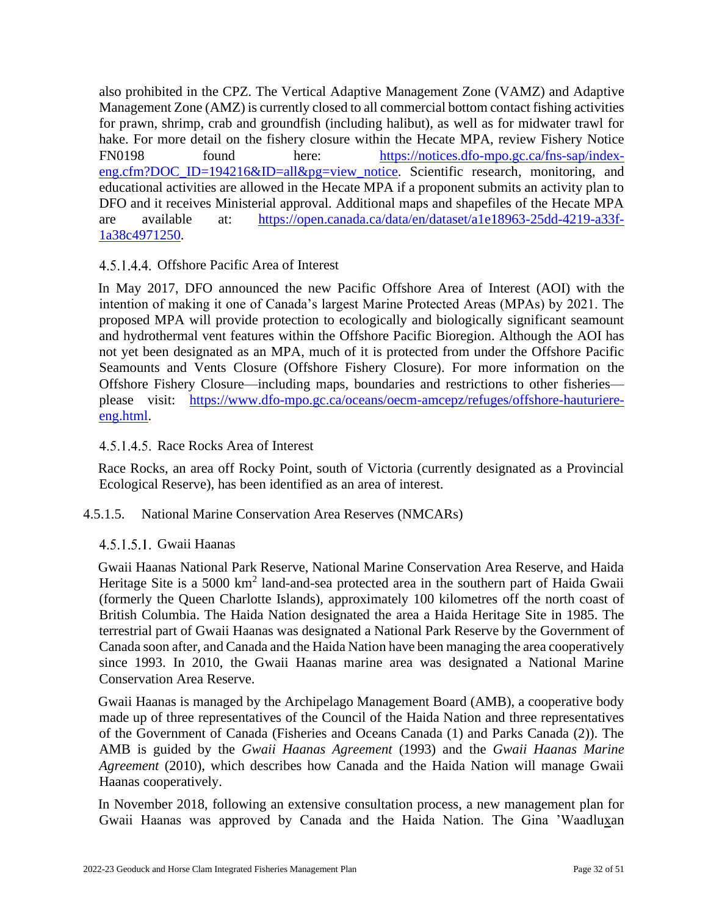also prohibited in the CPZ. The Vertical Adaptive Management Zone (VAMZ) and Adaptive Management Zone (AMZ) is currently closed to all commercial bottom contact fishing activities for prawn, shrimp, crab and groundfish (including halibut), as well as for midwater trawl for hake. For more detail on the fishery closure within the Hecate MPA, review Fishery Notice FN0198 found here: [https://notices.dfo-mpo.gc.ca/fns-sap/index-eng.cfm?DOC_ID=194216&ID=all&pg=view_notice](https://notices.dfo-mpo.gc.ca/fns-sap/index-eng.cfm?DOC_ID=194216&ID=all&pg=view_notice). Scientific research, monitoring, and educational activities are allowed in the Hecate MPA if a proponent submits an activity plan to DFO and it receives Ministerial approval. Additional maps and shapefiles of the Hecate MPA are available at: [https://open.canada.ca/data/en/dataset/a1e18963-25dd-4219-a33f-1a38c4971250](https://open.canada.ca/data/en/dataset/a1e18963-25dd-4219-a33f-1a38c4971250).

##### 4.5.1.4.4. Offshore Pacific Area of Interest

In May 2017, DFO announced the new Pacific Offshore Area of Interest (AOI) with the intention of making it one of Canada's largest Marine Protected Areas (MPAs) by 2021. The proposed MPA will provide protection to ecologically and biologically significant seamount and hydrothermal vent features within the Offshore Pacific Bioregion. Although the AOI has not yet been designated as an MPA, much of it is protected from under the Offshore Pacific Seamounts and Vents Closure (Offshore Fishery Closure). For more information on the Offshore Fishery Closure—including maps, boundaries and restrictions to other fisheries—please visit: [https://www.dfo-mpo.gc.ca/oceans/oecm-amcepz/refuges/offshore-hauturiere-eng.html](https://www.dfo-mpo.gc.ca/oceans/oecm-amcepz/refuges/offshore-hauturiere-eng.html).

##### 4.5.1.4.5. Race Rocks Area of Interest

Race Rocks, an area off Rocky Point, south of Victoria (currently designated as a Provincial Ecological Reserve), has been identified as an area of interest.

#### 4.5.1.5. National Marine Conservation Area Reserves (NMCARs)

##### 4.5.1.5.1. Gwaii Haanas

Gwaii Haanas National Park Reserve, National Marine Conservation Area Reserve, and Haida Heritage Site is a 5000 km$^2$ land-and-sea protected area in the southern part of Haida Gwaii (formerly the Queen Charlotte Islands), approximately 100 kilometres off the north coast of British Columbia. The Haida Nation designated the area a Haida Heritage Site in 1985. The terrestrial part of Gwaii Haanas was designated a National Park Reserve by the Government of Canada soon after, and Canada and the Haida Nation have been managing the area cooperatively since 1993. In 2010, the Gwaii Haanas marine area was designated a National Marine Conservation Area Reserve.

Gwaii Haanas is managed by the Archipelago Management Board (AMB), a cooperative body made up of three representatives of the Council of the Haida Nation and three representatives of the Government of Canada (Fisheries and Oceans Canada (1) and Parks Canada (2)). The AMB is guided by the *Gwaii Haanas Agreement* (1993) and the *Gwaii Haanas Marine Agreement* (2010), which describes how Canada and the Haida Nation will manage Gwaii Haanas cooperatively.

In November 2018, following an extensive consultation process, a new management plan for Gwaii Haanas was approved by Canada and the Haida Nation. The Gina 'Waadlu<u>x</u>an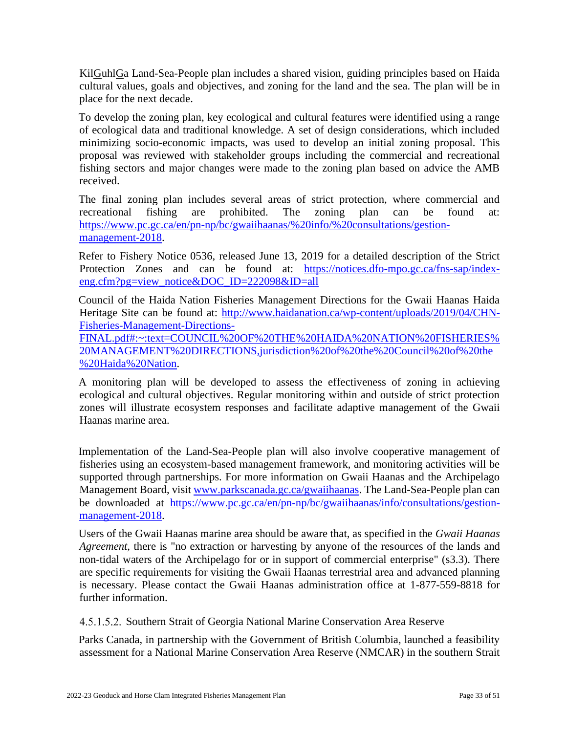KilGuhlGa Land-Sea-People plan includes a shared vision, guiding principles based on Haida cultural values, goals and objectives, and zoning for the land and the sea. The plan will be in place for the next decade.

To develop the zoning plan, key ecological and cultural features were identified using a range of ecological data and traditional knowledge. A set of design considerations, which included minimizing socio-economic impacts, was used to develop an initial zoning proposal. This proposal was reviewed with stakeholder groups including the commercial and recreational fishing sectors and major changes were made to the zoning plan based on advice the AMB received.

The final zoning plan includes several areas of strict protection, where commercial and recreational fishing are prohibited. The zoning plan can be found at: https://www.pc.gc.ca/en/pn-np/bc/gwaiihaanas/%20info/%20consultations/gestion-management-2018.

Refer to Fishery Notice 0536, released June 13, 2019 for a detailed description of the Strict Protection Zones and can be found at: https://notices.dfo-mpo.gc.ca/fns-sap/index-eng.cfm?pg=view_notice&DOC_ID=222098&ID=all

Council of the Haida Nation Fisheries Management Directions for the Gwaii Haanas Haida Heritage Site can be found at: http://www.haidanation.ca/wp-content/uploads/2019/04/CHN-Fisheries-Management-Directions-FINAL.pdf#:~:text=COUNCIL%20OF%20THE%20HAIDA%20NATION%20FISHERIES%20MANAGEMENT%20DIRECTIONS,jurisdiction%20of%20the%20Council%20of%20the%20Haida%20Nation.

A monitoring plan will be developed to assess the effectiveness of zoning in achieving ecological and cultural objectives. Regular monitoring within and outside of strict protection zones will illustrate ecosystem responses and facilitate adaptive management of the Gwaii Haanas marine area.

Implementation of the Land-Sea-People plan will also involve cooperative management of fisheries using an ecosystem-based management framework, and monitoring activities will be supported through partnerships. For more information on Gwaii Haanas and the Archipelago Management Board, visit www.parkscanada.gc.ca/gwaiihaanas. The Land-Sea-People plan can be downloaded at https://www.pc.gc.ca/en/pn-np/bc/gwaiihaanas/info/consultations/gestion-management-2018.

Users of the Gwaii Haanas marine area should be aware that, as specified in the *Gwaii Haanas Agreement*, there is "no extraction or harvesting by anyone of the resources of the lands and non-tidal waters of the Archipelago for or in support of commercial enterprise" (s3.3). There are specific requirements for visiting the Gwaii Haanas terrestrial area and advanced planning is necessary. Please contact the Gwaii Haanas administration office at 1-877-559-8818 for further information.

##### 4.5.1.5.2. Southern Strait of Georgia National Marine Conservation Area Reserve

Parks Canada, in partnership with the Government of British Columbia, launched a feasibility assessment for a National Marine Conservation Area Reserve (NMCAR) in the southern Strait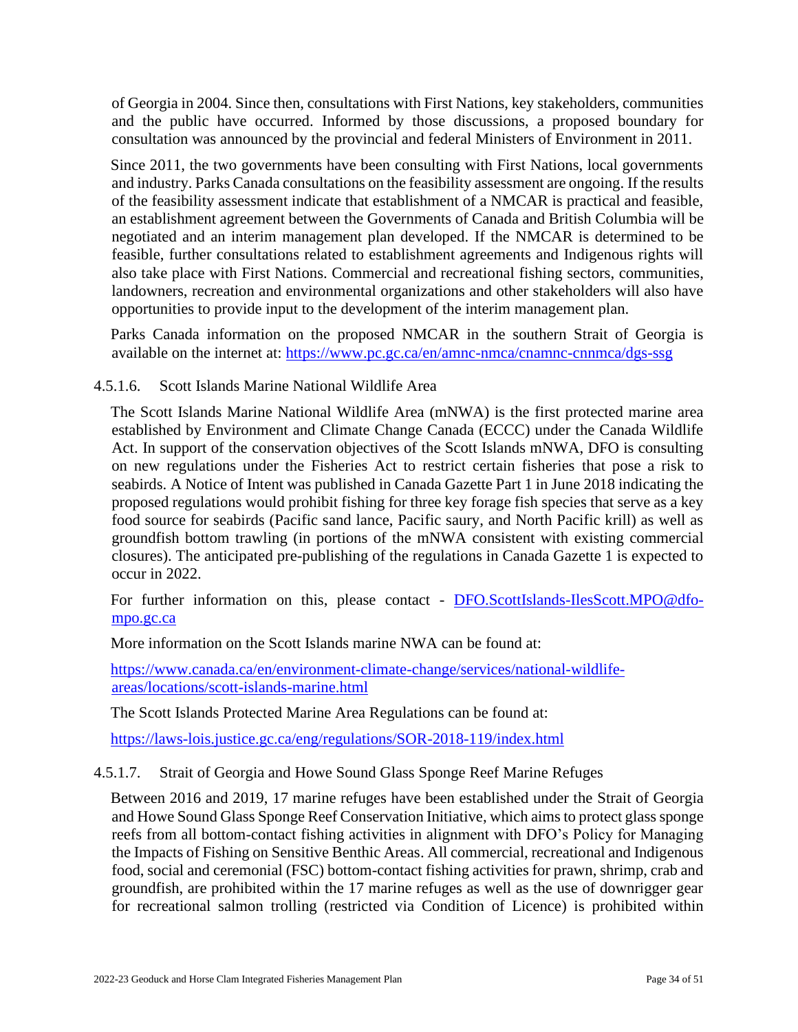of Georgia in 2004. Since then, consultations with First Nations, key stakeholders, communities and the public have occurred. Informed by those discussions, a proposed boundary for consultation was announced by the provincial and federal Ministers of Environment in 2011.

Since 2011, the two governments have been consulting with First Nations, local governments and industry. Parks Canada consultations on the feasibility assessment are ongoing. If the results of the feasibility assessment indicate that establishment of a NMCAR is practical and feasible, an establishment agreement between the Governments of Canada and British Columbia will be negotiated and an interim management plan developed. If the NMCAR is determined to be feasible, further consultations related to establishment agreements and Indigenous rights will also take place with First Nations. Commercial and recreational fishing sectors, communities, landowners, recreation and environmental organizations and other stakeholders will also have opportunities to provide input to the development of the interim management plan.

Parks Canada information on the proposed NMCAR in the southern Strait of Georgia is available on the internet at: https://www.pc.gc.ca/en/amnc-nmca/cnamnc-cnnmca/dgs-ssg

#### 4.5.1.6. Scott Islands Marine National Wildlife Area

The Scott Islands Marine National Wildlife Area (mNWA) is the first protected marine area established by Environment and Climate Change Canada (ECCC) under the Canada Wildlife Act. In support of the conservation objectives of the Scott Islands mNWA, DFO is consulting on new regulations under the Fisheries Act to restrict certain fisheries that pose a risk to seabirds. A Notice of Intent was published in Canada Gazette Part 1 in June 2018 indicating the proposed regulations would prohibit fishing for three key forage fish species that serve as a key food source for seabirds (Pacific sand lance, Pacific saury, and North Pacific krill) as well as groundfish bottom trawling (in portions of the mNWA consistent with existing commercial closures). The anticipated pre-publishing of the regulations in Canada Gazette 1 is expected to occur in 2022.

For further information on this, please contact - DFO.ScottIslands-IlesScott.MPO@dfo-mpo.gc.ca

More information on the Scott Islands marine NWA can be found at:

https://www.canada.ca/en/environment-climate-change/services/national-wildlife-areas/locations/scott-islands-marine.html

The Scott Islands Protected Marine Area Regulations can be found at:

https://laws-lois.justice.gc.ca/eng/regulations/SOR-2018-119/index.html

#### 4.5.1.7. Strait of Georgia and Howe Sound Glass Sponge Reef Marine Refuges

Between 2016 and 2019, 17 marine refuges have been established under the Strait of Georgia and Howe Sound Glass Sponge Reef Conservation Initiative, which aims to protect glass sponge reefs from all bottom-contact fishing activities in alignment with DFO's Policy for Managing the Impacts of Fishing on Sensitive Benthic Areas. All commercial, recreational and Indigenous food, social and ceremonial (FSC) bottom-contact fishing activities for prawn, shrimp, crab and groundfish, are prohibited within the 17 marine refuges as well as the use of downrigger gear for recreational salmon trolling (restricted via Condition of Licence) is prohibited within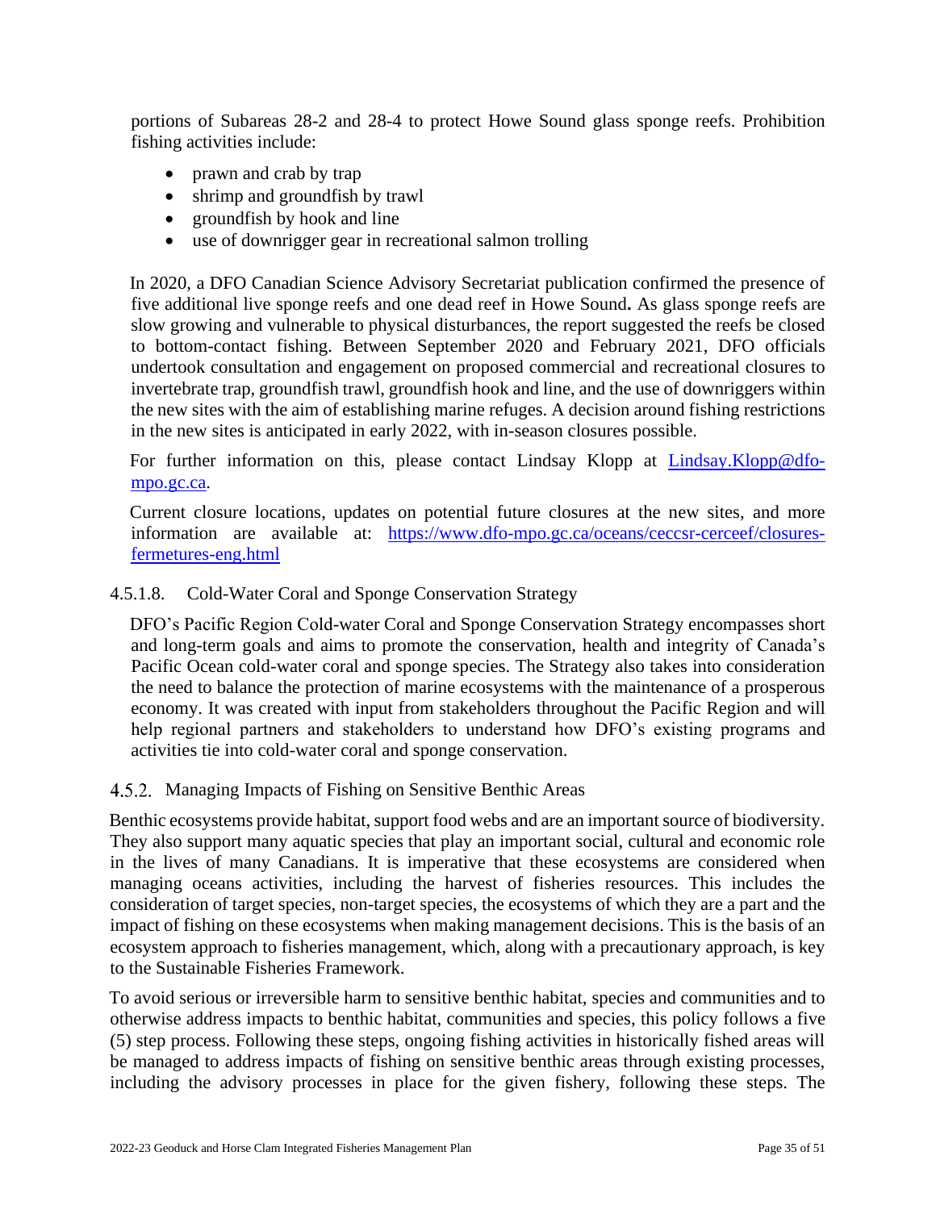portions of Subareas 28-2 and 28-4 to protect Howe Sound glass sponge reefs. Prohibition fishing activities include:

- prawn and crab by trap
- shrimp and groundfish by trawl
- groundfish by hook and line
- use of downrigger gear in recreational salmon trolling

In 2020, a DFO Canadian Science Advisory Secretariat publication confirmed the presence of five additional live sponge reefs and one dead reef in Howe Sound**.** As glass sponge reefs are slow growing and vulnerable to physical disturbances, the report suggested the reefs be closed to bottom-contact fishing. Between September 2020 and February 2021, DFO officials undertook consultation and engagement on proposed commercial and recreational closures to invertebrate trap, groundfish trawl, groundfish hook and line, and the use of downriggers within the new sites with the aim of establishing marine refuges. A decision around fishing restrictions in the new sites is anticipated in early 2022, with in-season closures possible.

For further information on this, please contact Lindsay Klopp at [Lindsay.Klopp@dfo-mpo.gc.ca](mailto:Lindsay.Klopp@dfo-mpo.gc.ca).

Current closure locations, updates on potential future closures at the new sites, and more information are available at: [https://www.dfo-mpo.gc.ca/oceans/ceccsr-cerceef/closures-fermetures-eng.html](https://www.dfo-mpo.gc.ca/oceans/ceccsr-cerceef/closures-fermetures-eng.html)

#### 4.5.1.8. Cold-Water Coral and Sponge Conservation Strategy

DFO's Pacific Region Cold-water Coral and Sponge Conservation Strategy encompasses short and long-term goals and aims to promote the conservation, health and integrity of Canada's Pacific Ocean cold-water coral and sponge species. The Strategy also takes into consideration the need to balance the protection of marine ecosystems with the maintenance of a prosperous economy. It was created with input from stakeholders throughout the Pacific Region and will help regional partners and stakeholders to understand how DFO's existing programs and activities tie into cold-water coral and sponge conservation.

### 4.5.2. Managing Impacts of Fishing on Sensitive Benthic Areas

Benthic ecosystems provide habitat, support food webs and are an important source of biodiversity. They also support many aquatic species that play an important social, cultural and economic role in the lives of many Canadians. It is imperative that these ecosystems are considered when managing oceans activities, including the harvest of fisheries resources. This includes the consideration of target species, non-target species, the ecosystems of which they are a part and the impact of fishing on these ecosystems when making management decisions. This is the basis of an ecosystem approach to fisheries management, which, along with a precautionary approach, is key to the Sustainable Fisheries Framework.

To avoid serious or irreversible harm to sensitive benthic habitat, species and communities and to otherwise address impacts to benthic habitat, communities and species, this policy follows a five (5) step process. Following these steps, ongoing fishing activities in historically fished areas will be managed to address impacts of fishing on sensitive benthic areas through existing processes, including the advisory processes in place for the given fishery, following these steps. The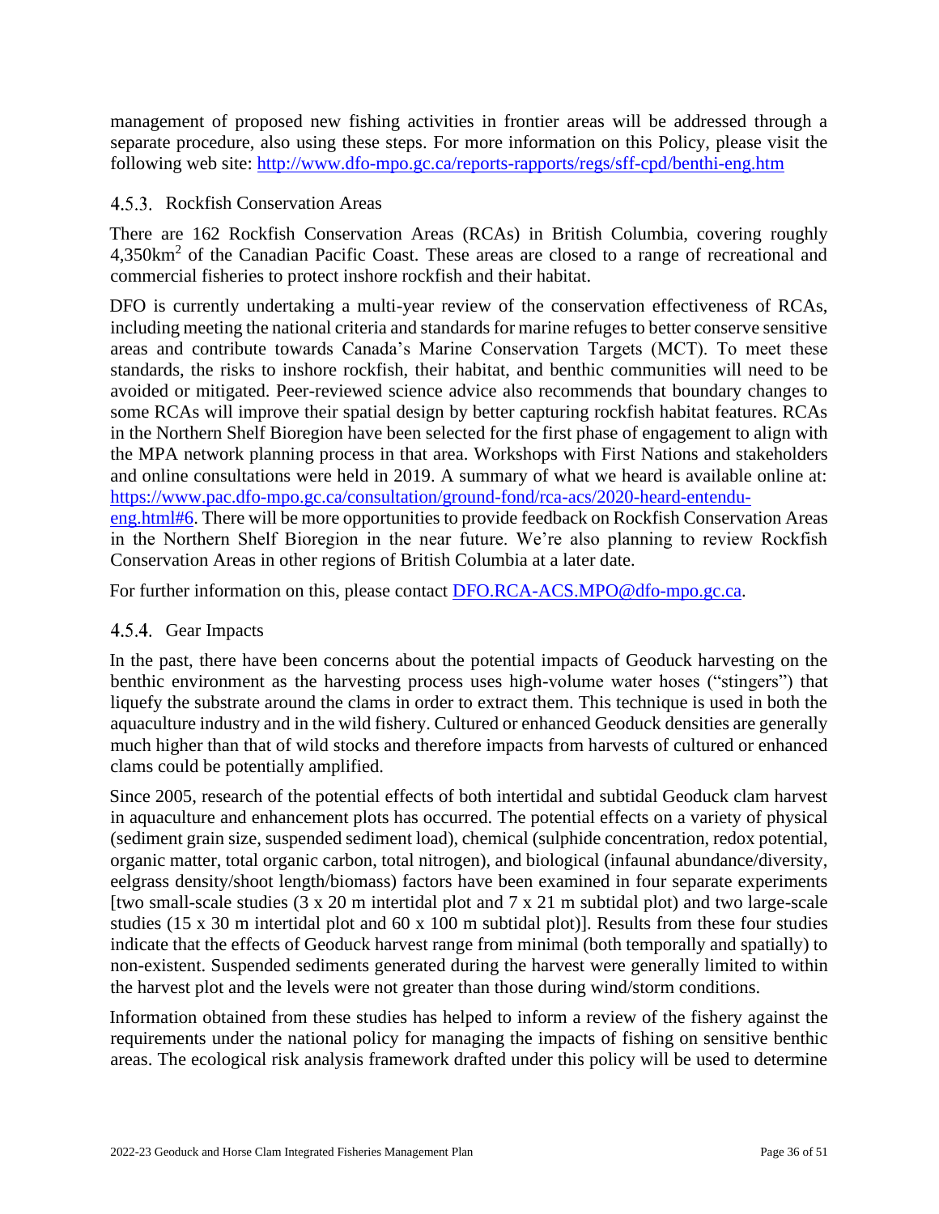management of proposed new fishing activities in frontier areas will be addressed through a separate procedure, also using these steps. For more information on this Policy, please visit the following web site: http://www.dfo-mpo.gc.ca/reports-rapports/regs/sff-cpd/benthi-eng.htm

### 4.5.3. Rockfish Conservation Areas

There are 162 Rockfish Conservation Areas (RCAs) in British Columbia, covering roughly 4,350km$^2$ of the Canadian Pacific Coast. These areas are closed to a range of recreational and commercial fisheries to protect inshore rockfish and their habitat.

DFO is currently undertaking a multi-year review of the conservation effectiveness of RCAs, including meeting the national criteria and standards for marine refuges to better conserve sensitive areas and contribute towards Canada's Marine Conservation Targets (MCT). To meet these standards, the risks to inshore rockfish, their habitat, and benthic communities will need to be avoided or mitigated. Peer-reviewed science advice also recommends that boundary changes to some RCAs will improve their spatial design by better capturing rockfish habitat features. RCAs in the Northern Shelf Bioregion have been selected for the first phase of engagement to align with the MPA network planning process in that area. Workshops with First Nations and stakeholders and online consultations were held in 2019. A summary of what we heard is available online at: https://www.pac.dfo-mpo.gc.ca/consultation/ground-fond/rca-acs/2020-heard-entendu-eng.html#6. There will be more opportunities to provide feedback on Rockfish Conservation Areas in the Northern Shelf Bioregion in the near future. We're also planning to review Rockfish Conservation Areas in other regions of British Columbia at a later date.

For further information on this, please contact DFO.RCA-ACS.MPO@dfo-mpo.gc.ca.

### 4.5.4. Gear Impacts

In the past, there have been concerns about the potential impacts of Geoduck harvesting on the benthic environment as the harvesting process uses high-volume water hoses ("stingers") that liquefy the substrate around the clams in order to extract them. This technique is used in both the aquaculture industry and in the wild fishery. Cultured or enhanced Geoduck densities are generally much higher than that of wild stocks and therefore impacts from harvests of cultured or enhanced clams could be potentially amplified.

Since 2005, research of the potential effects of both intertidal and subtidal Geoduck clam harvest in aquaculture and enhancement plots has occurred. The potential effects on a variety of physical (sediment grain size, suspended sediment load), chemical (sulphide concentration, redox potential, organic matter, total organic carbon, total nitrogen), and biological (infaunal abundance/diversity, eelgrass density/shoot length/biomass) factors have been examined in four separate experiments [two small-scale studies (3 x 20 m intertidal plot and 7 x 21 m subtidal plot) and two large-scale studies (15 x 30 m intertidal plot and 60 x 100 m subtidal plot)]. Results from these four studies indicate that the effects of Geoduck harvest range from minimal (both temporally and spatially) to non-existent. Suspended sediments generated during the harvest were generally limited to within the harvest plot and the levels were not greater than those during wind/storm conditions.

Information obtained from these studies has helped to inform a review of the fishery against the requirements under the national policy for managing the impacts of fishing on sensitive benthic areas. The ecological risk analysis framework drafted under this policy will be used to determine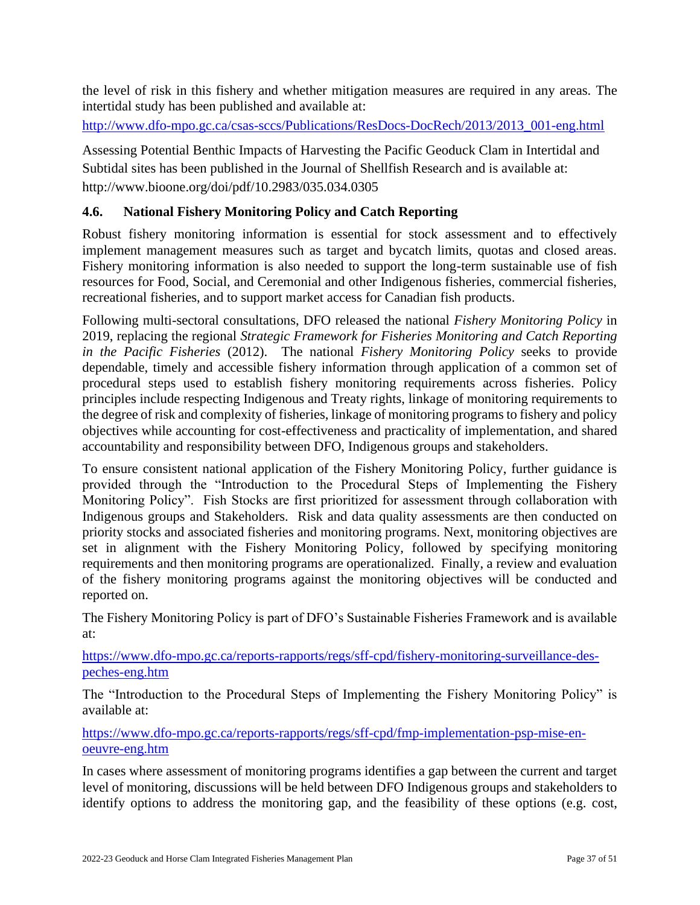the level of risk in this fishery and whether mitigation measures are required in any areas. The intertidal study has been published and available at:

http://www.dfo-mpo.gc.ca/csas-sccs/Publications/ResDocs-DocRech/2013/2013_001-eng.html

Assessing Potential Benthic Impacts of Harvesting the Pacific Geoduck Clam in Intertidal and Subtidal sites has been published in the Journal of Shellfish Research and is available at: http://www.bioone.org/doi/pdf/10.2983/035.034.0305

### 4.6. National Fishery Monitoring Policy and Catch Reporting

Robust fishery monitoring information is essential for stock assessment and to effectively implement management measures such as target and bycatch limits, quotas and closed areas. Fishery monitoring information is also needed to support the long-term sustainable use of fish resources for Food, Social, and Ceremonial and other Indigenous fisheries, commercial fisheries, recreational fisheries, and to support market access for Canadian fish products.

Following multi-sectoral consultations, DFO released the national *Fishery Monitoring Policy* in 2019, replacing the regional *Strategic Framework for Fisheries Monitoring and Catch Reporting in the Pacific Fisheries* (2012). The national *Fishery Monitoring Policy* seeks to provide dependable, timely and accessible fishery information through application of a common set of procedural steps used to establish fishery monitoring requirements across fisheries. Policy principles include respecting Indigenous and Treaty rights, linkage of monitoring requirements to the degree of risk and complexity of fisheries, linkage of monitoring programs to fishery and policy objectives while accounting for cost-effectiveness and practicality of implementation, and shared accountability and responsibility between DFO, Indigenous groups and stakeholders.

To ensure consistent national application of the Fishery Monitoring Policy, further guidance is provided through the "Introduction to the Procedural Steps of Implementing the Fishery Monitoring Policy". Fish Stocks are first prioritized for assessment through collaboration with Indigenous groups and Stakeholders. Risk and data quality assessments are then conducted on priority stocks and associated fisheries and monitoring programs. Next, monitoring objectives are set in alignment with the Fishery Monitoring Policy, followed by specifying monitoring requirements and then monitoring programs are operationalized. Finally, a review and evaluation of the fishery monitoring programs against the monitoring objectives will be conducted and reported on.

The Fishery Monitoring Policy is part of DFO's Sustainable Fisheries Framework and is available at:

https://www.dfo-mpo.gc.ca/reports-rapports/regs/sff-cpd/fishery-monitoring-surveillance-des-peches-eng.htm

The "Introduction to the Procedural Steps of Implementing the Fishery Monitoring Policy" is available at:

https://www.dfo-mpo.gc.ca/reports-rapports/regs/sff-cpd/fmp-implementation-psp-mise-en-oeuvre-eng.htm

In cases where assessment of monitoring programs identifies a gap between the current and target level of monitoring, discussions will be held between DFO Indigenous groups and stakeholders to identify options to address the monitoring gap, and the feasibility of these options (e.g. cost,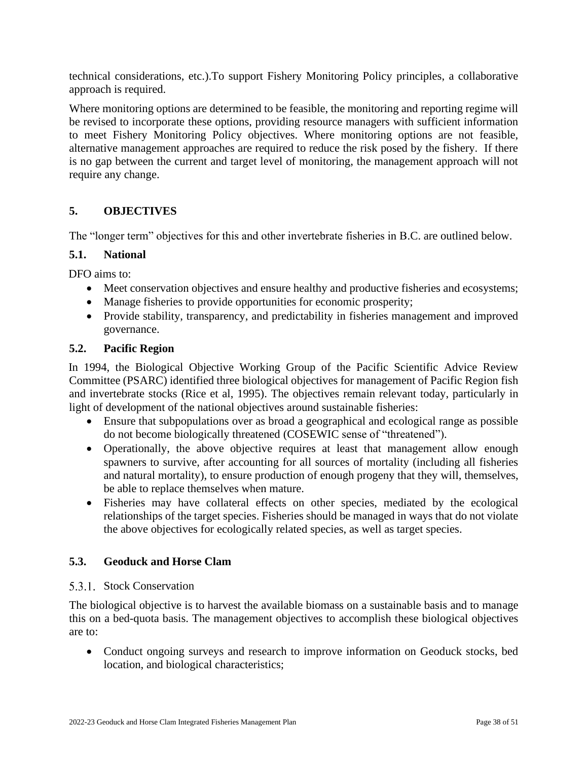technical considerations, etc.).To support Fishery Monitoring Policy principles, a collaborative approach is required.

Where monitoring options are determined to be feasible, the monitoring and reporting regime will be revised to incorporate these options, providing resource managers with sufficient information to meet Fishery Monitoring Policy objectives. Where monitoring options are not feasible, alternative management approaches are required to reduce the risk posed by the fishery. If there is no gap between the current and target level of monitoring, the management approach will not require any change.

# 5. OBJECTIVES

The "longer term" objectives for this and other invertebrate fisheries in B.C. are outlined below.

## 5.1. National

DFO aims to:

- Meet conservation objectives and ensure healthy and productive fisheries and ecosystems;
- Manage fisheries to provide opportunities for economic prosperity;
- Provide stability, transparency, and predictability in fisheries management and improved governance.

## 5.2. Pacific Region

In 1994, the Biological Objective Working Group of the Pacific Scientific Advice Review Committee (PSARC) identified three biological objectives for management of Pacific Region fish and invertebrate stocks (Rice et al, 1995). The objectives remain relevant today, particularly in light of development of the national objectives around sustainable fisheries:

- Ensure that subpopulations over as broad a geographical and ecological range as possible do not become biologically threatened (COSEWIC sense of "threatened").
- Operationally, the above objective requires at least that management allow enough spawners to survive, after accounting for all sources of mortality (including all fisheries and natural mortality), to ensure production of enough progeny that they will, themselves, be able to replace themselves when mature.
- Fisheries may have collateral effects on other species, mediated by the ecological relationships of the target species. Fisheries should be managed in ways that do not violate the above objectives for ecologically related species, as well as target species.

## 5.3. Geoduck and Horse Clam

### 5.3.1. Stock Conservation

The biological objective is to harvest the available biomass on a sustainable basis and to manage this on a bed-quota basis. The management objectives to accomplish these biological objectives are to:

- Conduct ongoing surveys and research to improve information on Geoduck stocks, bed location, and biological characteristics;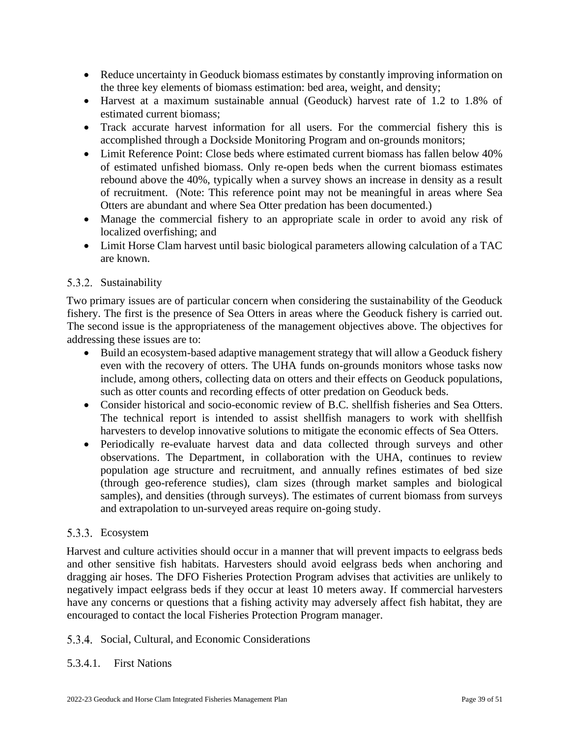- Reduce uncertainty in Geoduck biomass estimates by constantly improving information on the three key elements of biomass estimation: bed area, weight, and density;
- Harvest at a maximum sustainable annual (Geoduck) harvest rate of 1.2 to 1.8% of estimated current biomass;
- Track accurate harvest information for all users. For the commercial fishery this is accomplished through a Dockside Monitoring Program and on-grounds monitors;
- Limit Reference Point: Close beds where estimated current biomass has fallen below 40% of estimated unfished biomass. Only re-open beds when the current biomass estimates rebound above the 40%, typically when a survey shows an increase in density as a result of recruitment. (Note: This reference point may not be meaningful in areas where Sea Otters are abundant and where Sea Otter predation has been documented.)
- Manage the commercial fishery to an appropriate scale in order to avoid any risk of localized overfishing; and
- Limit Horse Clam harvest until basic biological parameters allowing calculation of a TAC are known.

### 5.3.2. Sustainability

Two primary issues are of particular concern when considering the sustainability of the Geoduck fishery. The first is the presence of Sea Otters in areas where the Geoduck fishery is carried out. The second issue is the appropriateness of the management objectives above. The objectives for addressing these issues are to:

- Build an ecosystem-based adaptive management strategy that will allow a Geoduck fishery even with the recovery of otters. The UHA funds on-grounds monitors whose tasks now include, among others, collecting data on otters and their effects on Geoduck populations, such as otter counts and recording effects of otter predation on Geoduck beds.
- Consider historical and socio-economic review of B.C. shellfish fisheries and Sea Otters. The technical report is intended to assist shellfish managers to work with shellfish harvesters to develop innovative solutions to mitigate the economic effects of Sea Otters.
- Periodically re-evaluate harvest data and data collected through surveys and other observations. The Department, in collaboration with the UHA, continues to review population age structure and recruitment, and annually refines estimates of bed size (through geo-reference studies), clam sizes (through market samples and biological samples), and densities (through surveys). The estimates of current biomass from surveys and extrapolation to un-surveyed areas require on-going study.

### 5.3.3. Ecosystem

Harvest and culture activities should occur in a manner that will prevent impacts to eelgrass beds and other sensitive fish habitats. Harvesters should avoid eelgrass beds when anchoring and dragging air hoses. The DFO Fisheries Protection Program advises that activities are unlikely to negatively impact eelgrass beds if they occur at least 10 meters away. If commercial harvesters have any concerns or questions that a fishing activity may adversely affect fish habitat, they are encouraged to contact the local Fisheries Protection Program manager.

### 5.3.4. Social, Cultural, and Economic Considerations

#### 5.3.4.1. First Nations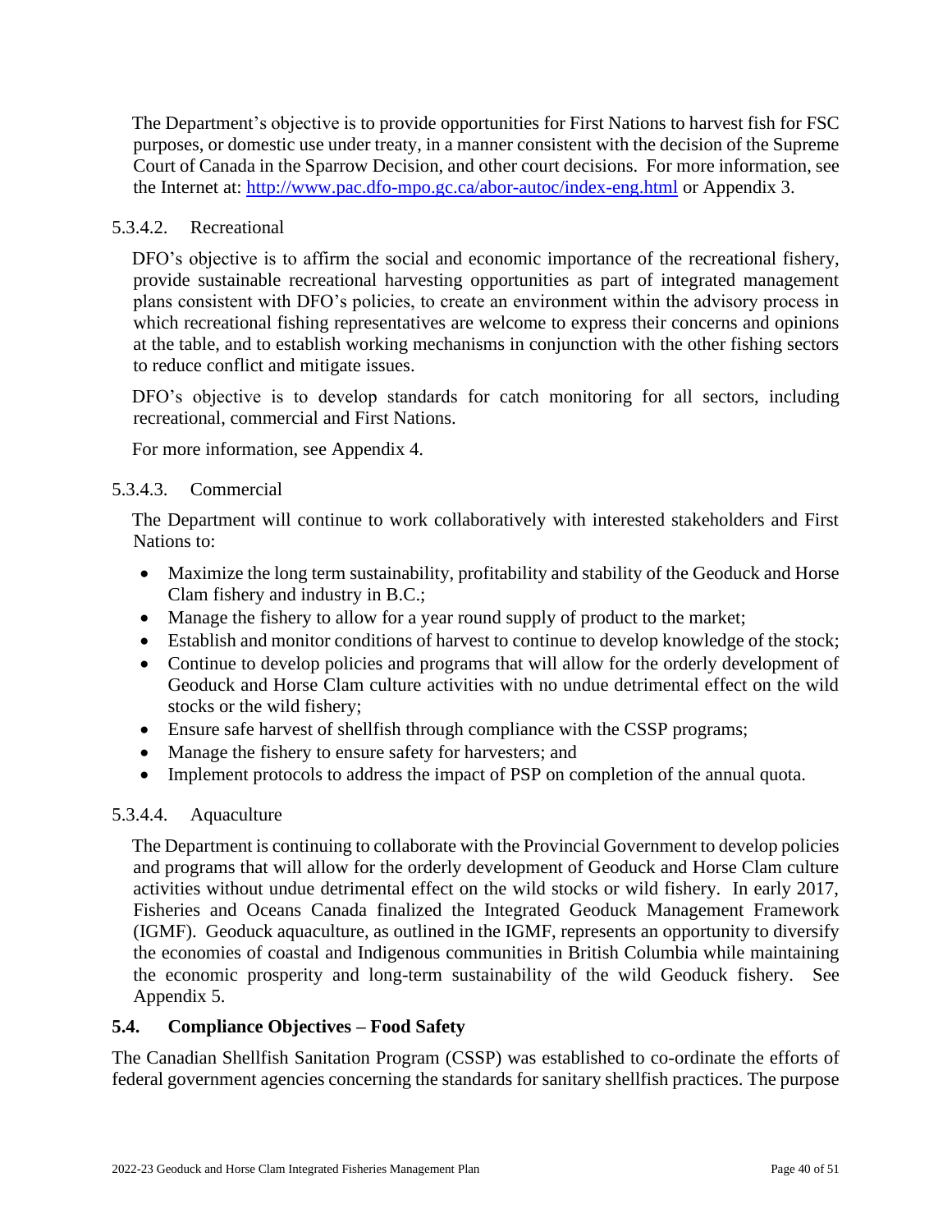The Department's objective is to provide opportunities for First Nations to harvest fish for FSC purposes, or domestic use under treaty, in a manner consistent with the decision of the Supreme Court of Canada in the Sparrow Decision, and other court decisions. For more information, see the Internet at: [http://www.pac.dfo-mpo.gc.ca/abor-autoc/index-eng.html](http://www.pac.dfo-mpo.gc.ca/abor-autoc/index-eng.html) or Appendix 3.

#### 5.3.4.2. Recreational

DFO's objective is to affirm the social and economic importance of the recreational fishery, provide sustainable recreational harvesting opportunities as part of integrated management plans consistent with DFO's policies, to create an environment within the advisory process in which recreational fishing representatives are welcome to express their concerns and opinions at the table, and to establish working mechanisms in conjunction with the other fishing sectors to reduce conflict and mitigate issues.

DFO's objective is to develop standards for catch monitoring for all sectors, including recreational, commercial and First Nations.

For more information, see Appendix 4.

#### 5.3.4.3. Commercial

The Department will continue to work collaboratively with interested stakeholders and First Nations to:

- Maximize the long term sustainability, profitability and stability of the Geoduck and Horse Clam fishery and industry in B.C.;
- Manage the fishery to allow for a year round supply of product to the market;
- Establish and monitor conditions of harvest to continue to develop knowledge of the stock;
- Continue to develop policies and programs that will allow for the orderly development of Geoduck and Horse Clam culture activities with no undue detrimental effect on the wild stocks or the wild fishery;
- Ensure safe harvest of shellfish through compliance with the CSSP programs;
- Manage the fishery to ensure safety for harvesters; and
- Implement protocols to address the impact of PSP on completion of the annual quota.

#### 5.3.4.4. Aquaculture

The Department is continuing to collaborate with the Provincial Government to develop policies and programs that will allow for the orderly development of Geoduck and Horse Clam culture activities without undue detrimental effect on the wild stocks or wild fishery. In early 2017, Fisheries and Oceans Canada finalized the Integrated Geoduck Management Framework (IGMF). Geoduck aquaculture, as outlined in the IGMF, represents an opportunity to diversify the economies of coastal and Indigenous communities in British Columbia while maintaining the economic prosperity and long-term sustainability of the wild Geoduck fishery. See Appendix 5.

### 5.4. Compliance Objectives – Food Safety

The Canadian Shellfish Sanitation Program (CSSP) was established to co-ordinate the efforts of federal government agencies concerning the standards for sanitary shellfish practices. The purpose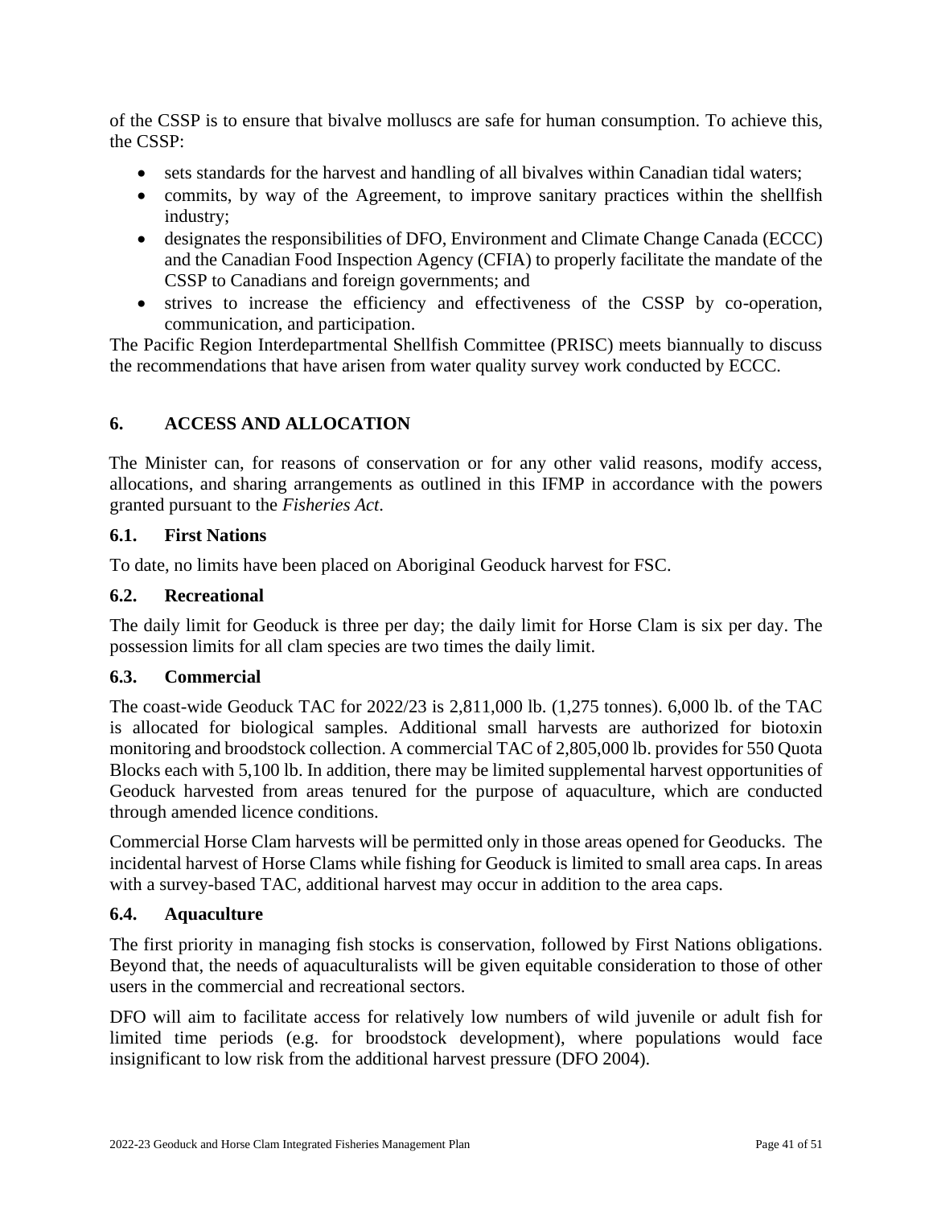of the CSSP is to ensure that bivalve molluscs are safe for human consumption. To achieve this, the CSSP:

- sets standards for the harvest and handling of all bivalves within Canadian tidal waters;
- commits, by way of the Agreement, to improve sanitary practices within the shellfish industry;
- designates the responsibilities of DFO, Environment and Climate Change Canada (ECCC) and the Canadian Food Inspection Agency (CFIA) to properly facilitate the mandate of the CSSP to Canadians and foreign governments; and
- strives to increase the efficiency and effectiveness of the CSSP by co-operation, communication, and participation.

The Pacific Region Interdepartmental Shellfish Committee (PRISC) meets biannually to discuss the recommendations that have arisen from water quality survey work conducted by ECCC.

## 6. ACCESS AND ALLOCATION

The Minister can, for reasons of conservation or for any other valid reasons, modify access, allocations, and sharing arrangements as outlined in this IFMP in accordance with the powers granted pursuant to the *Fisheries Act*.

### 6.1. First Nations

To date, no limits have been placed on Aboriginal Geoduck harvest for FSC.

### 6.2. Recreational

The daily limit for Geoduck is three per day; the daily limit for Horse Clam is six per day. The possession limits for all clam species are two times the daily limit.

### 6.3. Commercial

The coast-wide Geoduck TAC for 2022/23 is 2,811,000 lb. (1,275 tonnes). 6,000 lb. of the TAC is allocated for biological samples. Additional small harvests are authorized for biotoxin monitoring and broodstock collection. A commercial TAC of 2,805,000 lb. provides for 550 Quota Blocks each with 5,100 lb. In addition, there may be limited supplemental harvest opportunities of Geoduck harvested from areas tenured for the purpose of aquaculture, which are conducted through amended licence conditions.

Commercial Horse Clam harvests will be permitted only in those areas opened for Geoducks. The incidental harvest of Horse Clams while fishing for Geoduck is limited to small area caps. In areas with a survey-based TAC, additional harvest may occur in addition to the area caps.

### 6.4. Aquaculture

The first priority in managing fish stocks is conservation, followed by First Nations obligations. Beyond that, the needs of aquaculturalists will be given equitable consideration to those of other users in the commercial and recreational sectors.

DFO will aim to facilitate access for relatively low numbers of wild juvenile or adult fish for limited time periods (e.g. for broodstock development), where populations would face insignificant to low risk from the additional harvest pressure (DFO 2004).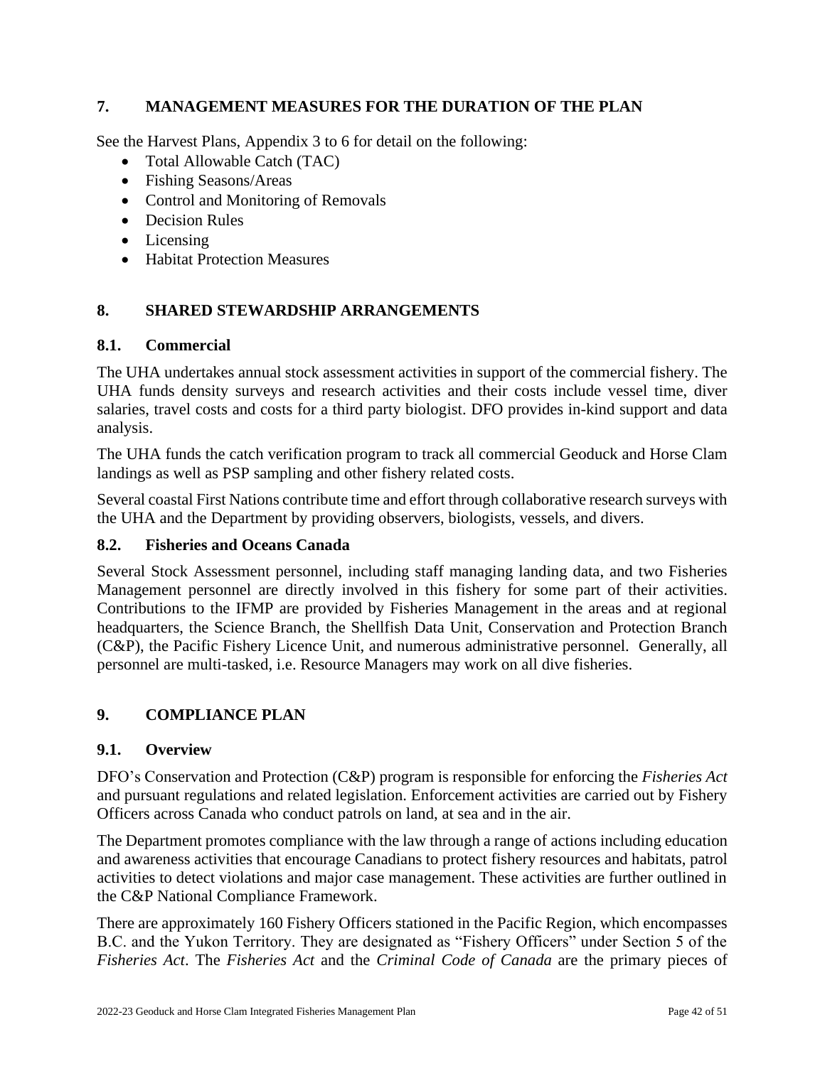## 7. MANAGEMENT MEASURES FOR THE DURATION OF THE PLAN

See the Harvest Plans, Appendix 3 to 6 for detail on the following:

- Total Allowable Catch (TAC)
- Fishing Seasons/Areas
- Control and Monitoring of Removals
- Decision Rules
- Licensing
- Habitat Protection Measures

## 8. SHARED STEWARDSHIP ARRANGEMENTS

### 8.1. Commercial

The UHA undertakes annual stock assessment activities in support of the commercial fishery. The UHA funds density surveys and research activities and their costs include vessel time, diver salaries, travel costs and costs for a third party biologist. DFO provides in-kind support and data analysis.

The UHA funds the catch verification program to track all commercial Geoduck and Horse Clam landings as well as PSP sampling and other fishery related costs.

Several coastal First Nations contribute time and effort through collaborative research surveys with the UHA and the Department by providing observers, biologists, vessels, and divers.

### 8.2. Fisheries and Oceans Canada

Several Stock Assessment personnel, including staff managing landing data, and two Fisheries Management personnel are directly involved in this fishery for some part of their activities. Contributions to the IFMP are provided by Fisheries Management in the areas and at regional headquarters, the Science Branch, the Shellfish Data Unit, Conservation and Protection Branch (C&P), the Pacific Fishery Licence Unit, and numerous administrative personnel. Generally, all personnel are multi-tasked, i.e. Resource Managers may work on all dive fisheries.

## 9. COMPLIANCE PLAN

### 9.1. Overview

DFO's Conservation and Protection (C&P) program is responsible for enforcing the *Fisheries Act* and pursuant regulations and related legislation. Enforcement activities are carried out by Fishery Officers across Canada who conduct patrols on land, at sea and in the air.

The Department promotes compliance with the law through a range of actions including education and awareness activities that encourage Canadians to protect fishery resources and habitats, patrol activities to detect violations and major case management. These activities are further outlined in the C&P National Compliance Framework.

There are approximately 160 Fishery Officers stationed in the Pacific Region, which encompasses B.C. and the Yukon Territory. They are designated as "Fishery Officers" under Section 5 of the *Fisheries Act*. The *Fisheries Act* and the *Criminal Code of Canada* are the primary pieces of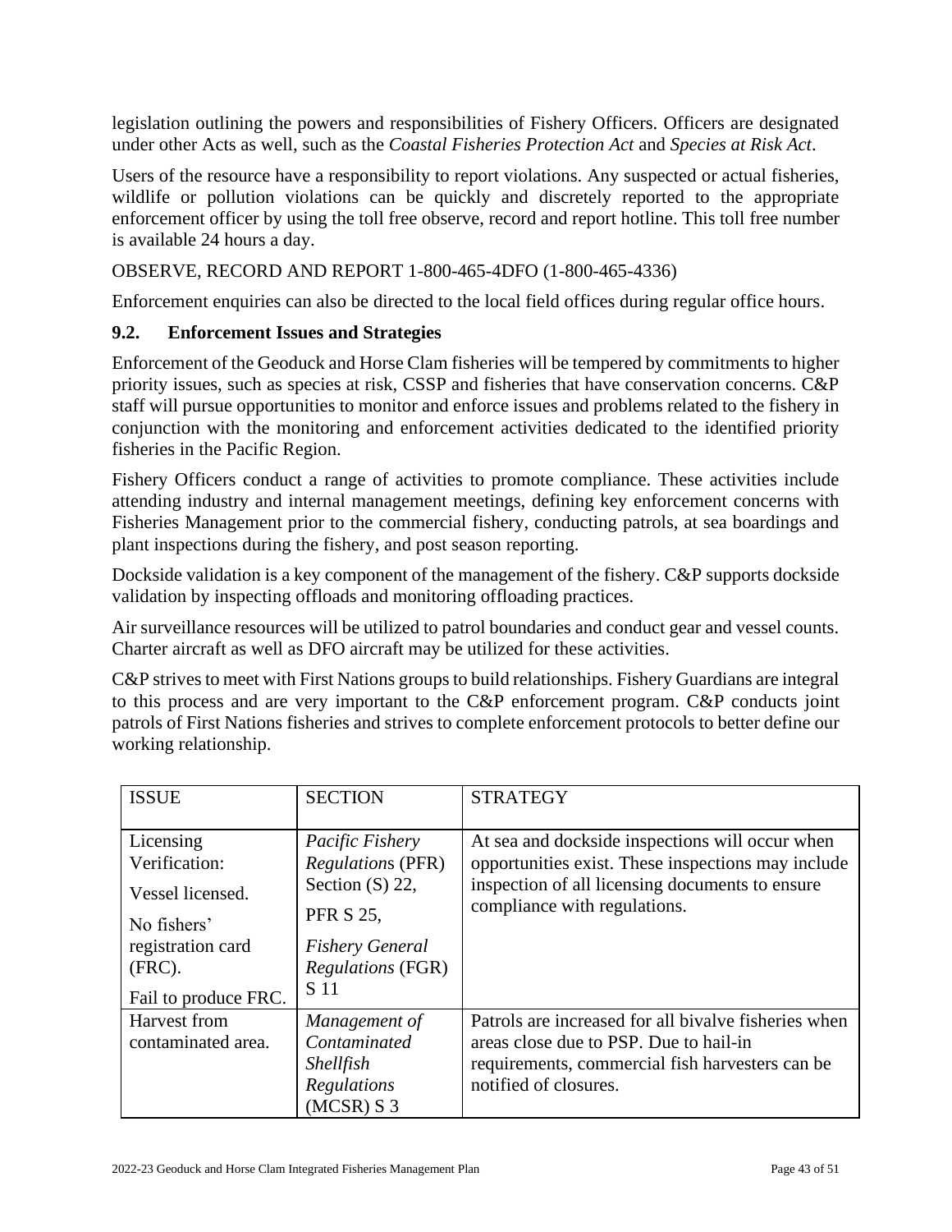legislation outlining the powers and responsibilities of Fishery Officers. Officers are designated under other Acts as well, such as the *Coastal Fisheries Protection Act* and *Species at Risk Act*.

Users of the resource have a responsibility to report violations. Any suspected or actual fisheries, wildlife or pollution violations can be quickly and discretely reported to the appropriate enforcement officer by using the toll free observe, record and report hotline. This toll free number is available 24 hours a day.

OBSERVE, RECORD AND REPORT 1-800-465-4DFO (1-800-465-4336)

Enforcement enquiries can also be directed to the local field offices during regular office hours.

### 9.2. Enforcement Issues and Strategies

Enforcement of the Geoduck and Horse Clam fisheries will be tempered by commitments to higher priority issues, such as species at risk, CSSP and fisheries that have conservation concerns. C&P staff will pursue opportunities to monitor and enforce issues and problems related to the fishery in conjunction with the monitoring and enforcement activities dedicated to the identified priority fisheries in the Pacific Region.

Fishery Officers conduct a range of activities to promote compliance. These activities include attending industry and internal management meetings, defining key enforcement concerns with Fisheries Management prior to the commercial fishery, conducting patrols, at sea boardings and plant inspections during the fishery, and post season reporting.

Dockside validation is a key component of the management of the fishery. C&P supports dockside validation by inspecting offloads and monitoring offloading practices.

Air surveillance resources will be utilized to patrol boundaries and conduct gear and vessel counts. Charter aircraft as well as DFO aircraft may be utilized for these activities.

C&P strives to meet with First Nations groups to build relationships. Fishery Guardians are integral to this process and are very important to the C&P enforcement program. C&P conducts joint patrols of First Nations fisheries and strives to complete enforcement protocols to better define our working relationship.

| ISSUE | SECTION | STRATEGY |
|---|---|---|
| Licensing Verification:<br>Vessel licensed.<br>No fishers' registration card (FRC).<br>Fail to produce FRC. | *Pacific Fishery Regulations* (PFR) Section (S) 22,<br>PFR S 25,<br>*Fishery General Regulations* (FGR) S 11 | At sea and dockside inspections will occur when opportunities exist. These inspections may include inspection of all licensing documents to ensure compliance with regulations. |
| Harvest from contaminated area. | *Management of Contaminated Shellfish Regulations* (MCSR) S 3 | Patrols are increased for all bivalve fisheries when areas close due to PSP. Due to hail-in requirements, commercial fish harvesters can be notified of closures. |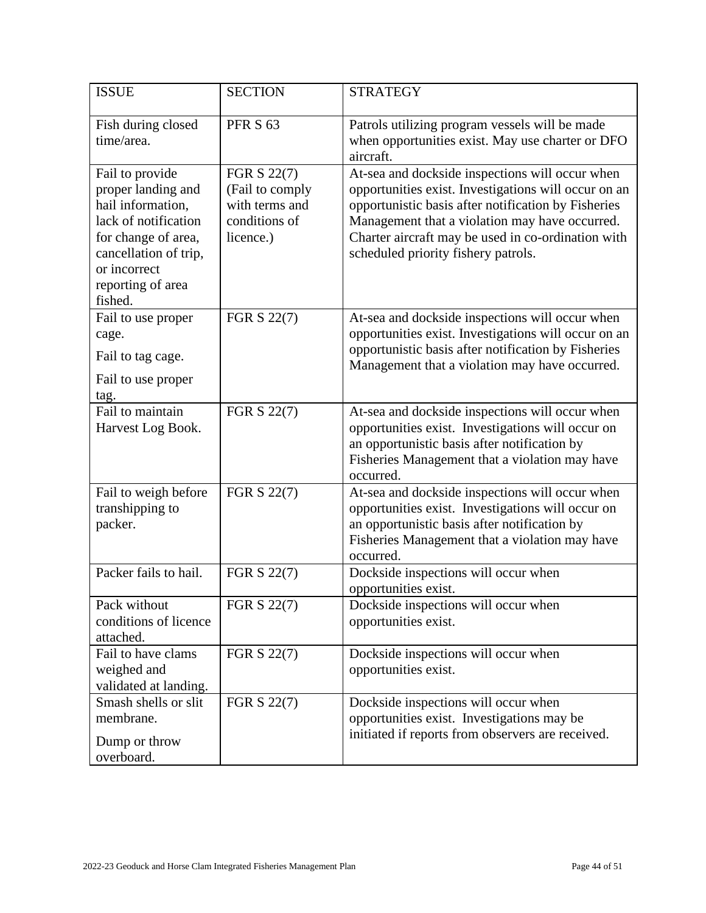| ISSUE | SECTION | STRATEGY |
|---|---|---|
| Fish during closed time/area. | PFR S 63 | Patrols utilizing program vessels will be made when opportunities exist. May use charter or DFO aircraft. |
| Fail to provide proper landing and hail information, lack of notification for change of area, cancellation of trip, or incorrect reporting of area fished. | FGR S 22(7) (Fail to comply with terms and conditions of licence.) | At-sea and dockside inspections will occur when opportunities exist. Investigations will occur on an opportunistic basis after notification by Fisheries Management that a violation may have occurred. Charter aircraft may be used in co-ordination with scheduled priority fishery patrols. |
| Fail to use proper cage.<br>Fail to tag cage.<br>Fail to use proper tag. | FGR S 22(7) | At-sea and dockside inspections will occur when opportunities exist. Investigations will occur on an opportunistic basis after notification by Fisheries Management that a violation may have occurred. |
| Fail to maintain Harvest Log Book. | FGR S 22(7) | At-sea and dockside inspections will occur when opportunities exist. Investigations will occur on an opportunistic basis after notification by Fisheries Management that a violation may have occurred. |
| Fail to weigh before transhipping to packer. | FGR S 22(7) | At-sea and dockside inspections will occur when opportunities exist. Investigations will occur on an opportunistic basis after notification by Fisheries Management that a violation may have occurred. |
| Packer fails to hail. | FGR S 22(7) | Dockside inspections will occur when opportunities exist. |
| Pack without conditions of licence attached. | FGR S 22(7) | Dockside inspections will occur when opportunities exist. |
| Fail to have clams weighed and validated at landing. | FGR S 22(7) | Dockside inspections will occur when opportunities exist. |
| Smash shells or slit membrane.<br>Dump or throw overboard. | FGR S 22(7) | Dockside inspections will occur when opportunities exist. Investigations may be initiated if reports from observers are received. |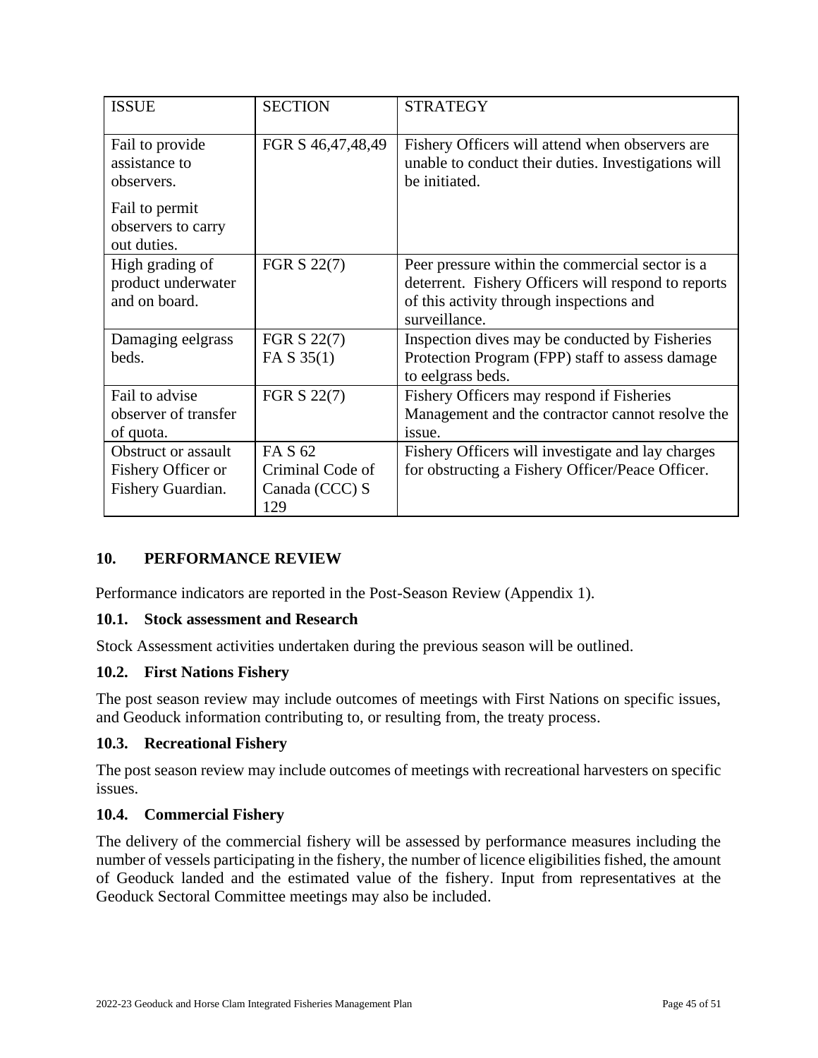| ISSUE | SECTION | STRATEGY |
|---|---|---|
| Fail to provide assistance to observers.<br><br>Fail to permit observers to carry out duties. | FGR S 46,47,48,49 | Fishery Officers will attend when observers are unable to conduct their duties. Investigations will be initiated. |
| High grading of product underwater and on board. | FGR S 22(7) | Peer pressure within the commercial sector is a deterrent. Fishery Officers will respond to reports of this activity through inspections and surveillance. |
| Damaging eelgrass beds. | FGR S 22(7)<br>FA S 35(1) | Inspection dives may be conducted by Fisheries Protection Program (FPP) staff to assess damage to eelgrass beds. |
| Fail to advise observer of transfer of quota. | FGR S 22(7) | Fishery Officers may respond if Fisheries Management and the contractor cannot resolve the issue. |
| Obstruct or assault Fishery Officer or Fishery Guardian. | FA S 62<br>Criminal Code of Canada (CCC) S 129 | Fishery Officers will investigate and lay charges for obstructing a Fishery Officer/Peace Officer. |

## 10. PERFORMANCE REVIEW

Performance indicators are reported in the Post-Season Review (Appendix 1).

### 10.1. Stock assessment and Research

Stock Assessment activities undertaken during the previous season will be outlined.

### 10.2. First Nations Fishery

The post season review may include outcomes of meetings with First Nations on specific issues, and Geoduck information contributing to, or resulting from, the treaty process.

### 10.3. Recreational Fishery

The post season review may include outcomes of meetings with recreational harvesters on specific issues.

### 10.4. Commercial Fishery

The delivery of the commercial fishery will be assessed by performance measures including the number of vessels participating in the fishery, the number of licence eligibilities fished, the amount of Geoduck landed and the estimated value of the fishery. Input from representatives at the Geoduck Sectoral Committee meetings may also be included.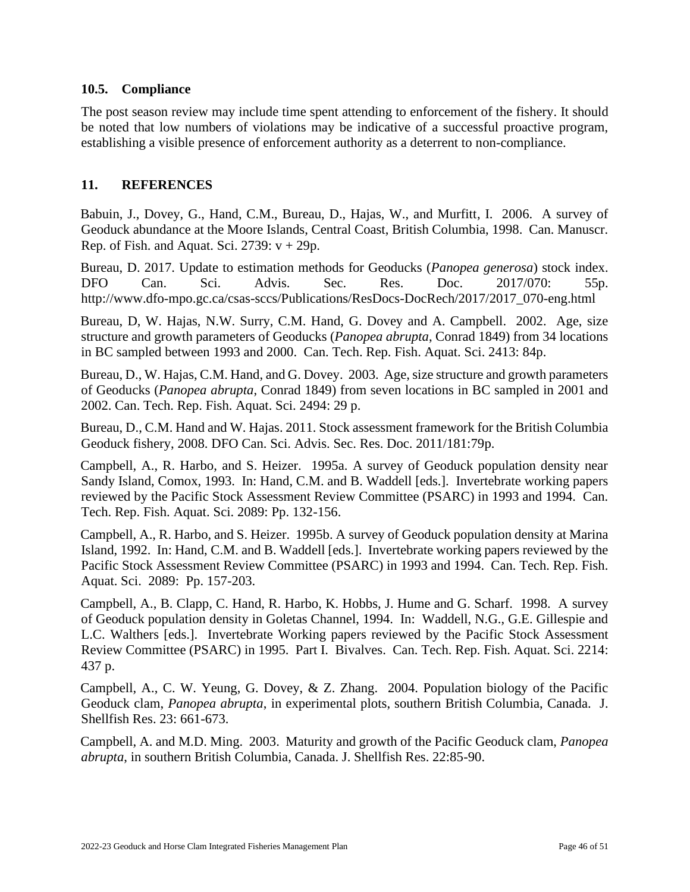### 10.5. Compliance

The post season review may include time spent attending to enforcement of the fishery. It should be noted that low numbers of violations may be indicative of a successful proactive program, establishing a visible presence of enforcement authority as a deterrent to non-compliance.

## 11. REFERENCES

Babuin, J., Dovey, G., Hand, C.M., Bureau, D., Hajas, W., and Murfitt, I. 2006. A survey of Geoduck abundance at the Moore Islands, Central Coast, British Columbia, 1998. Can. Manuscr. Rep. of Fish. and Aquat. Sci. 2739: v + 29p.

Bureau, D. 2017. Update to estimation methods for Geoducks (*Panopea generosa*) stock index. DFO Can. Sci. Advis. Sec. Res. Doc. 2017/070: 55p. http://www.dfo-mpo.gc.ca/csas-sccs/Publications/ResDocs-DocRech/2017/2017_070-eng.html

Bureau, D, W. Hajas, N.W. Surry, C.M. Hand, G. Dovey and A. Campbell. 2002. Age, size structure and growth parameters of Geoducks (*Panopea abrupta*, Conrad 1849) from 34 locations in BC sampled between 1993 and 2000. Can. Tech. Rep. Fish. Aquat. Sci. 2413: 84p.

Bureau, D., W. Hajas, C.M. Hand, and G. Dovey. 2003. Age, size structure and growth parameters of Geoducks (*Panopea abrupta*, Conrad 1849) from seven locations in BC sampled in 2001 and 2002. Can. Tech. Rep. Fish. Aquat. Sci. 2494: 29 p.

Bureau, D., C.M. Hand and W. Hajas. 2011. Stock assessment framework for the British Columbia Geoduck fishery, 2008. DFO Can. Sci. Advis. Sec. Res. Doc. 2011/181:79p.

Campbell, A., R. Harbo, and S. Heizer. 1995a. A survey of Geoduck population density near Sandy Island, Comox, 1993. In: Hand, C.M. and B. Waddell [eds.]. Invertebrate working papers reviewed by the Pacific Stock Assessment Review Committee (PSARC) in 1993 and 1994. Can. Tech. Rep. Fish. Aquat. Sci. 2089: Pp. 132-156.

Campbell, A., R. Harbo, and S. Heizer. 1995b. A survey of Geoduck population density at Marina Island, 1992. In: Hand, C.M. and B. Waddell [eds.]. Invertebrate working papers reviewed by the Pacific Stock Assessment Review Committee (PSARC) in 1993 and 1994. Can. Tech. Rep. Fish. Aquat. Sci. 2089: Pp. 157-203.

Campbell, A., B. Clapp, C. Hand, R. Harbo, K. Hobbs, J. Hume and G. Scharf. 1998. A survey of Geoduck population density in Goletas Channel, 1994. In: Waddell, N.G., G.E. Gillespie and L.C. Walthers [eds.]. Invertebrate Working papers reviewed by the Pacific Stock Assessment Review Committee (PSARC) in 1995. Part I. Bivalves. Can. Tech. Rep. Fish. Aquat. Sci. 2214: 437 p.

Campbell, A., C. W. Yeung, G. Dovey, & Z. Zhang. 2004. Population biology of the Pacific Geoduck clam, *Panopea abrupta*, in experimental plots, southern British Columbia, Canada. J. Shellfish Res. 23: 661-673.

Campbell, A. and M.D. Ming. 2003. Maturity and growth of the Pacific Geoduck clam, *Panopea abrupta*, in southern British Columbia, Canada. J. Shellfish Res. 22:85-90.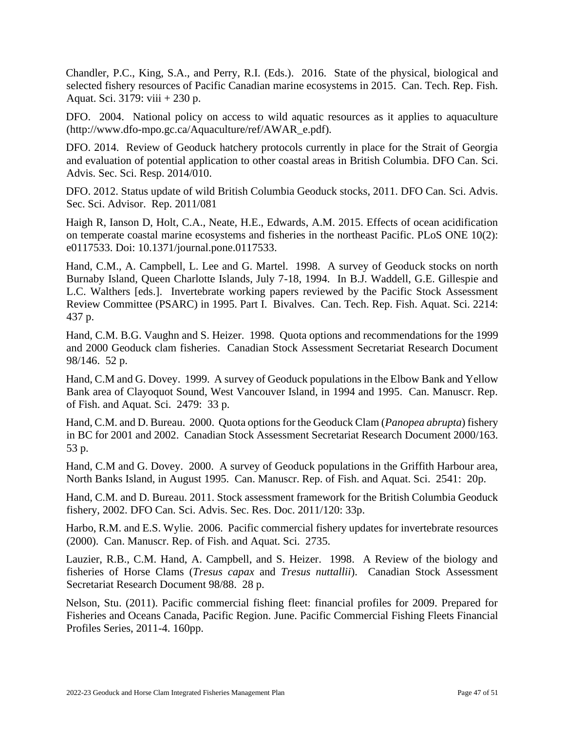Chandler, P.C., King, S.A., and Perry, R.I. (Eds.). 2016. State of the physical, biological and selected fishery resources of Pacific Canadian marine ecosystems in 2015. Can. Tech. Rep. Fish. Aquat. Sci. 3179: viii + 230 p.

DFO. 2004. National policy on access to wild aquatic resources as it applies to aquaculture (http://www.dfo-mpo.gc.ca/Aquaculture/ref/AWAR_e.pdf).

DFO. 2014. Review of Geoduck hatchery protocols currently in place for the Strait of Georgia and evaluation of potential application to other coastal areas in British Columbia. DFO Can. Sci. Advis. Sec. Sci. Resp. 2014/010.

DFO. 2012. Status update of wild British Columbia Geoduck stocks, 2011. DFO Can. Sci. Advis. Sec. Sci. Advisor. Rep. 2011/081

Haigh R, Ianson D, Holt, C.A., Neate, H.E., Edwards, A.M. 2015. Effects of ocean acidification on temperate coastal marine ecosystems and fisheries in the northeast Pacific. PLoS ONE 10(2): e0117533. Doi: 10.1371/journal.pone.0117533.

Hand, C.M., A. Campbell, L. Lee and G. Martel. 1998. A survey of Geoduck stocks on north Burnaby Island, Queen Charlotte Islands, July 7-18, 1994. In B.J. Waddell, G.E. Gillespie and L.C. Walthers [eds.]. Invertebrate working papers reviewed by the Pacific Stock Assessment Review Committee (PSARC) in 1995. Part I. Bivalves. Can. Tech. Rep. Fish. Aquat. Sci. 2214: 437 p.

Hand, C.M. B.G. Vaughn and S. Heizer. 1998. Quota options and recommendations for the 1999 and 2000 Geoduck clam fisheries. Canadian Stock Assessment Secretariat Research Document 98/146. 52 p.

Hand, C.M and G. Dovey. 1999. A survey of Geoduck populations in the Elbow Bank and Yellow Bank area of Clayoquot Sound, West Vancouver Island, in 1994 and 1995. Can. Manuscr. Rep. of Fish. and Aquat. Sci. 2479: 33 p.

Hand, C.M. and D. Bureau. 2000. Quota options for the Geoduck Clam (*Panopea abrupta*) fishery in BC for 2001 and 2002. Canadian Stock Assessment Secretariat Research Document 2000/163. 53 p.

Hand, C.M and G. Dovey. 2000. A survey of Geoduck populations in the Griffith Harbour area, North Banks Island, in August 1995. Can. Manuscr. Rep. of Fish. and Aquat. Sci. 2541: 20p.

Hand, C.M. and D. Bureau. 2011. Stock assessment framework for the British Columbia Geoduck fishery, 2002. DFO Can. Sci. Advis. Sec. Res. Doc. 2011/120: 33p.

Harbo, R.M. and E.S. Wylie. 2006. Pacific commercial fishery updates for invertebrate resources (2000). Can. Manuscr. Rep. of Fish. and Aquat. Sci. 2735.

Lauzier, R.B., C.M. Hand, A. Campbell, and S. Heizer. 1998. A Review of the biology and fisheries of Horse Clams (*Tresus capax* and *Tresus nuttallii*). Canadian Stock Assessment Secretariat Research Document 98/88. 28 p.

Nelson, Stu. (2011). Pacific commercial fishing fleet: financial profiles for 2009. Prepared for Fisheries and Oceans Canada, Pacific Region. June. Pacific Commercial Fishing Fleets Financial Profiles Series, 2011-4. 160pp.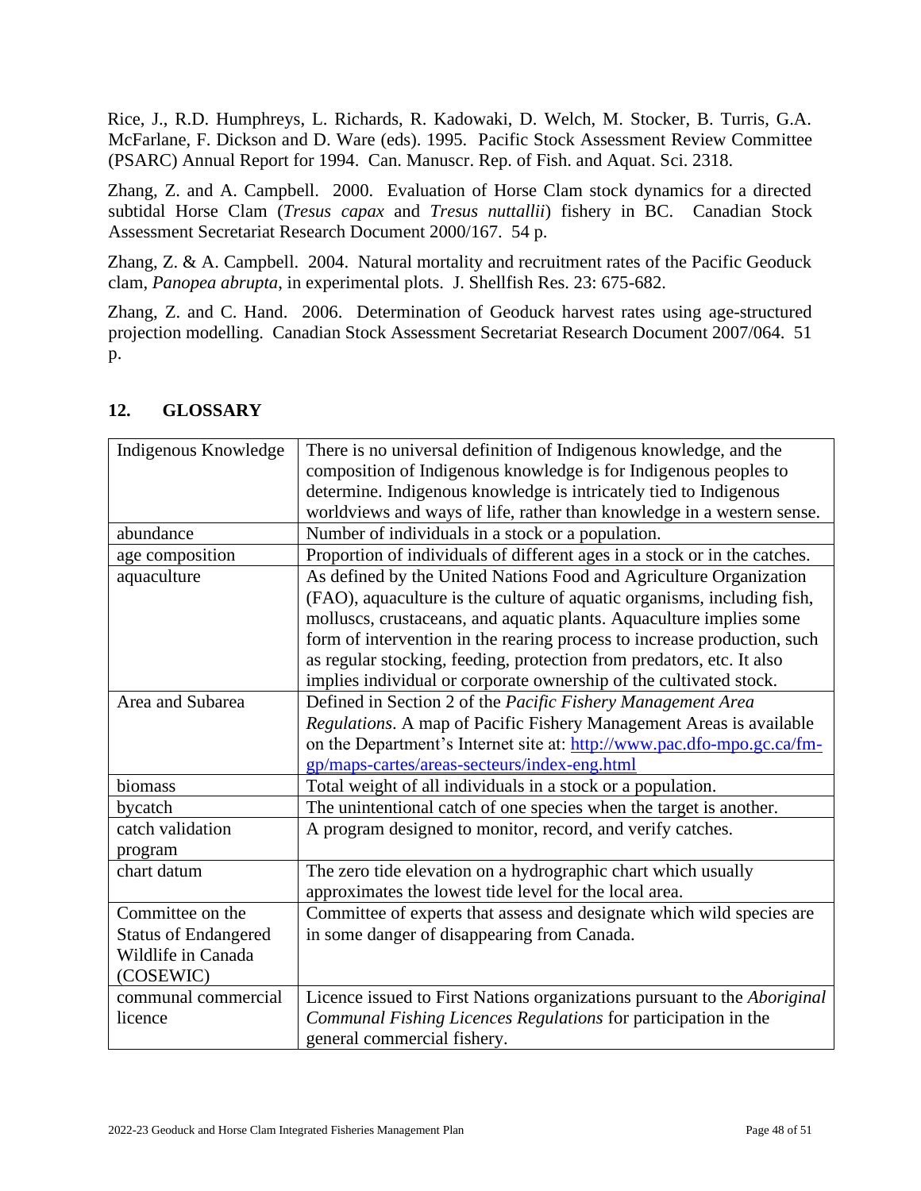Rice, J., R.D. Humphreys, L. Richards, R. Kadowaki, D. Welch, M. Stocker, B. Turris, G.A. McFarlane, F. Dickson and D. Ware (eds). 1995. Pacific Stock Assessment Review Committee (PSARC) Annual Report for 1994. Can. Manuscr. Rep. of Fish. and Aquat. Sci. 2318.

Zhang, Z. and A. Campbell. 2000. Evaluation of Horse Clam stock dynamics for a directed subtidal Horse Clam (*Tresus capax* and *Tresus nuttallii*) fishery in BC. Canadian Stock Assessment Secretariat Research Document 2000/167. 54 p.

Zhang, Z. & A. Campbell. 2004. Natural mortality and recruitment rates of the Pacific Geoduck clam, *Panopea abrupta*, in experimental plots. J. Shellfish Res. 23: 675-682.

Zhang, Z. and C. Hand. 2006. Determination of Geoduck harvest rates using age-structured projection modelling. Canadian Stock Assessment Secretariat Research Document 2007/064. 51 p.

## 12. GLOSSARY

| Term | Definition |
|---|---|
| Indigenous Knowledge | There is no universal definition of Indigenous knowledge, and the composition of Indigenous knowledge is for Indigenous peoples to determine. Indigenous knowledge is intricately tied to Indigenous worldviews and ways of life, rather than knowledge in a western sense. |
| abundance | Number of individuals in a stock or a population. |
| age composition | Proportion of individuals of different ages in a stock or in the catches. |
| aquaculture | As defined by the United Nations Food and Agriculture Organization (FAO), aquaculture is the culture of aquatic organisms, including fish, molluscs, crustaceans, and aquatic plants. Aquaculture implies some form of intervention in the rearing process to increase production, such as regular stocking, feeding, protection from predators, etc. It also implies individual or corporate ownership of the cultivated stock. |
| Area and Subarea | Defined in Section 2 of the *Pacific Fishery Management Area Regulations*. A map of Pacific Fishery Management Areas is available on the Department's Internet site at: http://www.pac.dfo-mpo.gc.ca/fm-gp/maps-cartes/areas-secteurs/index-eng.html |
| biomass | Total weight of all individuals in a stock or a population. |
| bycatch | The unintentional catch of one species when the target is another. |
| catch validation program | A program designed to monitor, record, and verify catches. |
| chart datum | The zero tide elevation on a hydrographic chart which usually approximates the lowest tide level for the local area. |
| Committee on the Status of Endangered Wildlife in Canada (COSEWIC) | Committee of experts that assess and designate which wild species are in some danger of disappearing from Canada. |
| communal commercial licence | Licence issued to First Nations organizations pursuant to the *Aboriginal Communal Fishing Licences Regulations* for participation in the general commercial fishery. |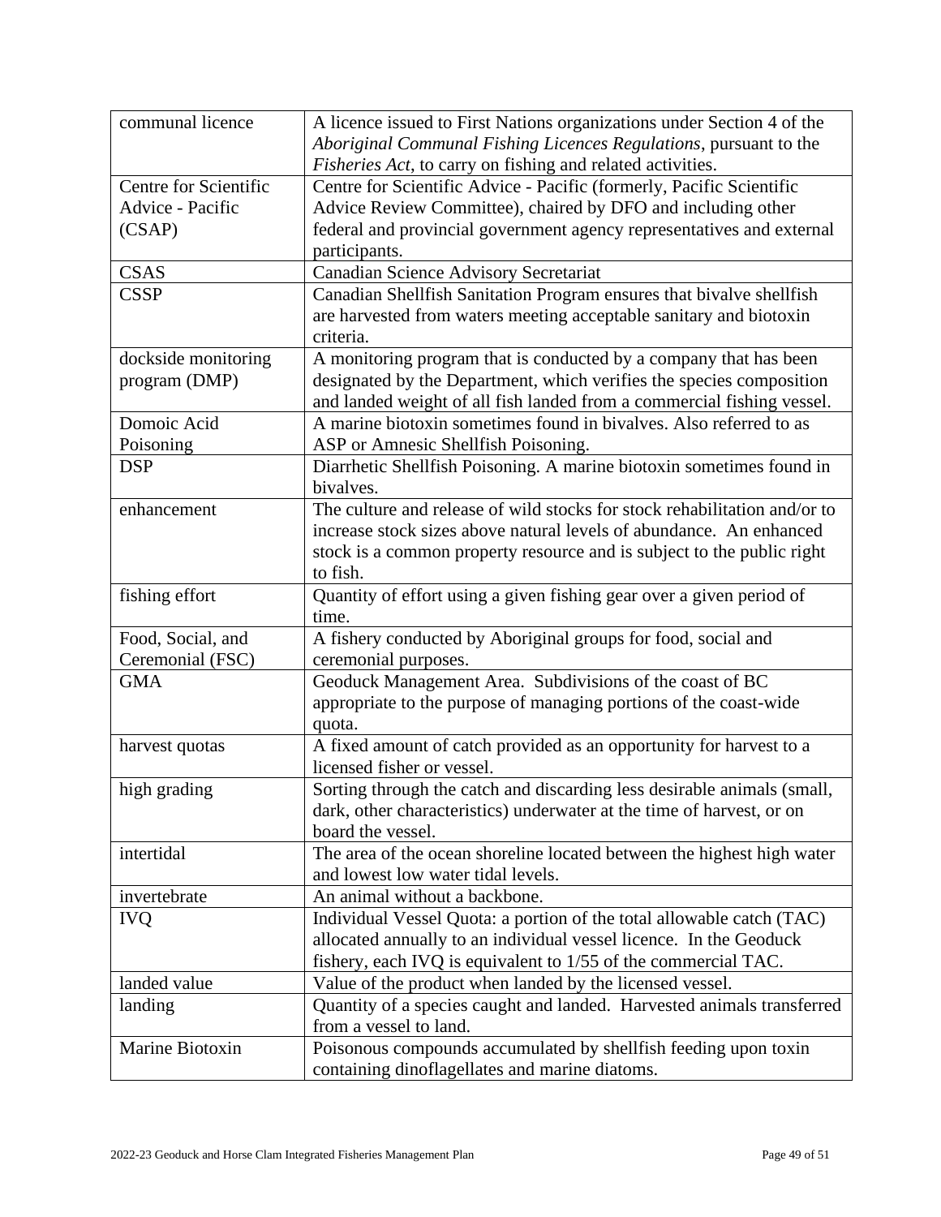| | |
|---|---|
| communal licence | A licence issued to First Nations organizations under Section 4 of the *Aboriginal Communal Fishing Licences Regulations*, pursuant to the *Fisheries Act*, to carry on fishing and related activities. |
| Centre for Scientific Advice - Pacific (CSAP) | Centre for Scientific Advice - Pacific (formerly, Pacific Scientific Advice Review Committee), chaired by DFO and including other federal and provincial government agency representatives and external participants. |
| CSAS | Canadian Science Advisory Secretariat |
| CSSP | Canadian Shellfish Sanitation Program ensures that bivalve shellfish are harvested from waters meeting acceptable sanitary and biotoxin criteria. |
| dockside monitoring program (DMP) | A monitoring program that is conducted by a company that has been designated by the Department, which verifies the species composition and landed weight of all fish landed from a commercial fishing vessel. |
| Domoic Acid Poisoning | A marine biotoxin sometimes found in bivalves. Also referred to as ASP or Amnesic Shellfish Poisoning. |
| DSP | Diarrhetic Shellfish Poisoning. A marine biotoxin sometimes found in bivalves. |
| enhancement | The culture and release of wild stocks for stock rehabilitation and/or to increase stock sizes above natural levels of abundance. An enhanced stock is a common property resource and is subject to the public right to fish. |
| fishing effort | Quantity of effort using a given fishing gear over a given period of time. |
| Food, Social, and Ceremonial (FSC) | A fishery conducted by Aboriginal groups for food, social and ceremonial purposes. |
| GMA | Geoduck Management Area. Subdivisions of the coast of BC appropriate to the purpose of managing portions of the coast-wide quota. |
| harvest quotas | A fixed amount of catch provided as an opportunity for harvest to a licensed fisher or vessel. |
| high grading | Sorting through the catch and discarding less desirable animals (small, dark, other characteristics) underwater at the time of harvest, or on board the vessel. |
| intertidal | The area of the ocean shoreline located between the highest high water and lowest low water tidal levels. |
| invertebrate | An animal without a backbone. |
| IVQ | Individual Vessel Quota: a portion of the total allowable catch (TAC) allocated annually to an individual vessel licence. In the Geoduck fishery, each IVQ is equivalent to 1/55 of the commercial TAC. |
| landed value | Value of the product when landed by the licensed vessel. |
| landing | Quantity of a species caught and landed. Harvested animals transferred from a vessel to land. |
| Marine Biotoxin | Poisonous compounds accumulated by shellfish feeding upon toxin containing dinoflagellates and marine diatoms. |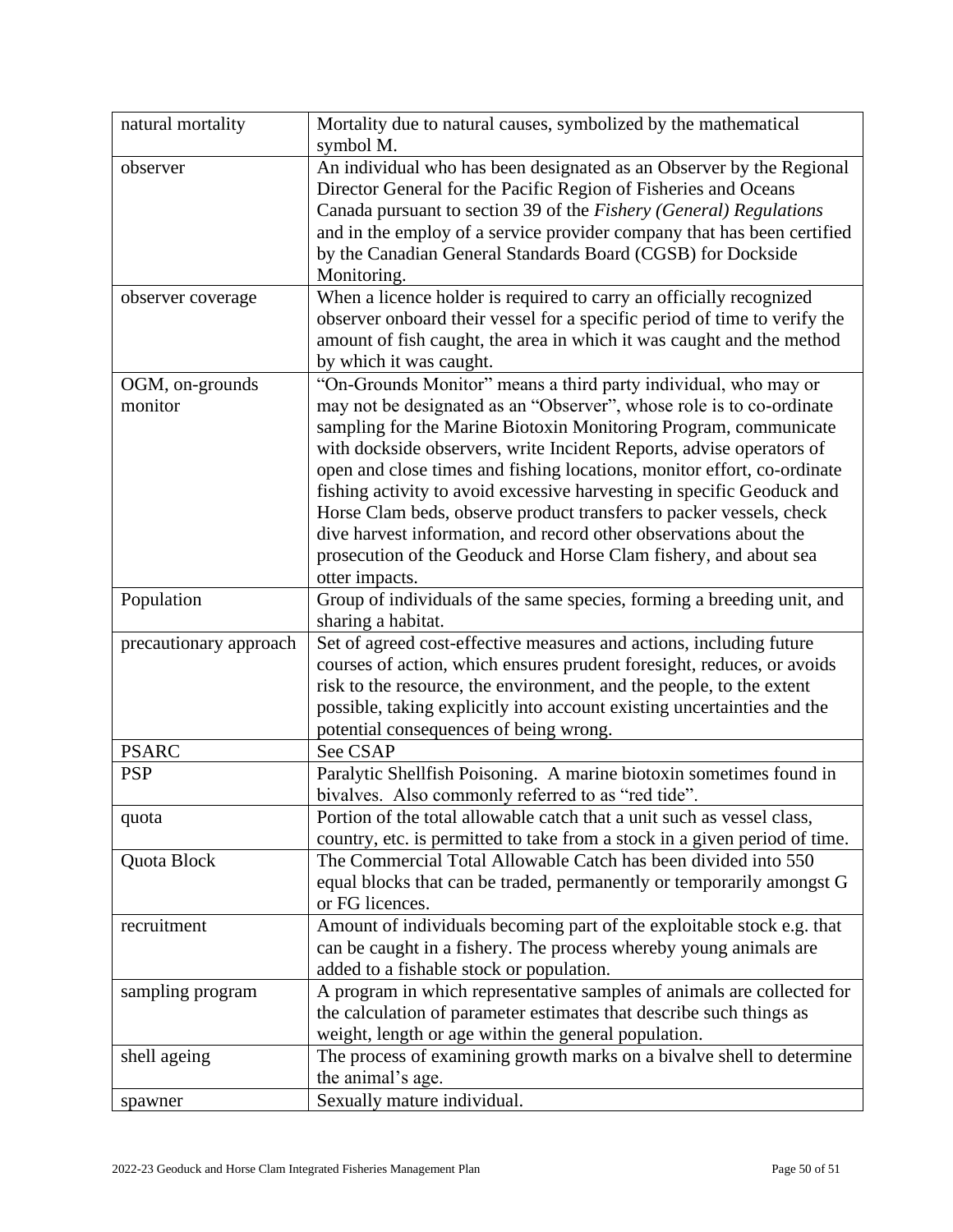| | |
|---|---|
| natural mortality | Mortality due to natural causes, symbolized by the mathematical symbol M. |
| observer | An individual who has been designated as an Observer by the Regional Director General for the Pacific Region of Fisheries and Oceans Canada pursuant to section 39 of the *Fishery (General) Regulations* and in the employ of a service provider company that has been certified by the Canadian General Standards Board (CGSB) for Dockside Monitoring. |
| observer coverage | When a licence holder is required to carry an officially recognized observer onboard their vessel for a specific period of time to verify the amount of fish caught, the area in which it was caught and the method by which it was caught. |
| OGM, on-grounds monitor | "On-Grounds Monitor" means a third party individual, who may or may not be designated as an "Observer", whose role is to co-ordinate sampling for the Marine Biotoxin Monitoring Program, communicate with dockside observers, write Incident Reports, advise operators of open and close times and fishing locations, monitor effort, co-ordinate fishing activity to avoid excessive harvesting in specific Geoduck and Horse Clam beds, observe product transfers to packer vessels, check dive harvest information, and record other observations about the prosecution of the Geoduck and Horse Clam fishery, and about sea otter impacts. |
| Population | Group of individuals of the same species, forming a breeding unit, and sharing a habitat. |
| precautionary approach | Set of agreed cost-effective measures and actions, including future courses of action, which ensures prudent foresight, reduces, or avoids risk to the resource, the environment, and the people, to the extent possible, taking explicitly into account existing uncertainties and the potential consequences of being wrong. |
| PSARC | See CSAP |
| PSP | Paralytic Shellfish Poisoning. A marine biotoxin sometimes found in bivalves. Also commonly referred to as "red tide". |
| quota | Portion of the total allowable catch that a unit such as vessel class, country, etc. is permitted to take from a stock in a given period of time. |
| Quota Block | The Commercial Total Allowable Catch has been divided into 550 equal blocks that can be traded, permanently or temporarily amongst G or FG licences. |
| recruitment | Amount of individuals becoming part of the exploitable stock e.g. that can be caught in a fishery. The process whereby young animals are added to a fishable stock or population. |
| sampling program | A program in which representative samples of animals are collected for the calculation of parameter estimates that describe such things as weight, length or age within the general population. |
| shell ageing | The process of examining growth marks on a bivalve shell to determine the animal's age. |
| spawner | Sexually mature individual. |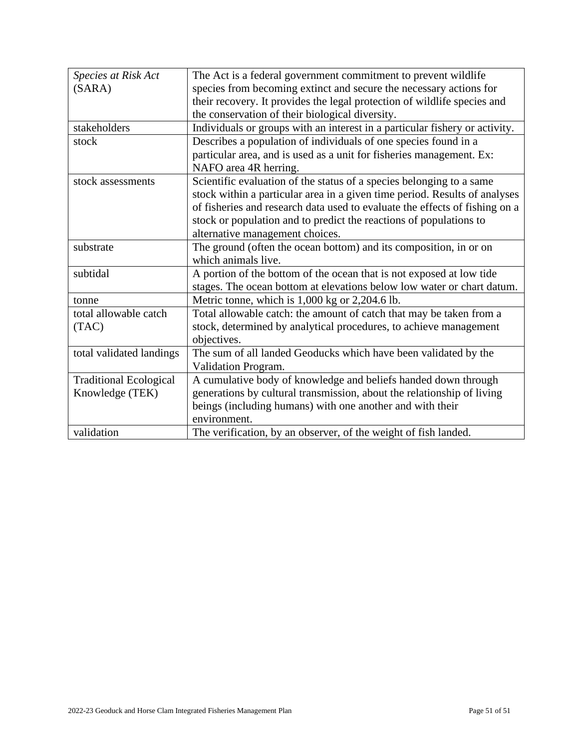| | |
|---|---|
| *Species at Risk Act* (SARA) | The Act is a federal government commitment to prevent wildlife species from becoming extinct and secure the necessary actions for their recovery. It provides the legal protection of wildlife species and the conservation of their biological diversity. |
| stakeholders | Individuals or groups with an interest in a particular fishery or activity. |
| stock | Describes a population of individuals of one species found in a particular area, and is used as a unit for fisheries management. Ex: NAFO area 4R herring. |
| stock assessments | Scientific evaluation of the status of a species belonging to a same stock within a particular area in a given time period. Results of analyses of fisheries and research data used to evaluate the effects of fishing on a stock or population and to predict the reactions of populations to alternative management choices. |
| substrate | The ground (often the ocean bottom) and its composition, in or on which animals live. |
| subtidal | A portion of the bottom of the ocean that is not exposed at low tide stages. The ocean bottom at elevations below low water or chart datum. |
| tonne | Metric tonne, which is 1,000 kg or 2,204.6 lb. |
| total allowable catch (TAC) | Total allowable catch: the amount of catch that may be taken from a stock, determined by analytical procedures, to achieve management objectives. |
| total validated landings | The sum of all landed Geoducks which have been validated by the Validation Program. |
| Traditional Ecological Knowledge (TEK) | A cumulative body of knowledge and beliefs handed down through generations by cultural transmission, about the relationship of living beings (including humans) with one another and with their environment. |
| validation | The verification, by an observer, of the weight of fish landed. |